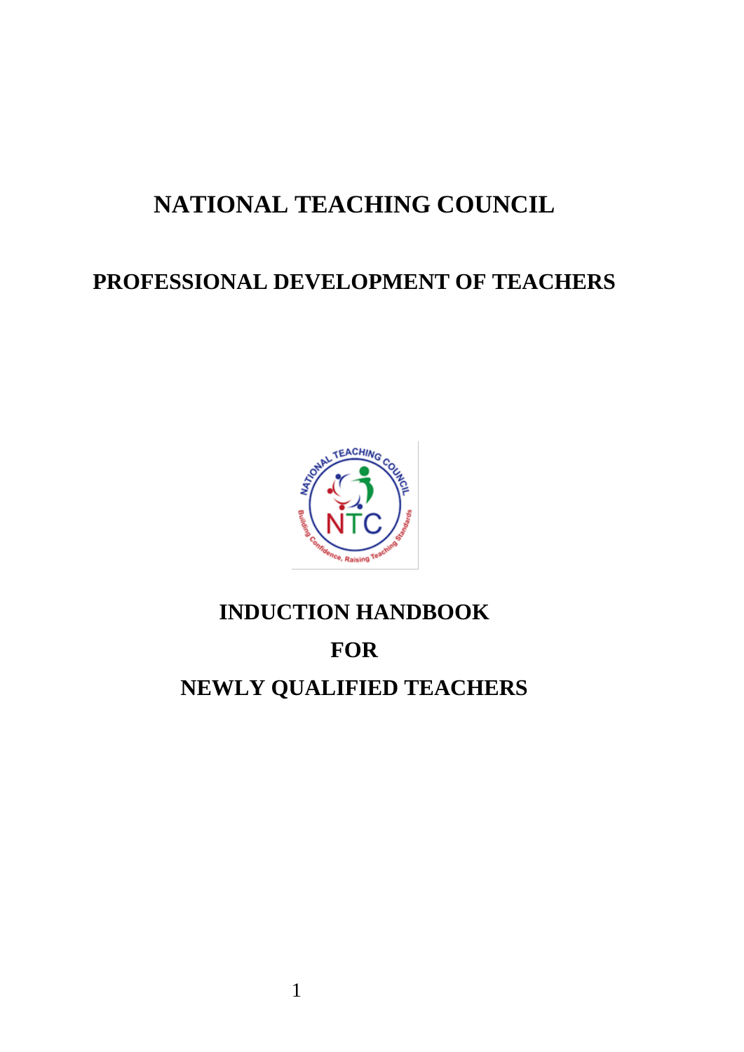# NATIONAL TEACHING COUNCIL

## PROFESSIONAL DEVELOPMENT OF TEACHERS

## INDUCTION HANDBOOK

## FOR

## NEWLY QUALIFIED TEACHERS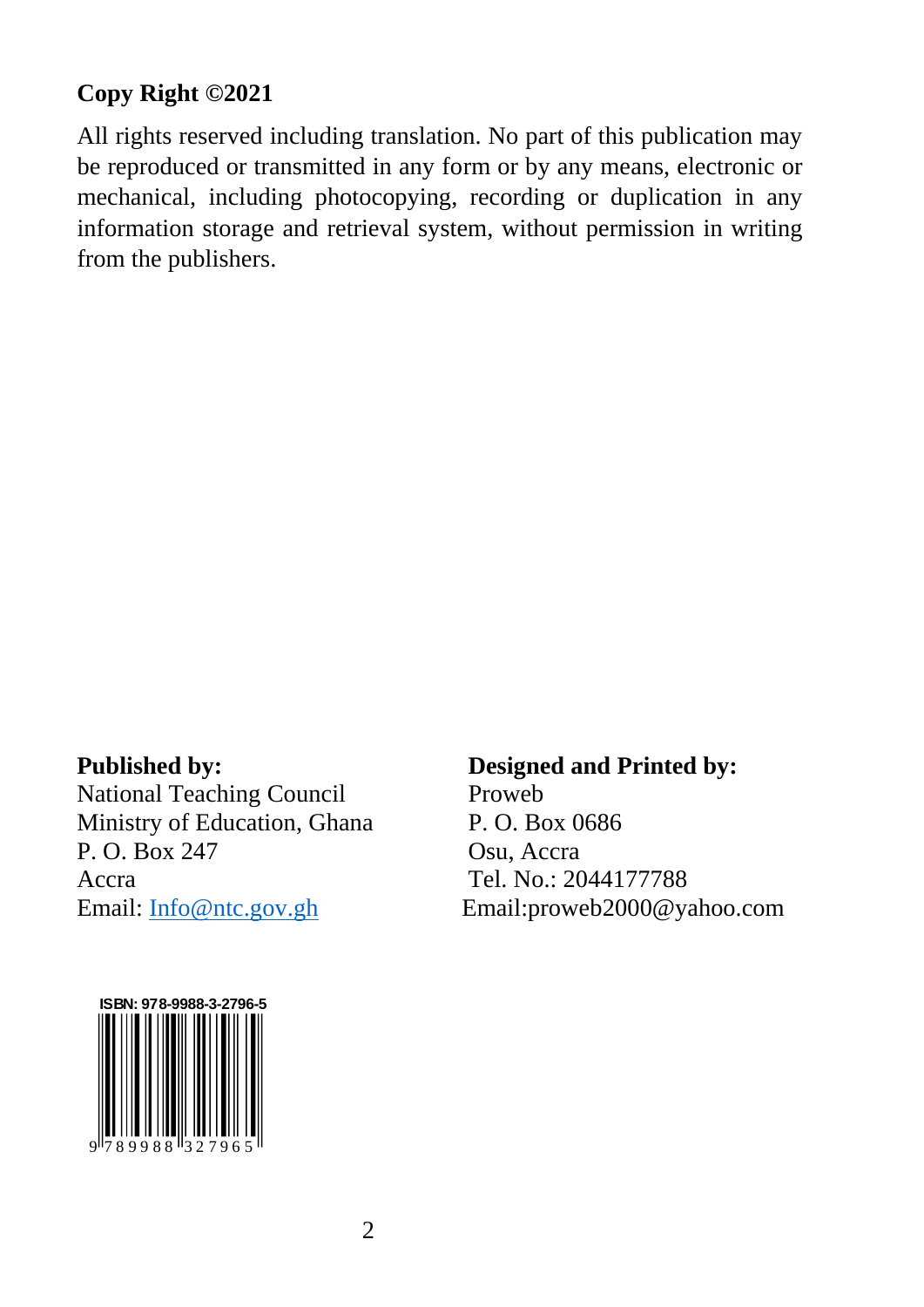**Copy Right ©2021**

All rights reserved including translation. No part of this publication may be reproduced or transmitted in any form or by any means, electronic or mechanical, including photocopying, recording or duplication in any information storage and retrieval system, without permission in writing from the publishers.

**Published by:**
National Teaching Council
Ministry of Education, Ghana
P. O. Box 247
Accra
Email: Info@ntc.gov.gh

**Designed and Printed by:**
Proweb
P. O. Box 0686
Osu, Accra
Tel. No.: 2044177788
Email:proweb2000@yahoo.com

ISBN: 978-9988-3-2796-5

9 789988 327965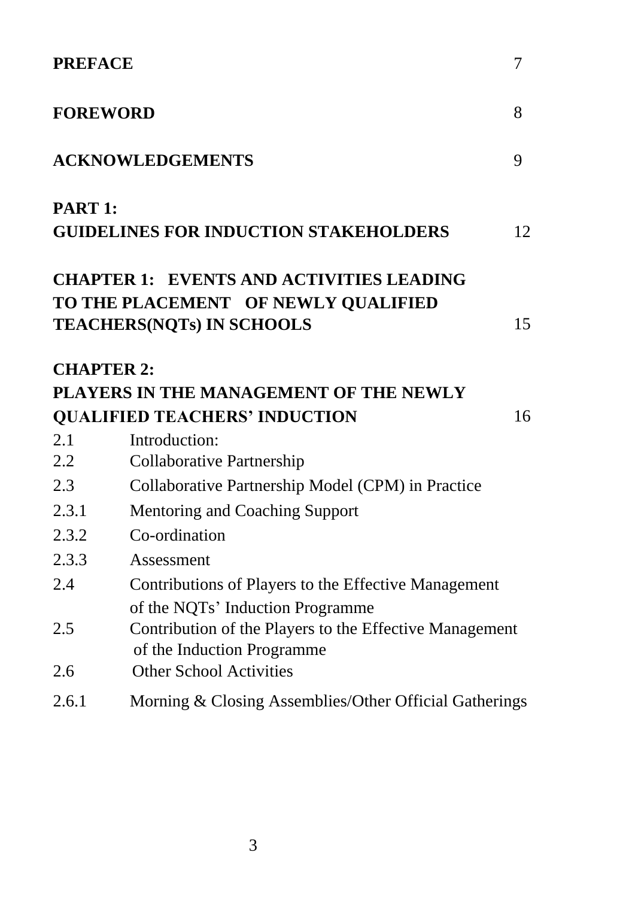| | | |
|---|---|---|
| **PREFACE** | | 7 |
| **FOREWORD** | | 8 |
| **ACKNOWLEDGEMENTS** | | 9 |
| **PART 1: GUIDELINES FOR INDUCTION STAKEHOLDERS** | | 12 |
| **CHAPTER 1: EVENTS AND ACTIVITIES LEADING TO THE PLACEMENT OF NEWLY QUALIFIED TEACHERS(NQTs) IN SCHOOLS** | | 15 |
| **CHAPTER 2: PLAYERS IN THE MANAGEMENT OF THE NEWLY QUALIFIED TEACHERS' INDUCTION** | | 16 |
| 2.1 | Introduction: | |
| 2.2 | Collaborative Partnership | |
| 2.3 | Collaborative Partnership Model (CPM) in Practice | |
| 2.3.1 | Mentoring and Coaching Support | |
| 2.3.2 | Co-ordination | |
| 2.3.3 | Assessment | |
| 2.4 | Contributions of Players to the Effective Management of the NQTs' Induction Programme | |
| 2.5 | Contribution of the Players to the Effective Management of the Induction Programme | |
| 2.6 | Other School Activities | |
| 2.6.1 | Morning & Closing Assemblies/Other Official Gatherings | |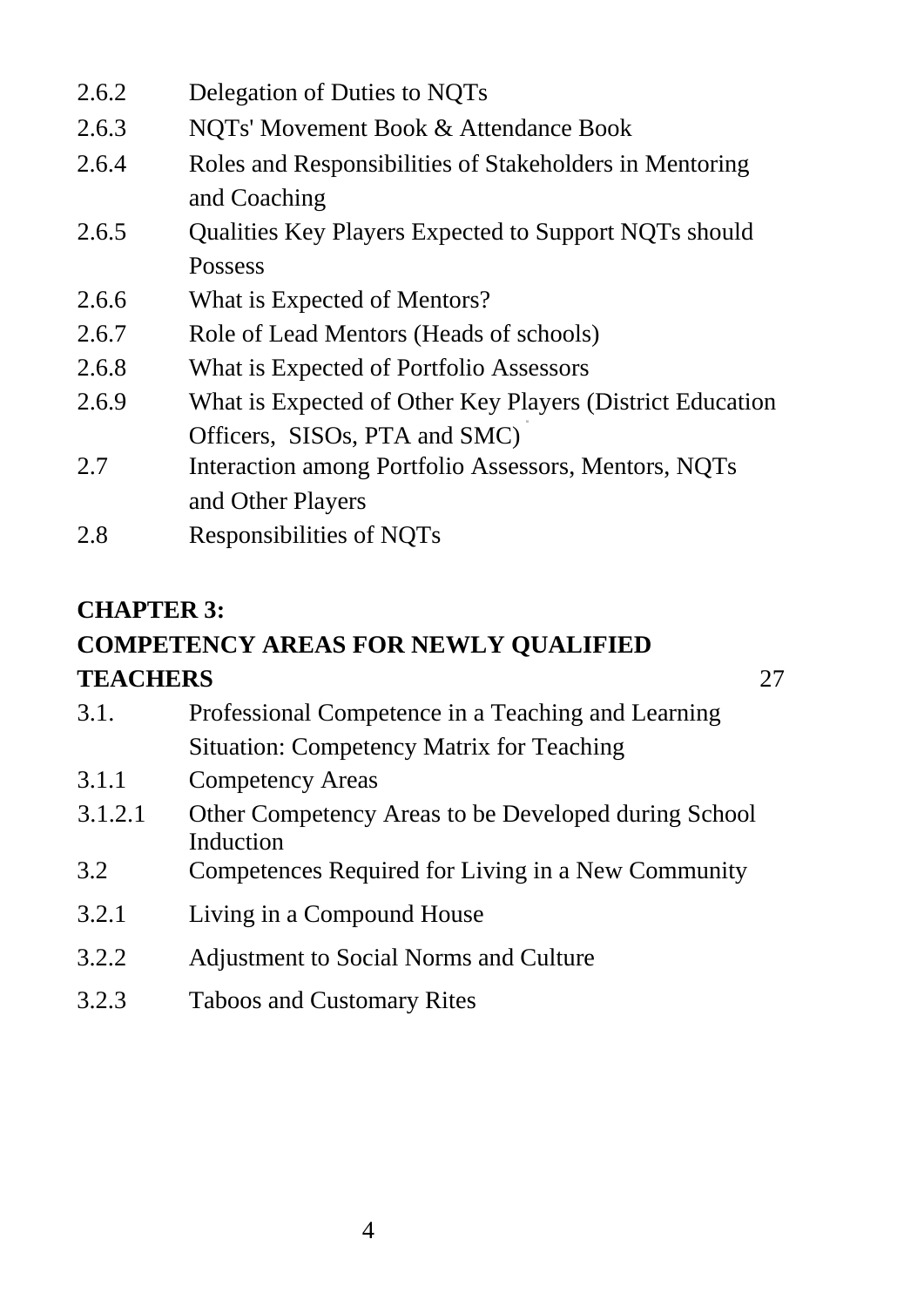| | |
|---|---|
| 2.6.2 | Delegation of Duties to NQTs |
| 2.6.3 | NQTs' Movement Book & Attendance Book |
| 2.6.4 | Roles and Responsibilities of Stakeholders in Mentoring and Coaching |
| 2.6.5 | Qualities Key Players Expected to Support NQTs should Possess |
| 2.6.6 | What is Expected of Mentors? |
| 2.6.7 | Role of Lead Mentors (Heads of schools) |
| 2.6.8 | What is Expected of Portfolio Assessors |
| 2.6.9 | What is Expected of Other Key Players (District Education Officers, SISOs, PTA and SMC) |
| 2.7 | Interaction among Portfolio Assessors, Mentors, NQTs and Other Players |
| 2.8 | Responsibilities of NQTs |

**CHAPTER 3:**
**COMPETENCY AREAS FOR NEWLY QUALIFIED TEACHERS** 27

| | |
|---|---|
| 3.1. | Professional Competence in a Teaching and Learning Situation: Competency Matrix for Teaching |
| 3.1.1 | Competency Areas |
| 3.1.2.1 | Other Competency Areas to be Developed during School Induction |
| 3.2 | Competences Required for Living in a New Community |
| 3.2.1 | Living in a Compound House |
| 3.2.2 | Adjustment to Social Norms and Culture |
| 3.2.3 | Taboos and Customary Rites |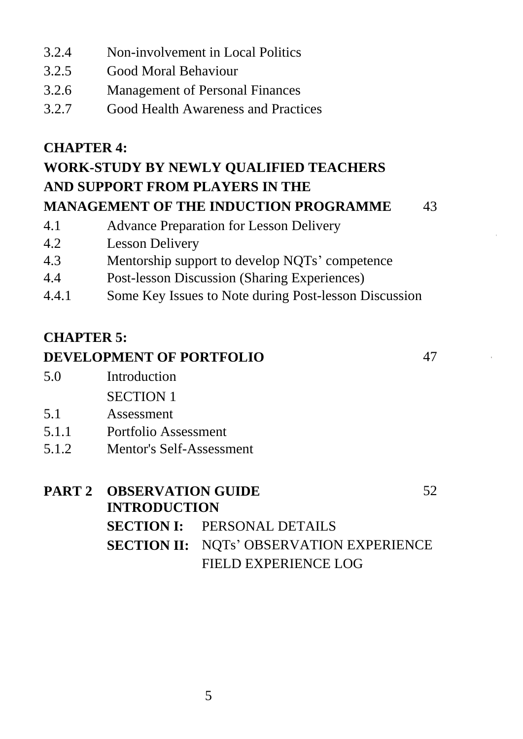3.2.4 Non-involvement in Local Politics
3.2.5 Good Moral Behaviour
3.2.6 Management of Personal Finances
3.2.7 Good Health Awareness and Practices

**CHAPTER 4:**
**WORK-STUDY BY NEWLY QUALIFIED TEACHERS AND SUPPORT FROM PLAYERS IN THE MANAGEMENT OF THE INDUCTION PROGRAMME** 43

4.1 Advance Preparation for Lesson Delivery
4.2 Lesson Delivery
4.3 Mentorship support to develop NQTs' competence
4.4 Post-lesson Discussion (Sharing Experiences)
4.4.1 Some Key Issues to Note during Post-lesson Discussion

**CHAPTER 5:**
**DEVELOPMENT OF PORTFOLIO** 47

5.0 Introduction
SECTION 1
5.1 Assessment
5.1.1 Portfolio Assessment
5.1.2 Mentor's Self-Assessment

**PART 2 OBSERVATION GUIDE** 52
**INTRODUCTION**
**SECTION I:** PERSONAL DETAILS
**SECTION II:** NQTs' OBSERVATION EXPERIENCE
FIELD EXPERIENCE LOG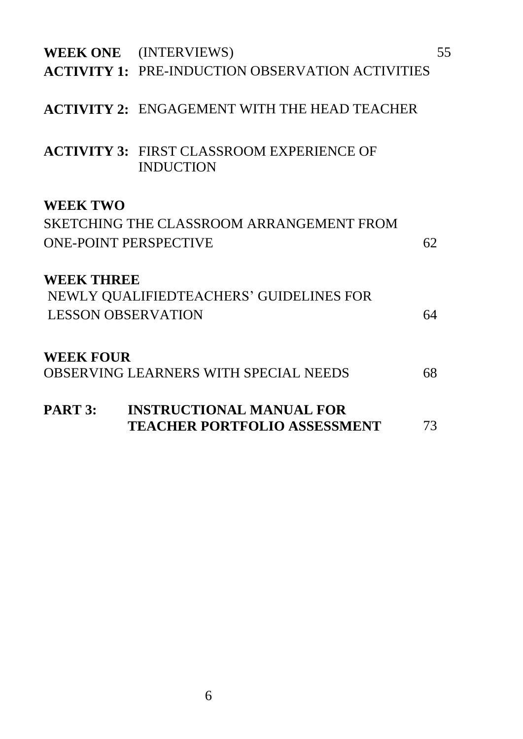**WEEK ONE** (INTERVIEWS) 55

**ACTIVITY 1:** PRE-INDUCTION OBSERVATION ACTIVITIES

**ACTIVITY 2:** ENGAGEMENT WITH THE HEAD TEACHER

**ACTIVITY 3:** FIRST CLASSROOM EXPERIENCE OF INDUCTION

**WEEK TWO**

SKETCHING THE CLASSROOM ARRANGEMENT FROM ONE-POINT PERSPECTIVE 62

**WEEK THREE**

NEWLY QUALIFIEDTEACHERS' GUIDELINES FOR LESSON OBSERVATION 64

**WEEK FOUR**

OBSERVING LEARNERS WITH SPECIAL NEEDS 68

**PART 3: INSTRUCTIONAL MANUAL FOR TEACHER PORTFOLIO ASSESSMENT** 73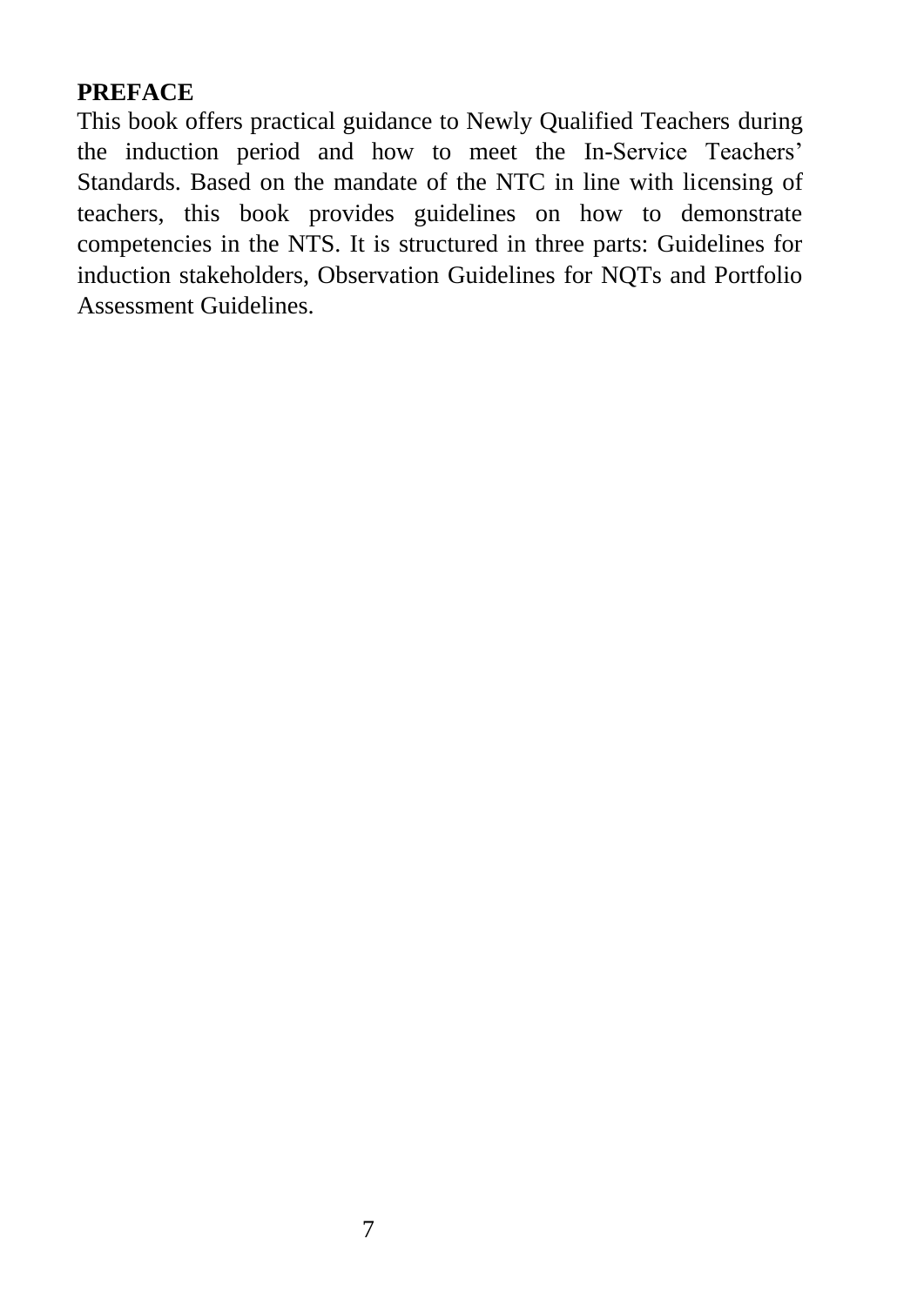## PREFACE

This book offers practical guidance to Newly Qualified Teachers during the induction period and how to meet the In-Service Teachers' Standards. Based on the mandate of the NTC in line with licensing of teachers, this book provides guidelines on how to demonstrate competencies in the NTS. It is structured in three parts: Guidelines for induction stakeholders, Observation Guidelines for NQTs and Portfolio Assessment Guidelines.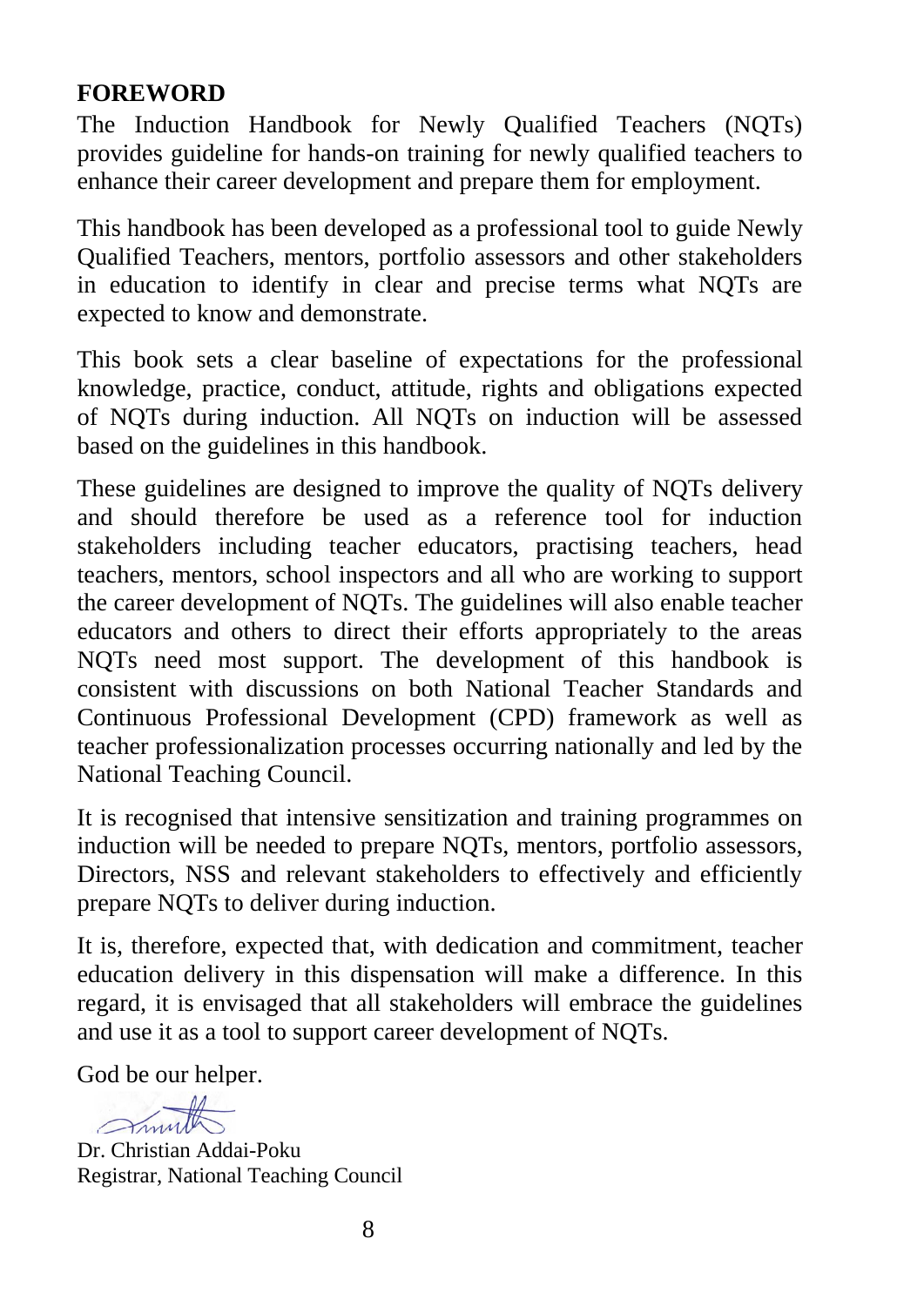## FOREWORD

The Induction Handbook for Newly Qualified Teachers (NQTs) provides guideline for hands-on training for newly qualified teachers to enhance their career development and prepare them for employment.

This handbook has been developed as a professional tool to guide Newly Qualified Teachers, mentors, portfolio assessors and other stakeholders in education to identify in clear and precise terms what NQTs are expected to know and demonstrate.

This book sets a clear baseline of expectations for the professional knowledge, practice, conduct, attitude, rights and obligations expected of NQTs during induction. All NQTs on induction will be assessed based on the guidelines in this handbook.

These guidelines are designed to improve the quality of NQTs delivery and should therefore be used as a reference tool for induction stakeholders including teacher educators, practising teachers, head teachers, mentors, school inspectors and all who are working to support the career development of NQTs. The guidelines will also enable teacher educators and others to direct their efforts appropriately to the areas NQTs need most support. The development of this handbook is consistent with discussions on both National Teacher Standards and Continuous Professional Development (CPD) framework as well as teacher professionalization processes occurring nationally and led by the National Teaching Council.

It is recognised that intensive sensitization and training programmes on induction will be needed to prepare NQTs, mentors, portfolio assessors, Directors, NSS and relevant stakeholders to effectively and efficiently prepare NQTs to deliver during induction.

It is, therefore, expected that, with dedication and commitment, teacher education delivery in this dispensation will make a difference. In this regard, it is envisaged that all stakeholders will embrace the guidelines and use it as a tool to support career development of NQTs.

God be our helper.

Dr. Christian Addai-Poku
Registrar, National Teaching Council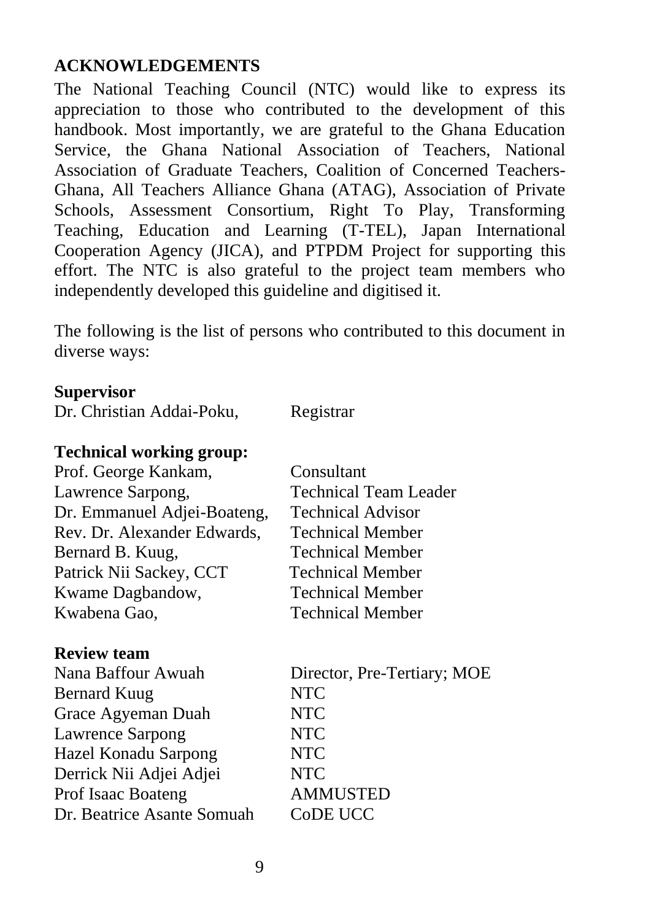## ACKNOWLEDGEMENTS

The National Teaching Council (NTC) would like to express its appreciation to those who contributed to the development of this handbook. Most importantly, we are grateful to the Ghana Education Service, the Ghana National Association of Teachers, National Association of Graduate Teachers, Coalition of Concerned Teachers-Ghana, All Teachers Alliance Ghana (ATAG), Association of Private Schools, Assessment Consortium, Right To Play, Transforming Teaching, Education and Learning (T-TEL), Japan International Cooperation Agency (JICA), and PTPDM Project for supporting this effort. The NTC is also grateful to the project team members who independently developed this guideline and digitised it.

The following is the list of persons who contributed to this document in diverse ways:

**Supervisor**

| | |
|---|---|
| Dr. Christian Addai-Poku, | Registrar |

**Technical working group:**

| | |
|---|---|
| Prof. George Kankam, | Consultant |
| Lawrence Sarpong, | Technical Team Leader |
| Dr. Emmanuel Adjei-Boateng, | Technical Advisor |
| Rev. Dr. Alexander Edwards, | Technical Member |
| Bernard B. Kuug, | Technical Member |
| Patrick Nii Sackey, CCT | Technical Member |
| Kwame Dagbandow, | Technical Member |
| Kwabena Gao, | Technical Member |

**Review team**

| | |
|---|---|
| Nana Baffour Awuah | Director, Pre-Tertiary; MOE |
| Bernard Kuug | NTC |
| Grace Agyeman Duah | NTC |
| Lawrence Sarpong | NTC |
| Hazel Konadu Sarpong | NTC |
| Derrick Nii Adjei Adjei | NTC |
| Prof Isaac Boateng | AMMUSTED |
| Dr. Beatrice Asante Somuah | CoDE UCC |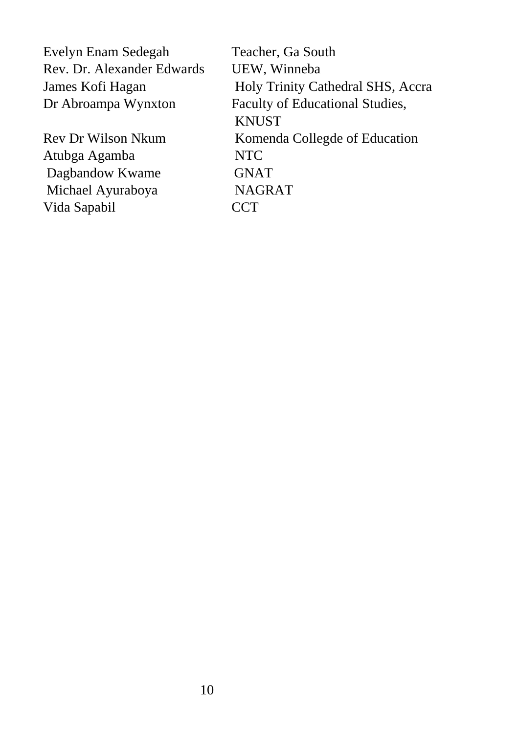| | |
|---|---|
| Evelyn Enam Sedegah | Teacher, Ga South |
| Rev. Dr. Alexander Edwards | UEW, Winneba |
| James Kofi Hagan | Holy Trinity Cathedral SHS, Accra |
| Dr Abroampa Wynxton | Faculty of Educational Studies, KNUST |
| Rev Dr Wilson Nkum | Komenda Collegde of Education |
| Atubga Agamba | NTC |
| Dagbandow Kwame | GNAT |
| Michael Ayuraboya | NAGRAT |
| Vida Sapabil | CCT |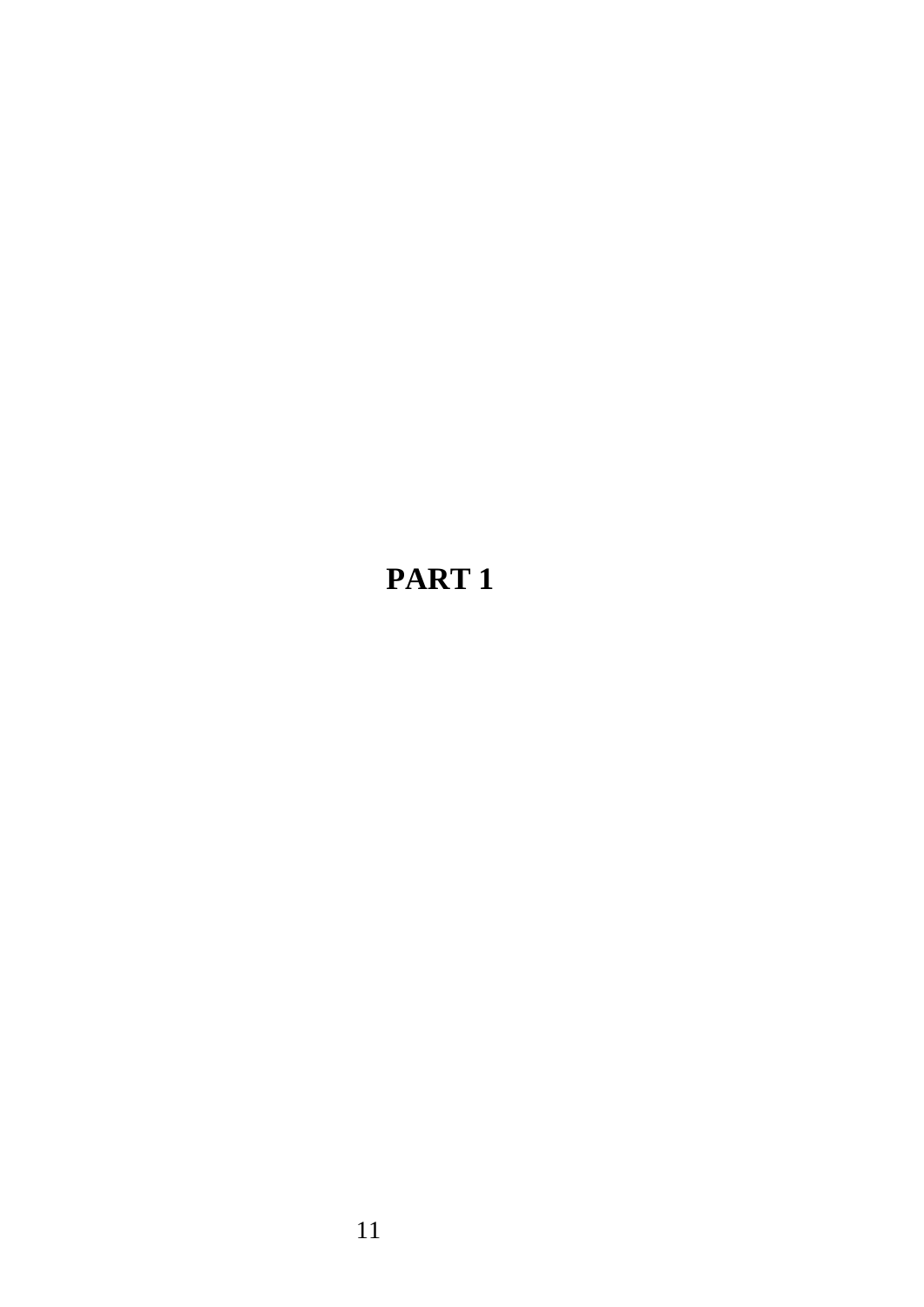# PART 1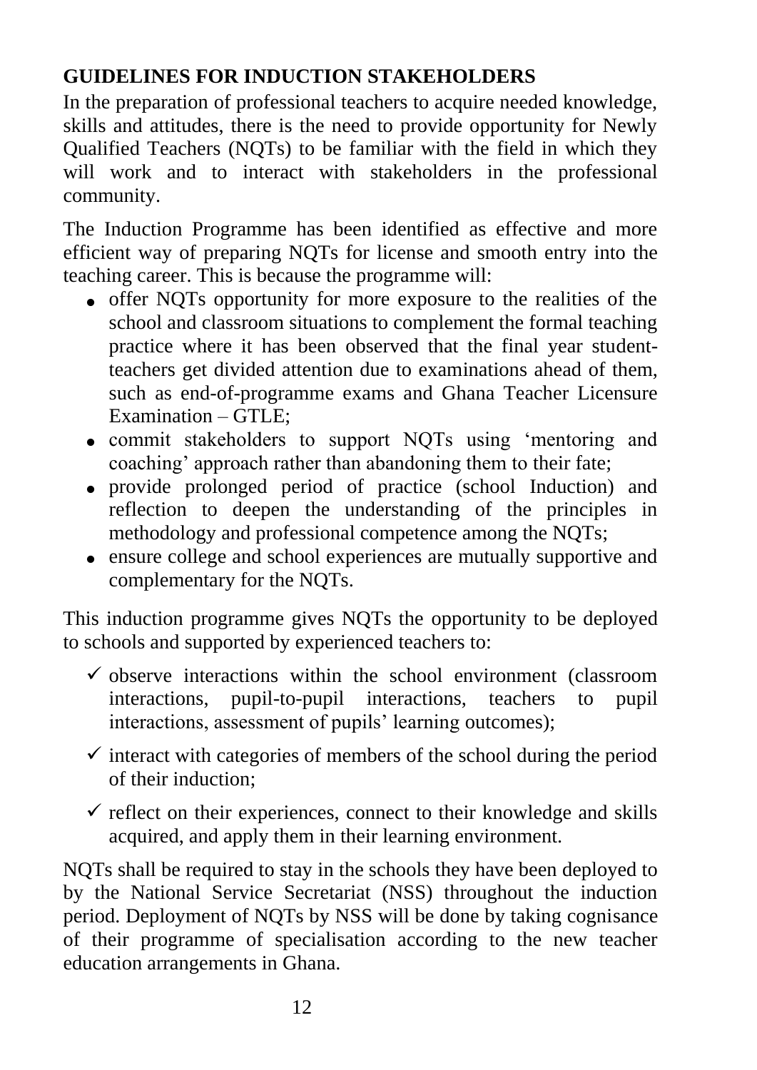## GUIDELINES FOR INDUCTION STAKEHOLDERS

In the preparation of professional teachers to acquire needed knowledge, skills and attitudes, there is the need to provide opportunity for Newly Qualified Teachers (NQTs) to be familiar with the field in which they will work and to interact with stakeholders in the professional community.

The Induction Programme has been identified as effective and more efficient way of preparing NQTs for license and smooth entry into the teaching career. This is because the programme will:

- offer NQTs opportunity for more exposure to the realities of the school and classroom situations to complement the formal teaching practice where it has been observed that the final year student-teachers get divided attention due to examinations ahead of them, such as end-of-programme exams and Ghana Teacher Licensure Examination – GTLE;
- commit stakeholders to support NQTs using 'mentoring and coaching' approach rather than abandoning them to their fate;
- provide prolonged period of practice (school Induction) and reflection to deepen the understanding of the principles in methodology and professional competence among the NQTs;
- ensure college and school experiences are mutually supportive and complementary for the NQTs.

This induction programme gives NQTs the opportunity to be deployed to schools and supported by experienced teachers to:

- ✓ observe interactions within the school environment (classroom interactions, pupil-to-pupil interactions, teachers to pupil interactions, assessment of pupils' learning outcomes);
- ✓ interact with categories of members of the school during the period of their induction;
- ✓ reflect on their experiences, connect to their knowledge and skills acquired, and apply them in their learning environment.

NQTs shall be required to stay in the schools they have been deployed to by the National Service Secretariat (NSS) throughout the induction period. Deployment of NQTs by NSS will be done by taking cognisance of their programme of specialisation according to the new teacher education arrangements in Ghana.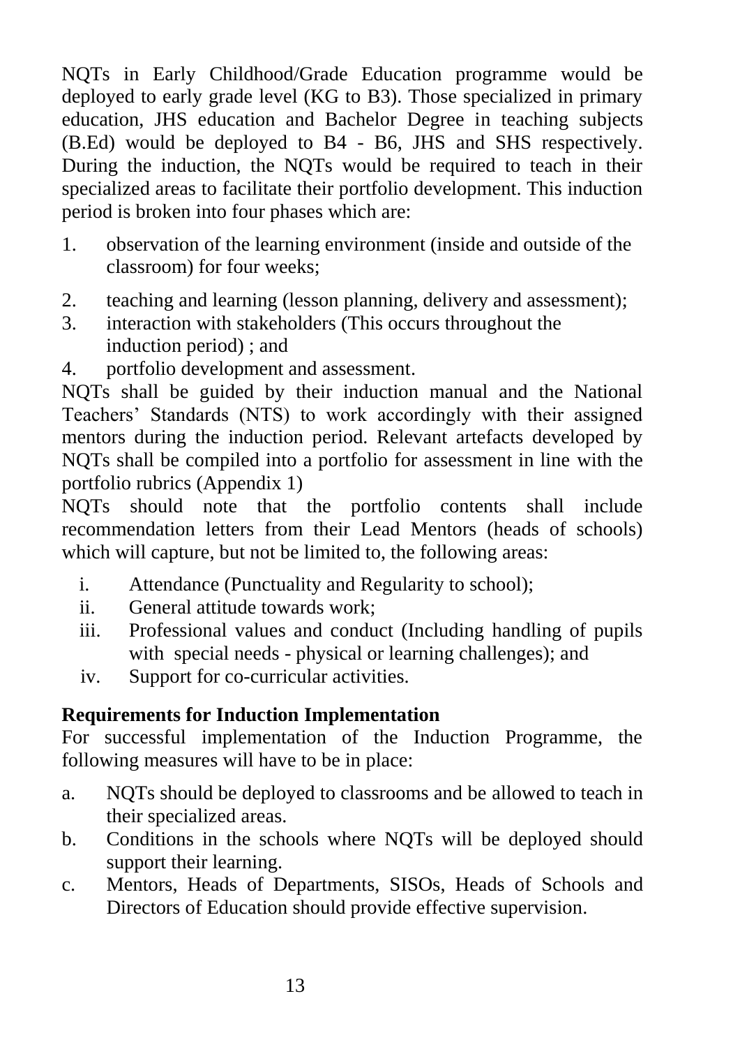NQTs in Early Childhood/Grade Education programme would be deployed to early grade level (KG to B3). Those specialized in primary education, JHS education and Bachelor Degree in teaching subjects (B.Ed) would be deployed to B4 - B6, JHS and SHS respectively. During the induction, the NQTs would be required to teach in their specialized areas to facilitate their portfolio development. This induction period is broken into four phases which are:

1. observation of the learning environment (inside and outside of the classroom) for four weeks;
2. teaching and learning (lesson planning, delivery and assessment);
3. interaction with stakeholders (This occurs throughout the induction period) ; and
4. portfolio development and assessment.

NQTs shall be guided by their induction manual and the National Teachers' Standards (NTS) to work accordingly with their assigned mentors during the induction period. Relevant artefacts developed by NQTs shall be compiled into a portfolio for assessment in line with the portfolio rubrics (Appendix 1)

NQTs should note that the portfolio contents shall include recommendation letters from their Lead Mentors (heads of schools) which will capture, but not be limited to, the following areas:

i. Attendance (Punctuality and Regularity to school);
ii. General attitude towards work;
iii. Professional values and conduct (Including handling of pupils with special needs - physical or learning challenges); and
iv. Support for co-curricular activities.

**Requirements for Induction Implementation**

For successful implementation of the Induction Programme, the following measures will have to be in place:

a. NQTs should be deployed to classrooms and be allowed to teach in their specialized areas.
b. Conditions in the schools where NQTs will be deployed should support their learning.
c. Mentors, Heads of Departments, SISOs, Heads of Schools and Directors of Education should provide effective supervision.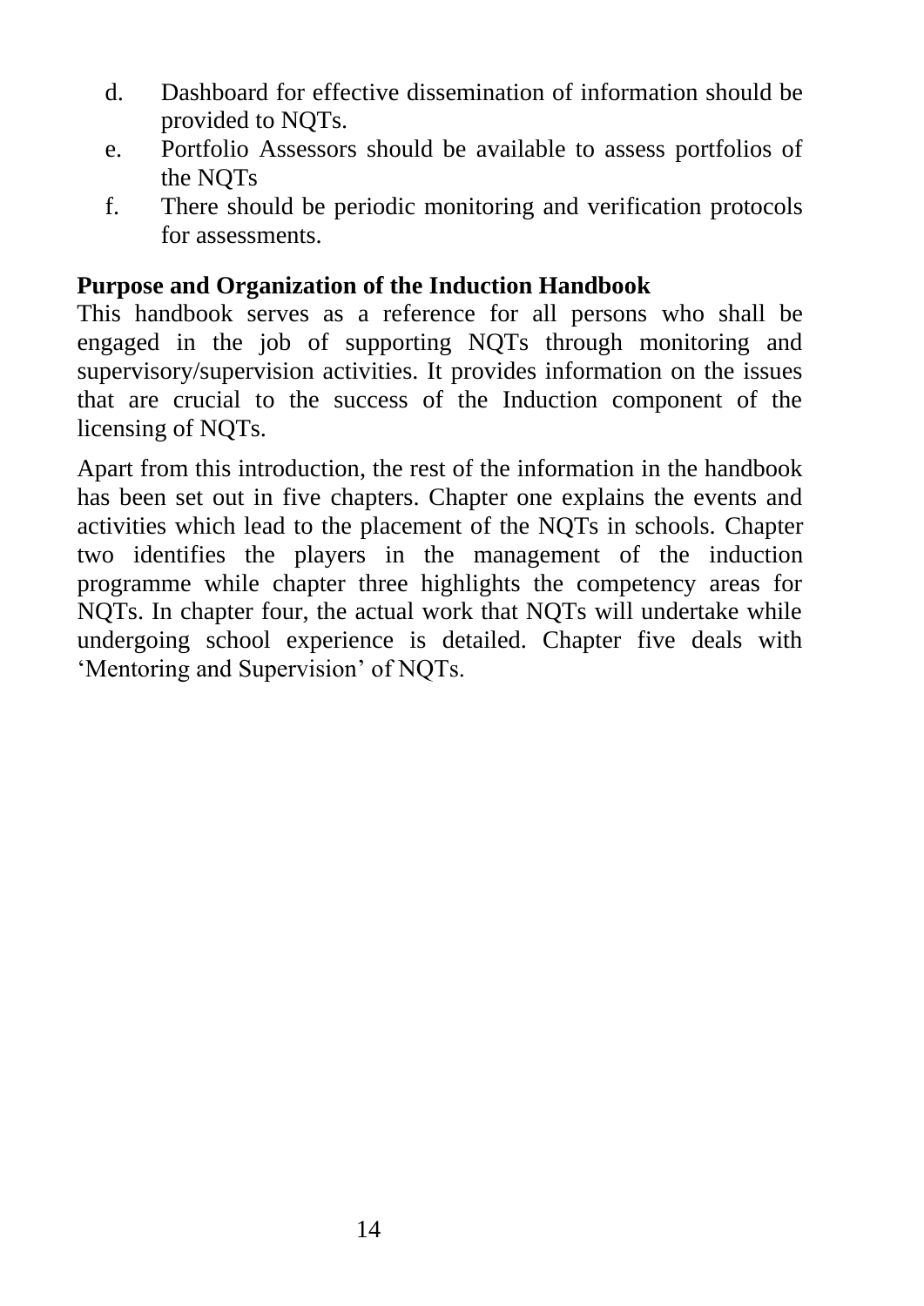d. Dashboard for effective dissemination of information should be provided to NQTs.
e. Portfolio Assessors should be available to assess portfolios of the NQTs
f. There should be periodic monitoring and verification protocols for assessments.

**Purpose and Organization of the Induction Handbook**

This handbook serves as a reference for all persons who shall be engaged in the job of supporting NQTs through monitoring and supervisory/supervision activities. It provides information on the issues that are crucial to the success of the Induction component of the licensing of NQTs.

Apart from this introduction, the rest of the information in the handbook has been set out in five chapters. Chapter one explains the events and activities which lead to the placement of the NQTs in schools. Chapter two identifies the players in the management of the induction programme while chapter three highlights the competency areas for NQTs. In chapter four, the actual work that NQTs will undertake while undergoing school experience is detailed. Chapter five deals with 'Mentoring and Supervision' of NQTs.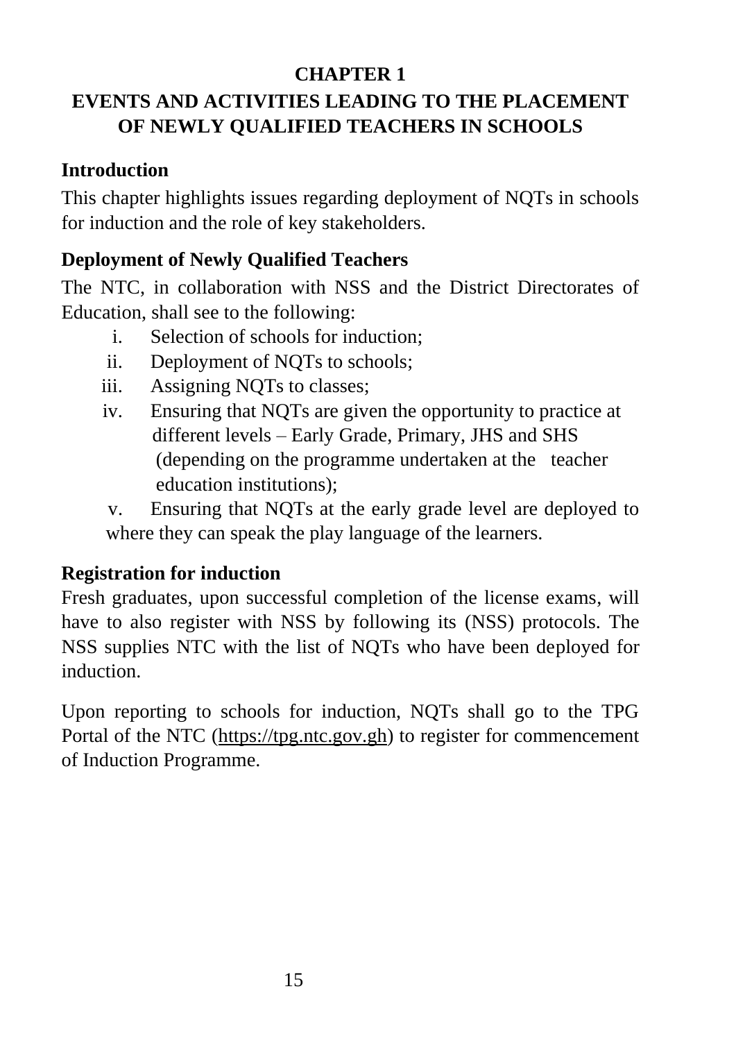# CHAPTER 1

# EVENTS AND ACTIVITIES LEADING TO THE PLACEMENT OF NEWLY QUALIFIED TEACHERS IN SCHOOLS

## Introduction

This chapter highlights issues regarding deployment of NQTs in schools for induction and the role of key stakeholders.

## Deployment of Newly Qualified Teachers

The NTC, in collaboration with NSS and the District Directorates of Education, shall see to the following:

i. Selection of schools for induction;
ii. Deployment of NQTs to schools;
iii. Assigning NQTs to classes;
iv. Ensuring that NQTs are given the opportunity to practice at different levels – Early Grade, Primary, JHS and SHS (depending on the programme undertaken at the teacher education institutions);
v. Ensuring that NQTs at the early grade level are deployed to where they can speak the play language of the learners.

## Registration for induction

Fresh graduates, upon successful completion of the license exams, will have to also register with NSS by following its (NSS) protocols. The NSS supplies NTC with the list of NQTs who have been deployed for induction.

Upon reporting to schools for induction, NQTs shall go to the TPG Portal of the NTC (https://tpg.ntc.gov.gh) to register for commencement of Induction Programme.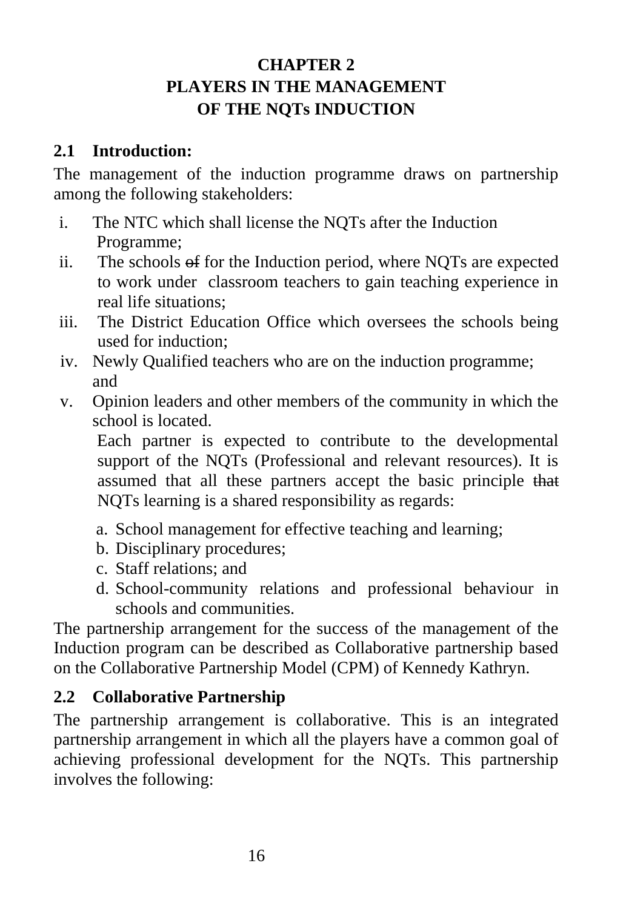# CHAPTER 2
# PLAYERS IN THE MANAGEMENT OF THE NQTs INDUCTION

## 2.1 Introduction:

The management of the induction programme draws on partnership among the following stakeholders:

i. The NTC which shall license the NQTs after the Induction Programme;
ii. The schools ~~of~~ for the Induction period, where NQTs are expected to work under classroom teachers to gain teaching experience in real life situations;
iii. The District Education Office which oversees the schools being used for induction;
iv. Newly Qualified teachers who are on the induction programme; and
v. Opinion leaders and other members of the community in which the school is located.

Each partner is expected to contribute to the developmental support of the NQTs (Professional and relevant resources). It is assumed that all these partners accept the basic principle ~~that~~ NQTs learning is a shared responsibility as regards:

a. School management for effective teaching and learning;
b. Disciplinary procedures;
c. Staff relations; and
d. School-community relations and professional behaviour in schools and communities.

The partnership arrangement for the success of the management of the Induction program can be described as Collaborative partnership based on the Collaborative Partnership Model (CPM) of Kennedy Kathryn.

## 2.2 Collaborative Partnership

The partnership arrangement is collaborative. This is an integrated partnership arrangement in which all the players have a common goal of achieving professional development for the NQTs. This partnership involves the following: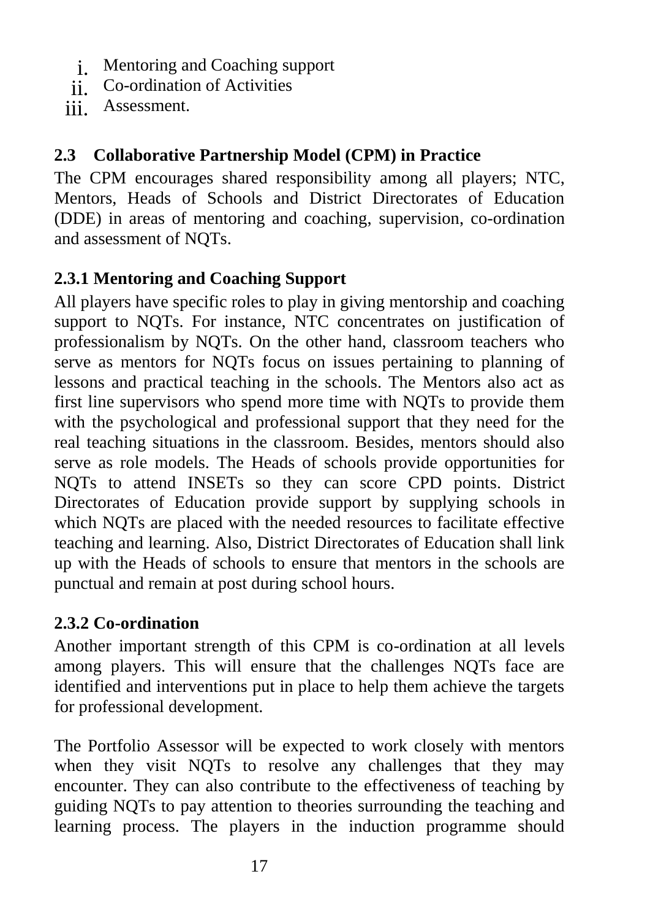i. Mentoring and Coaching support
ii. Co-ordination of Activities
iii. Assessment.

### 2.3 Collaborative Partnership Model (CPM) in Practice

The CPM encourages shared responsibility among all players; NTC, Mentors, Heads of Schools and District Directorates of Education (DDE) in areas of mentoring and coaching, supervision, co-ordination and assessment of NQTs.

#### 2.3.1 Mentoring and Coaching Support

All players have specific roles to play in giving mentorship and coaching support to NQTs. For instance, NTC concentrates on justification of professionalism by NQTs. On the other hand, classroom teachers who serve as mentors for NQTs focus on issues pertaining to planning of lessons and practical teaching in the schools. The Mentors also act as first line supervisors who spend more time with NQTs to provide them with the psychological and professional support that they need for the real teaching situations in the classroom. Besides, mentors should also serve as role models. The Heads of schools provide opportunities for NQTs to attend INSETs so they can score CPD points. District Directorates of Education provide support by supplying schools in which NQTs are placed with the needed resources to facilitate effective teaching and learning. Also, District Directorates of Education shall link up with the Heads of schools to ensure that mentors in the schools are punctual and remain at post during school hours.

#### 2.3.2 Co-ordination

Another important strength of this CPM is co-ordination at all levels among players. This will ensure that the challenges NQTs face are identified and interventions put in place to help them achieve the targets for professional development.

The Portfolio Assessor will be expected to work closely with mentors when they visit NQTs to resolve any challenges that they may encounter. They can also contribute to the effectiveness of teaching by guiding NQTs to pay attention to theories surrounding the teaching and learning process. The players in the induction programme should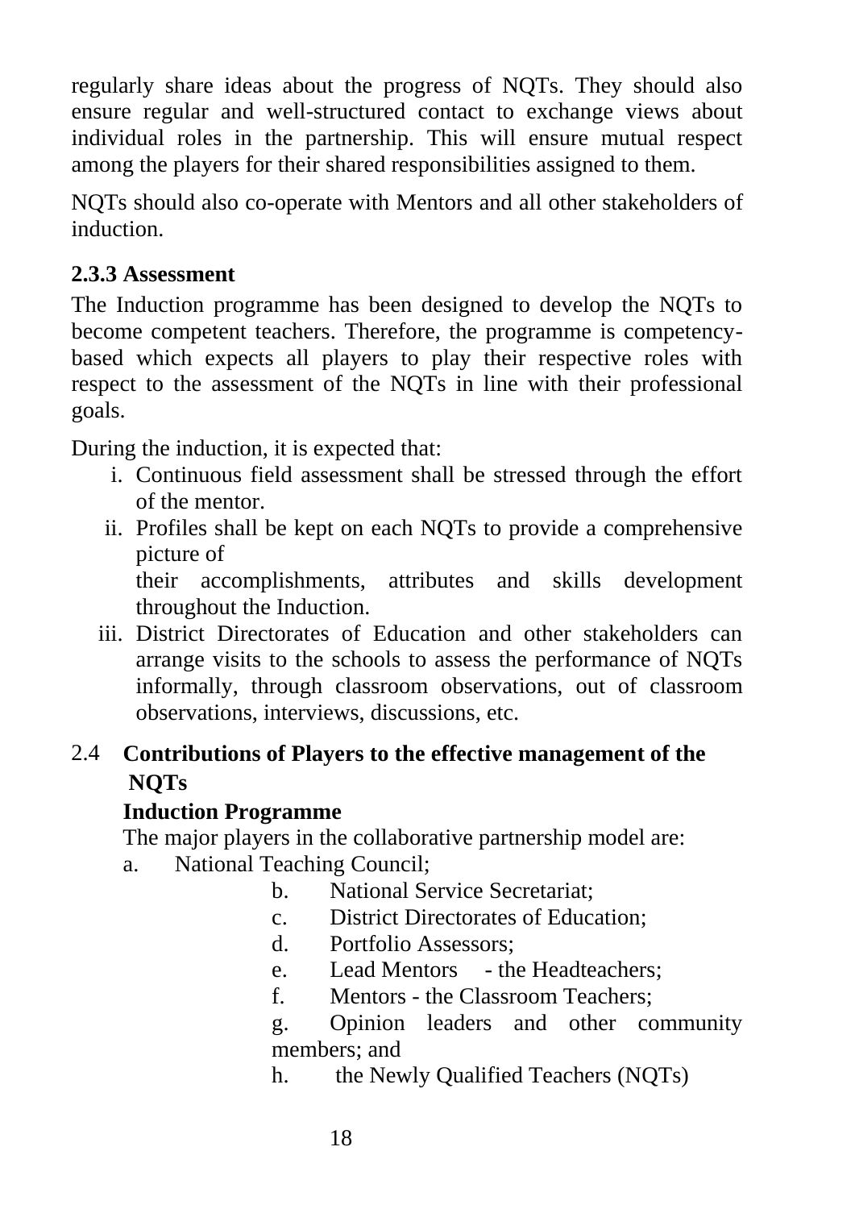regularly share ideas about the progress of NQTs. They should also ensure regular and well-structured contact to exchange views about individual roles in the partnership. This will ensure mutual respect among the players for their shared responsibilities assigned to them.

NQTs should also co-operate with Mentors and all other stakeholders of induction.

### 2.3.3 Assessment

The Induction programme has been designed to develop the NQTs to become competent teachers. Therefore, the programme is competency-based which expects all players to play their respective roles with respect to the assessment of the NQTs in line with their professional goals.

During the induction, it is expected that:

i. Continuous field assessment shall be stressed through the effort of the mentor.
ii. Profiles shall be kept on each NQTs to provide a comprehensive picture of their accomplishments, attributes and skills development throughout the Induction.
iii. District Directorates of Education and other stakeholders can arrange visits to the schools to assess the performance of NQTs informally, through classroom observations, out of classroom observations, interviews, discussions, etc.

## 2.4 Contributions of Players to the effective management of the NQTs Induction Programme

The major players in the collaborative partnership model are:

a. National Teaching Council;
b. National Service Secretariat;
c. District Directorates of Education;
d. Portfolio Assessors;
e. Lead Mentors - the Headteachers;
f. Mentors - the Classroom Teachers;
g. Opinion leaders and other community members; and
h. the Newly Qualified Teachers (NQTs)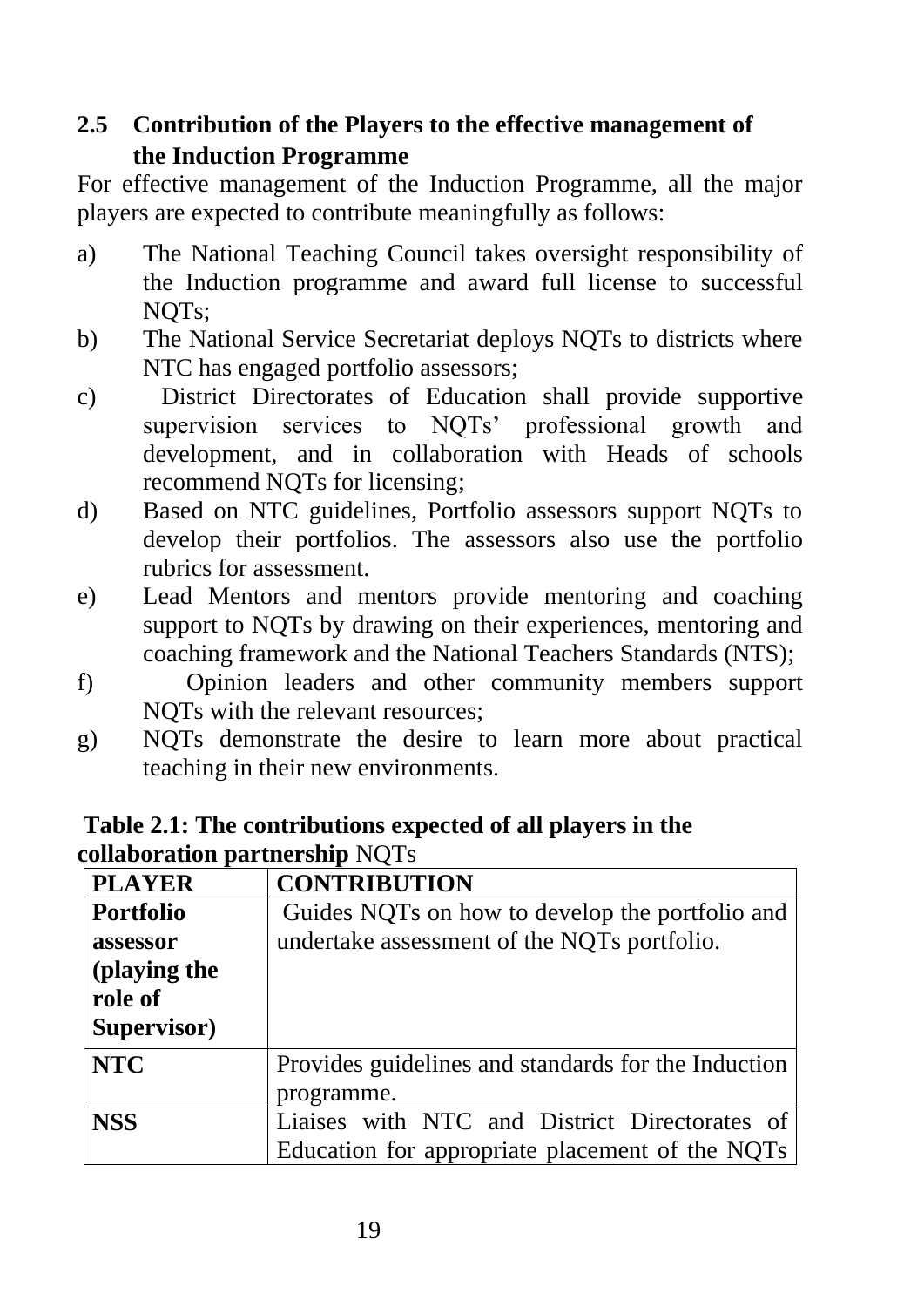## 2.5 Contribution of the Players to the effective management of the Induction Programme

For effective management of the Induction Programme, all the major players are expected to contribute meaningfully as follows:

a) The National Teaching Council takes oversight responsibility of the Induction programme and award full license to successful NQTs;

b) The National Service Secretariat deploys NQTs to districts where NTC has engaged portfolio assessors;

c) District Directorates of Education shall provide supportive supervision services to NQTs' professional growth and development, and in collaboration with Heads of schools recommend NQTs for licensing;

d) Based on NTC guidelines, Portfolio assessors support NQTs to develop their portfolios. The assessors also use the portfolio rubrics for assessment.

e) Lead Mentors and mentors provide mentoring and coaching support to NQTs by drawing on their experiences, mentoring and coaching framework and the National Teachers Standards (NTS);

f) Opinion leaders and other community members support NQTs with the relevant resources;

g) NQTs demonstrate the desire to learn more about practical teaching in their new environments.

**Table 2.1: The contributions expected of all players in the collaboration partnership** NQTs

| PLAYER | CONTRIBUTION |
|---|---|
| **Portfolio assessor (playing the role of Supervisor)** | Guides NQTs on how to develop the portfolio and undertake assessment of the NQTs portfolio. |
| **NTC** | Provides guidelines and standards for the Induction programme. |
| **NSS** | Liaises with NTC and District Directorates of Education for appropriate placement of the NQTs |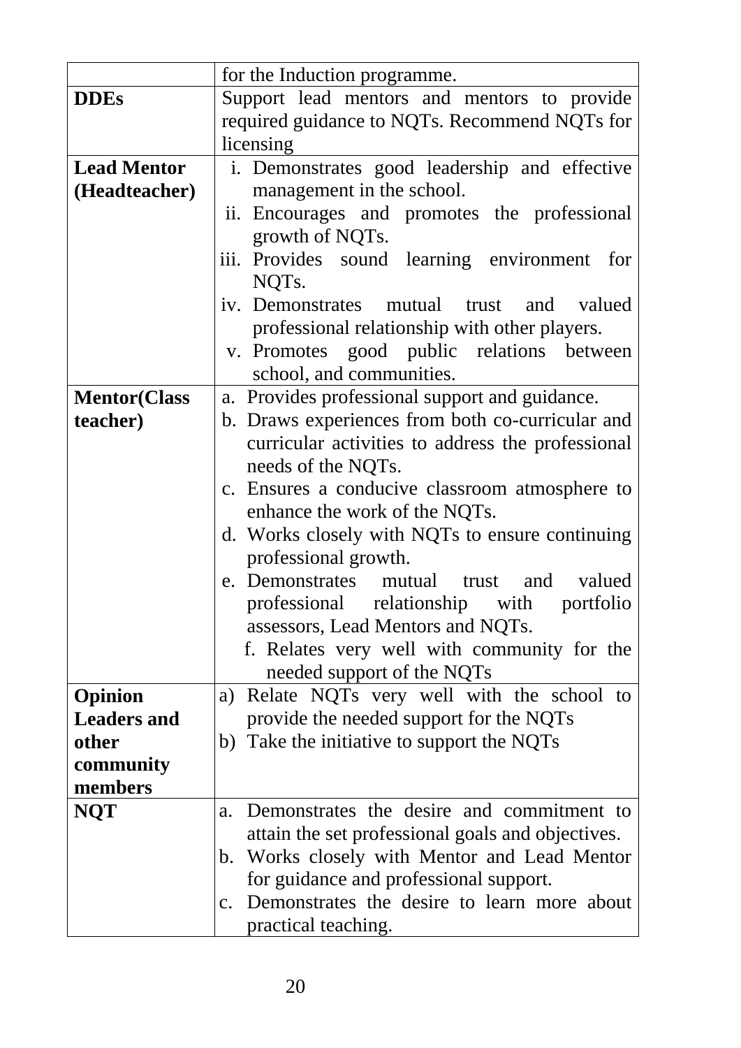| | |
|---|---|
| | for the Induction programme. |
| **DDEs** | Support lead mentors and mentors to provide required guidance to NQTs. Recommend NQTs for licensing |
| **Lead Mentor (Headteacher)** | i. Demonstrates good leadership and effective management in the school.<br>ii. Encourages and promotes the professional growth of NQTs.<br>iii. Provides sound learning environment for NQTs.<br>iv. Demonstrates mutual trust and valued professional relationship with other players.<br>v. Promotes good public relations between school, and communities. |
| **Mentor(Class teacher)** | a. Provides professional support and guidance.<br>b. Draws experiences from both co-curricular and curricular activities to address the professional needs of the NQTs.<br>c. Ensures a conducive classroom atmosphere to enhance the work of the NQTs.<br>d. Works closely with NQTs to ensure continuing professional growth.<br>e. Demonstrates mutual trust and valued professional relationship with portfolio assessors, Lead Mentors and NQTs.<br>f. Relates very well with community for the needed support of the NQTs |
| **Opinion Leaders and other community members** | a) Relate NQTs very well with the school to provide the needed support for the NQTs<br>b) Take the initiative to support the NQTs |
| **NQT** | a. Demonstrates the desire and commitment to attain the set professional goals and objectives.<br>b. Works closely with Mentor and Lead Mentor for guidance and professional support.<br>c. Demonstrates the desire to learn more about practical teaching. |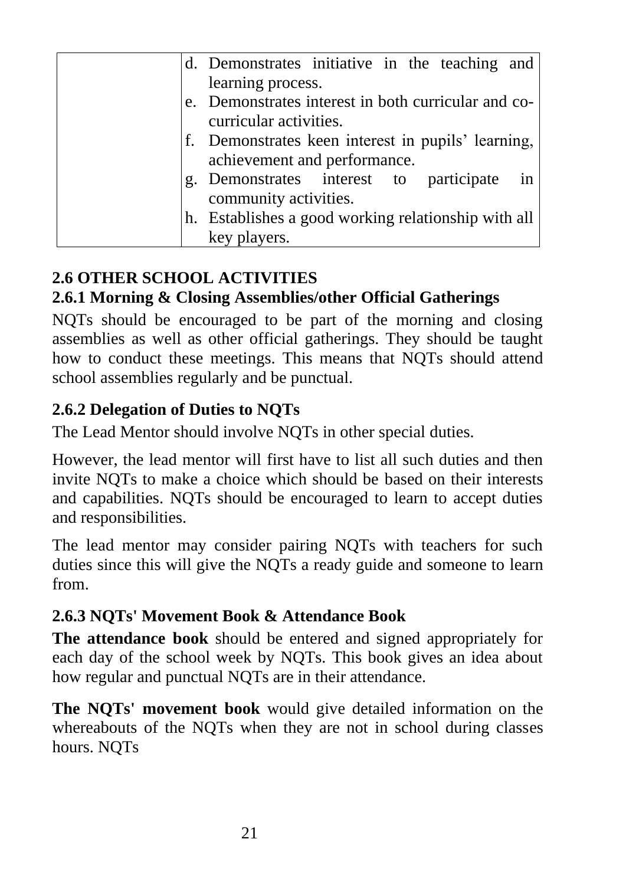|  | d. Demonstrates initiative in the teaching and learning process.<br>e. Demonstrates interest in both curricular and co-curricular activities.<br>f. Demonstrates keen interest in pupils' learning, achievement and performance.<br>g. Demonstrates interest to participate in community activities.<br>h. Establishes a good working relationship with all key players. |
|---|---|

## 2.6 OTHER SCHOOL ACTIVITIES

### 2.6.1 Morning & Closing Assemblies/other Official Gatherings

NQTs should be encouraged to be part of the morning and closing assemblies as well as other official gatherings. They should be taught how to conduct these meetings. This means that NQTs should attend school assemblies regularly and be punctual.

### 2.6.2 Delegation of Duties to NQTs

The Lead Mentor should involve NQTs in other special duties.

However, the lead mentor will first have to list all such duties and then invite NQTs to make a choice which should be based on their interests and capabilities. NQTs should be encouraged to learn to accept duties and responsibilities.

The lead mentor may consider pairing NQTs with teachers for such duties since this will give the NQTs a ready guide and someone to learn from.

### 2.6.3 NQTs' Movement Book & Attendance Book

**The attendance book** should be entered and signed appropriately for each day of the school week by NQTs. This book gives an idea about how regular and punctual NQTs are in their attendance.

**The NQTs' movement book** would give detailed information on the whereabouts of the NQTs when they are not in school during classes hours. NQTs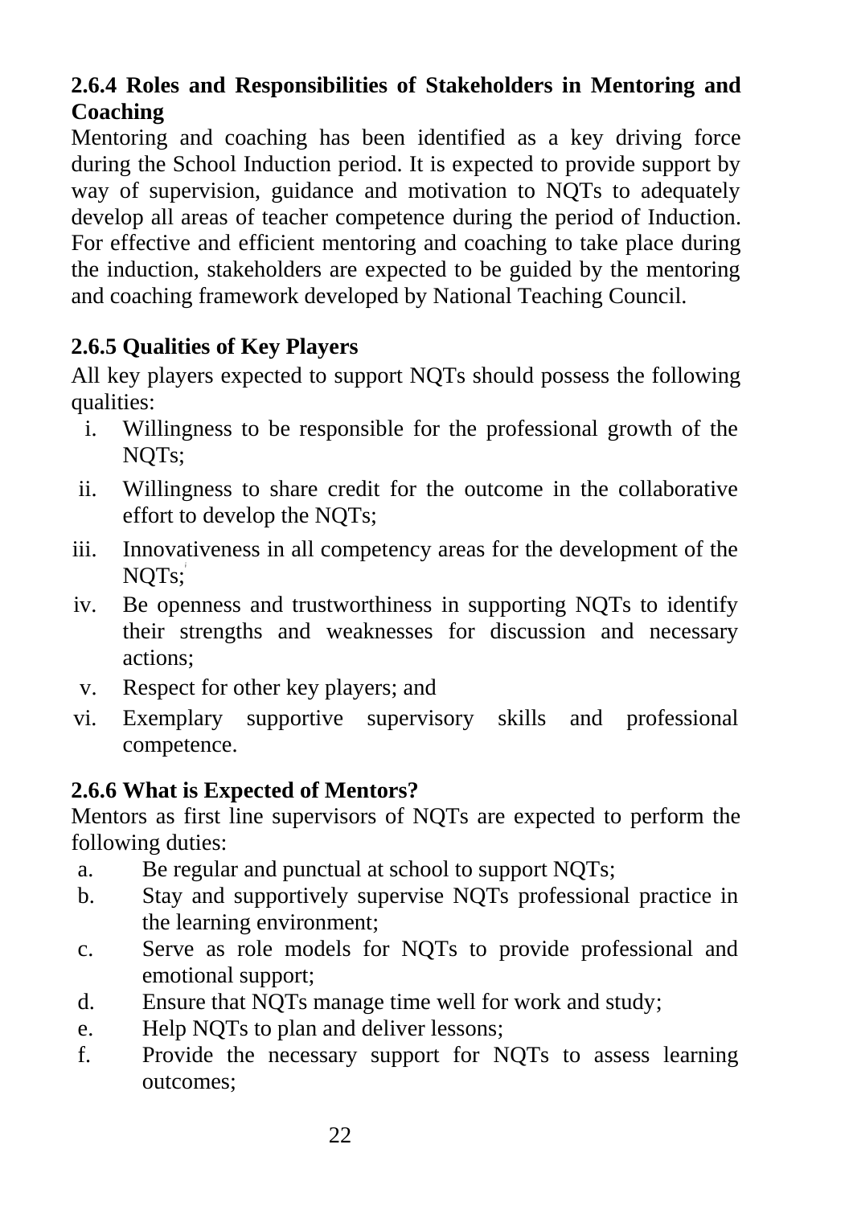### 2.6.4 Roles and Responsibilities of Stakeholders in Mentoring and Coaching

Mentoring and coaching has been identified as a key driving force during the School Induction period. It is expected to provide support by way of supervision, guidance and motivation to NQTs to adequately develop all areas of teacher competence during the period of Induction. For effective and efficient mentoring and coaching to take place during the induction, stakeholders are expected to be guided by the mentoring and coaching framework developed by National Teaching Council.

### 2.6.5 Qualities of Key Players

All key players expected to support NQTs should possess the following qualities:

i. Willingness to be responsible for the professional growth of the NQTs;
ii. Willingness to share credit for the outcome in the collaborative effort to develop the NQTs;
iii. Innovativeness in all competency areas for the development of the NQTs;
iv. Be openness and trustworthiness in supporting NQTs to identify their strengths and weaknesses for discussion and necessary actions;
v. Respect for other key players; and
vi. Exemplary supportive supervisory skills and professional competence.

### 2.6.6 What is Expected of Mentors?

Mentors as first line supervisors of NQTs are expected to perform the following duties:

a. Be regular and punctual at school to support NQTs;
b. Stay and supportively supervise NQTs professional practice in the learning environment;
c. Serve as role models for NQTs to provide professional and emotional support;
d. Ensure that NQTs manage time well for work and study;
e. Help NQTs to plan and deliver lessons;
f. Provide the necessary support for NQTs to assess learning outcomes;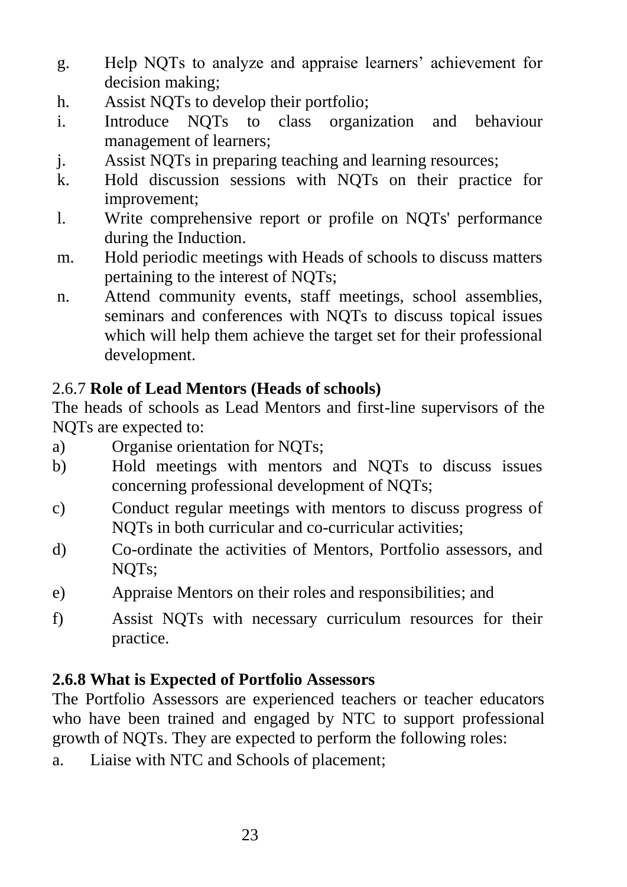g. Help NQTs to analyze and appraise learners' achievement for decision making;
h. Assist NQTs to develop their portfolio;
i. Introduce NQTs to class organization and behaviour management of learners;
j. Assist NQTs in preparing teaching and learning resources;
k. Hold discussion sessions with NQTs on their practice for improvement;
l. Write comprehensive report or profile on NQTs' performance during the Induction.
m. Hold periodic meetings with Heads of schools to discuss matters pertaining to the interest of NQTs;
n. Attend community events, staff meetings, school assemblies, seminars and conferences with NQTs to discuss topical issues which will help them achieve the target set for their professional development.

### 2.6.7 **Role of Lead Mentors (Heads of schools)**

The heads of schools as Lead Mentors and first-line supervisors of the NQTs are expected to:

a) Organise orientation for NQTs;
b) Hold meetings with mentors and NQTs to discuss issues concerning professional development of NQTs;
c) Conduct regular meetings with mentors to discuss progress of NQTs in both curricular and co-curricular activities;
d) Co-ordinate the activities of Mentors, Portfolio assessors, and NQTs;
e) Appraise Mentors on their roles and responsibilities; and
f) Assist NQTs with necessary curriculum resources for their practice.

### **2.6.8 What is Expected of Portfolio Assessors**

The Portfolio Assessors are experienced teachers or teacher educators who have been trained and engaged by NTC to support professional growth of NQTs. They are expected to perform the following roles:

a. Liaise with NTC and Schools of placement;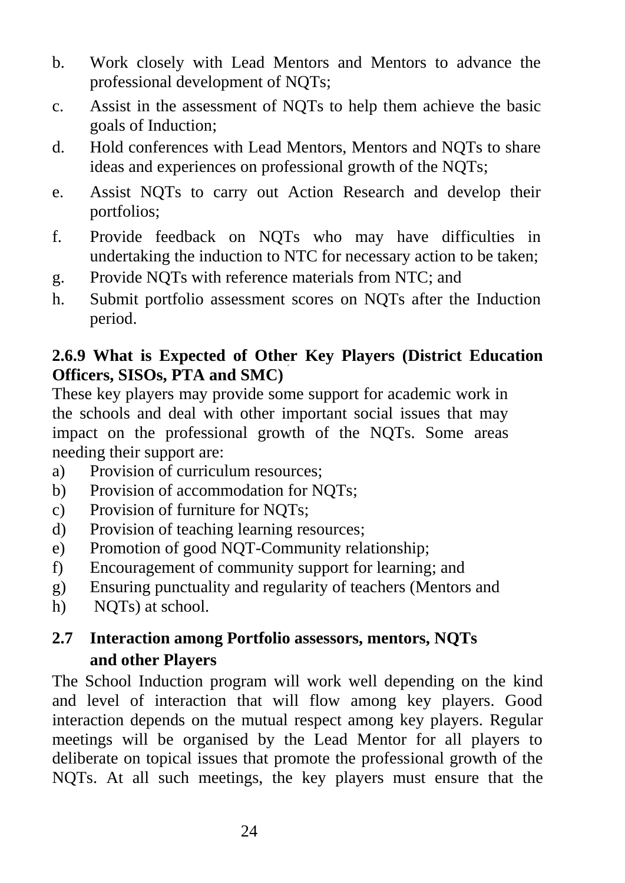b. Work closely with Lead Mentors and Mentors to advance the professional development of NQTs;
c. Assist in the assessment of NQTs to help them achieve the basic goals of Induction;
d. Hold conferences with Lead Mentors, Mentors and NQTs to share ideas and experiences on professional growth of the NQTs;
e. Assist NQTs to carry out Action Research and develop their portfolios;
f. Provide feedback on NQTs who may have difficulties in undertaking the induction to NTC for necessary action to be taken;
g. Provide NQTs with reference materials from NTC; and
h. Submit portfolio assessment scores on NQTs after the Induction period.

### 2.6.9 What is Expected of Other Key Players (District Education Officers, SISOs, PTA and SMC)

These key players may provide some support for academic work in the schools and deal with other important social issues that may impact on the professional growth of the NQTs. Some areas needing their support are:

a) Provision of curriculum resources;
b) Provision of accommodation for NQTs;
c) Provision of furniture for NQTs;
d) Provision of teaching learning resources;
e) Promotion of good NQT-Community relationship;
f) Encouragement of community support for learning; and
g) Ensuring punctuality and regularity of teachers (Mentors and
h) NQTs) at school.

## 2.7 Interaction among Portfolio assessors, mentors, NQTs and other Players

The School Induction program will work well depending on the kind and level of interaction that will flow among key players. Good interaction depends on the mutual respect among key players. Regular meetings will be organised by the Lead Mentor for all players to deliberate on topical issues that promote the professional growth of the NQTs. At all such meetings, the key players must ensure that the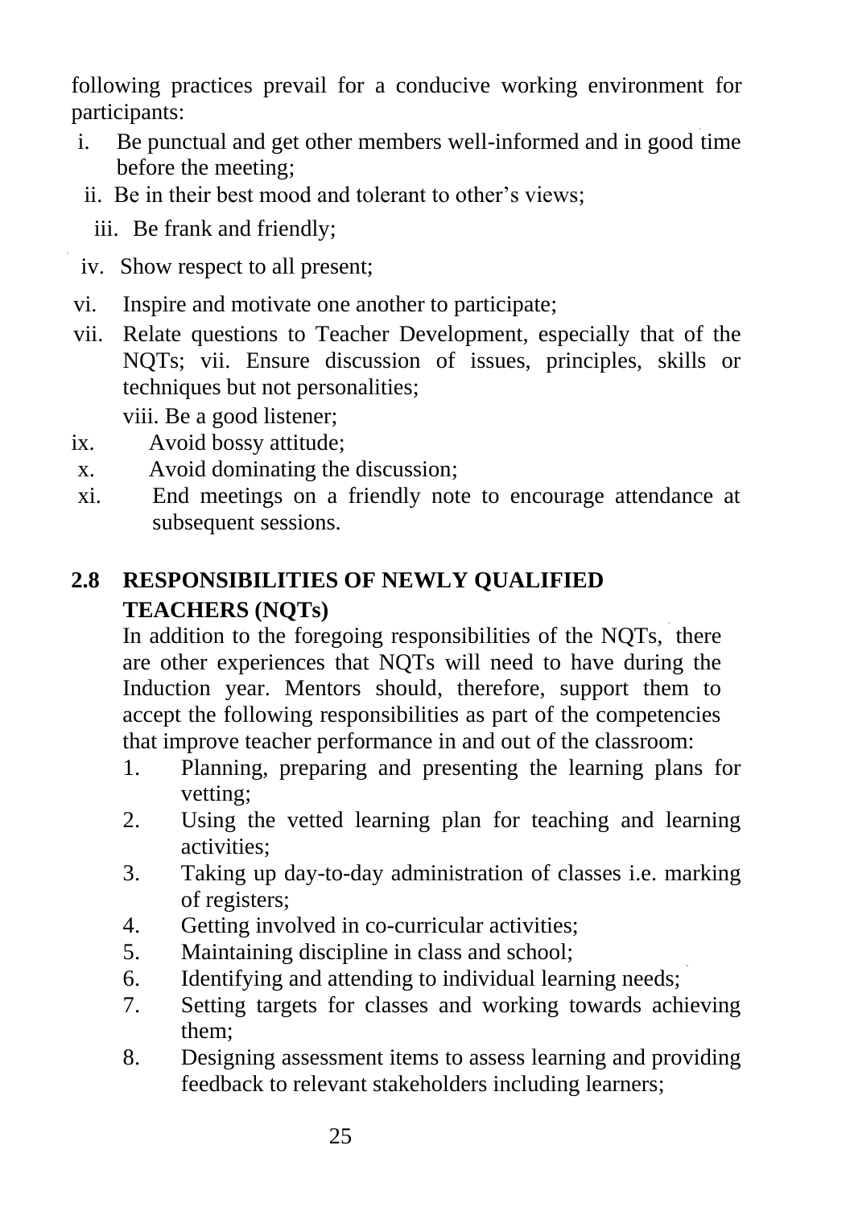following practices prevail for a conducive working environment for participants:

i. Be punctual and get other members well-informed and in good time before the meeting;
ii. Be in their best mood and tolerant to other's views;
iii. Be frank and friendly;
iv. Show respect to all present;
vi. Inspire and motivate one another to participate;
vii. Relate questions to Teacher Development, especially that of the NQTs; vii. Ensure discussion of issues, principles, skills or techniques but not personalities;

viii. Be a good listener;

ix. Avoid bossy attitude;
x. Avoid dominating the discussion;
xi. End meetings on a friendly note to encourage attendance at subsequent sessions.

## 2.8 RESPONSIBILITIES OF NEWLY QUALIFIED TEACHERS (NQTs)

In addition to the foregoing responsibilities of the NQTs, there are other experiences that NQTs will need to have during the Induction year. Mentors should, therefore, support them to accept the following responsibilities as part of the competencies that improve teacher performance in and out of the classroom:

1. Planning, preparing and presenting the learning plans for vetting;
2. Using the vetted learning plan for teaching and learning activities;
3. Taking up day-to-day administration of classes i.e. marking of registers;
4. Getting involved in co-curricular activities;
5. Maintaining discipline in class and school;
6. Identifying and attending to individual learning needs;
7. Setting targets for classes and working towards achieving them;
8. Designing assessment items to assess learning and providing feedback to relevant stakeholders including learners;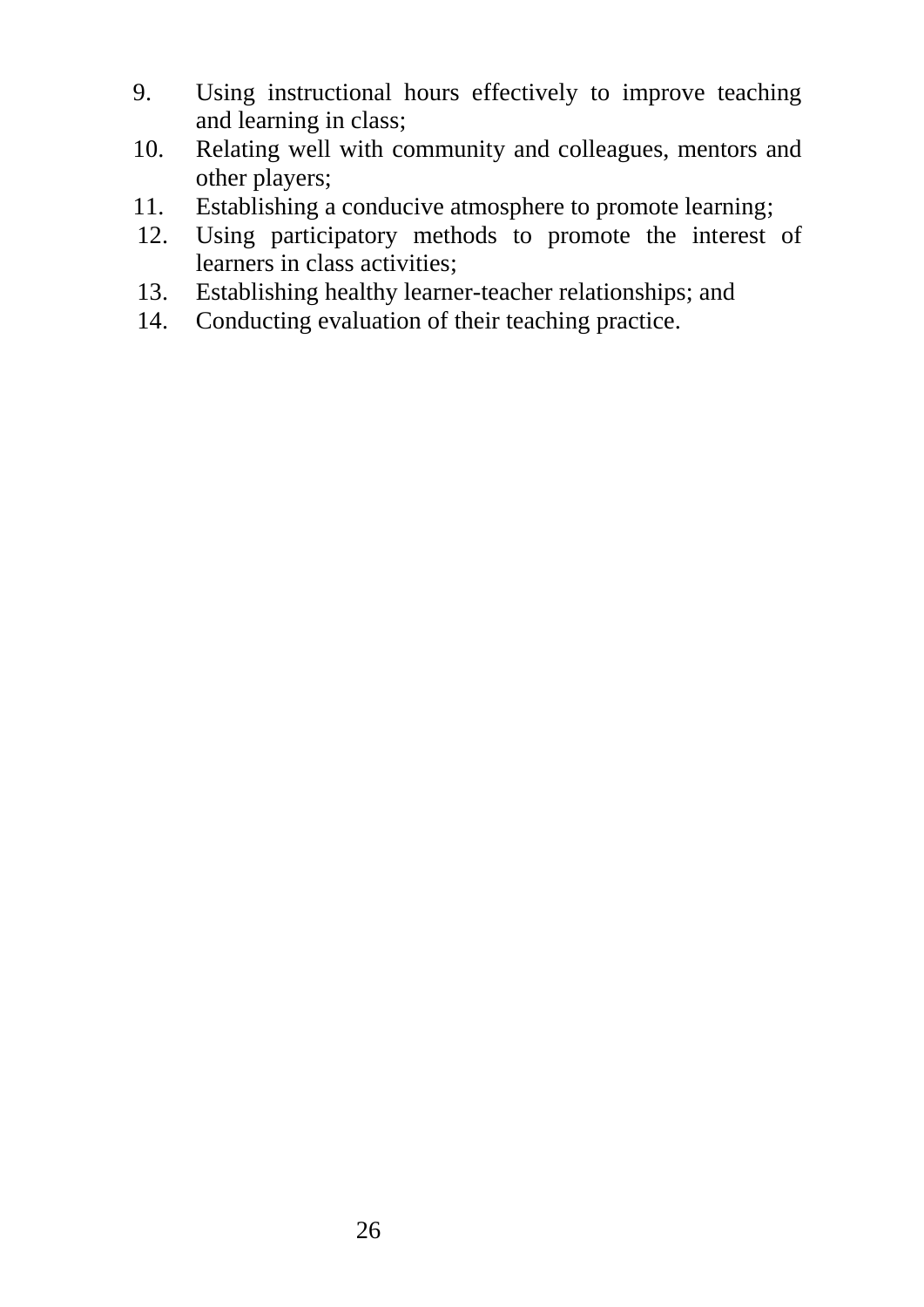9. Using instructional hours effectively to improve teaching and learning in class;
10. Relating well with community and colleagues, mentors and other players;
11. Establishing a conducive atmosphere to promote learning;
12. Using participatory methods to promote the interest of learners in class activities;
13. Establishing healthy learner-teacher relationships; and
14. Conducting evaluation of their teaching practice.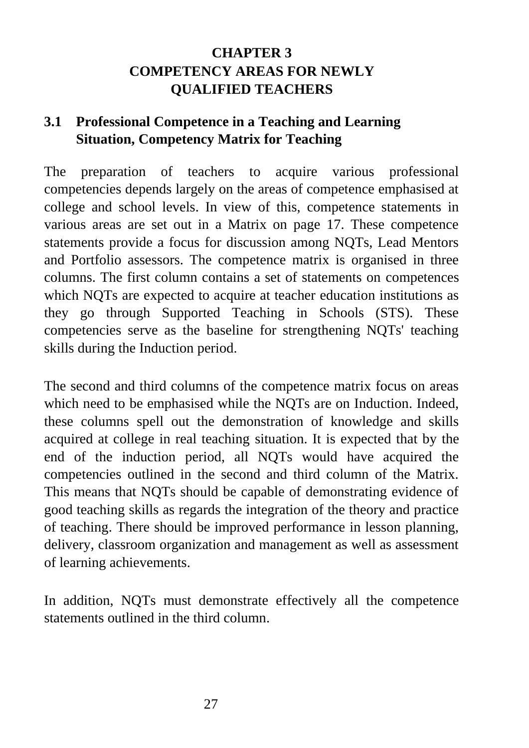# CHAPTER 3
# COMPETENCY AREAS FOR NEWLY QUALIFIED TEACHERS

## 3.1 Professional Competence in a Teaching and Learning Situation, Competency Matrix for Teaching

The preparation of teachers to acquire various professional competencies depends largely on the areas of competence emphasised at college and school levels. In view of this, competence statements in various areas are set out in a Matrix on page 17. These competence statements provide a focus for discussion among NQTs, Lead Mentors and Portfolio assessors. The competence matrix is organised in three columns. The first column contains a set of statements on competences which NQTs are expected to acquire at teacher education institutions as they go through Supported Teaching in Schools (STS). These competencies serve as the baseline for strengthening NQTs' teaching skills during the Induction period.

The second and third columns of the competence matrix focus on areas which need to be emphasised while the NQTs are on Induction. Indeed, these columns spell out the demonstration of knowledge and skills acquired at college in real teaching situation. It is expected that by the end of the induction period, all NQTs would have acquired the competencies outlined in the second and third column of the Matrix. This means that NQTs should be capable of demonstrating evidence of good teaching skills as regards the integration of the theory and practice of teaching. There should be improved performance in lesson planning, delivery, classroom organization and management as well as assessment of learning achievements.

In addition, NQTs must demonstrate effectively all the competence statements outlined in the third column.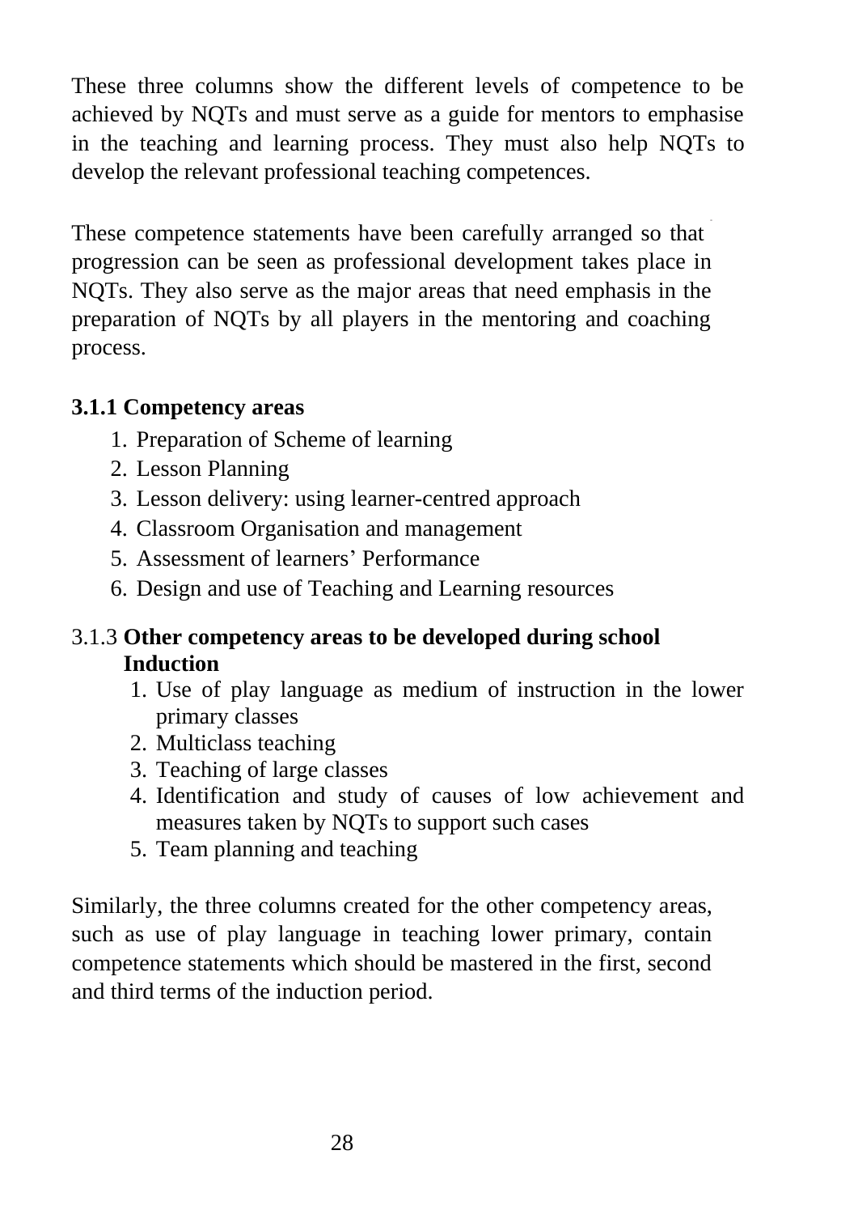These three columns show the different levels of competence to be achieved by NQTs and must serve as a guide for mentors to emphasise in the teaching and learning process. They must also help NQTs to develop the relevant professional teaching competences.

These competence statements have been carefully arranged so that progression can be seen as professional development takes place in NQTs. They also serve as the major areas that need emphasis in the preparation of NQTs by all players in the mentoring and coaching process.

### 3.1.1 Competency areas

1. Preparation of Scheme of learning
2. Lesson Planning
3. Lesson delivery: using learner-centred approach
4. Classroom Organisation and management
5. Assessment of learners' Performance
6. Design and use of Teaching and Learning resources

### 3.1.3 **Other competency areas to be developed during school Induction**

1. Use of play language as medium of instruction in the lower primary classes
2. Multiclass teaching
3. Teaching of large classes
4. Identification and study of causes of low achievement and measures taken by NQTs to support such cases
5. Team planning and teaching

Similarly, the three columns created for the other competency areas, such as use of play language in teaching lower primary, contain competence statements which should be mastered in the first, second and third terms of the induction period.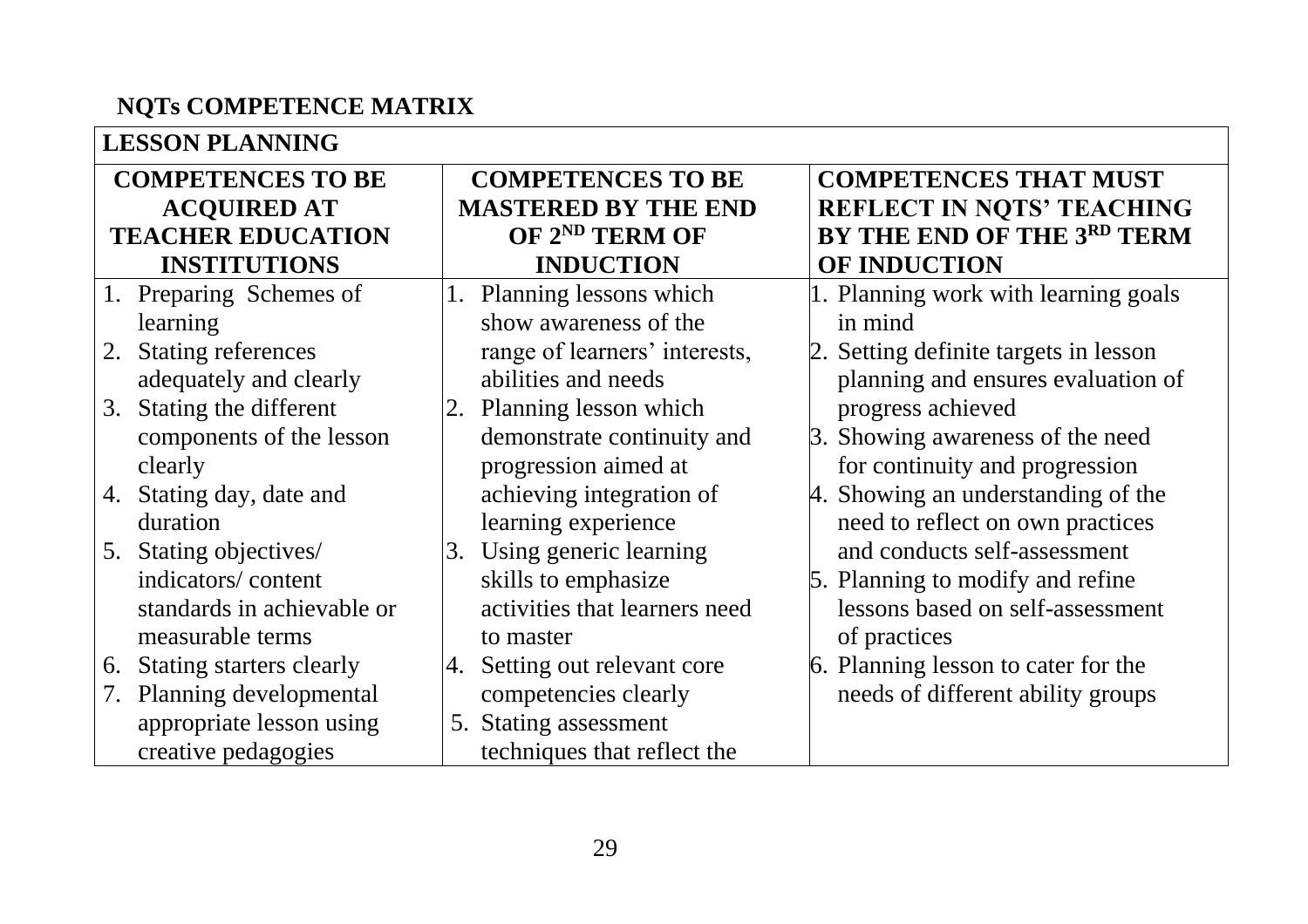**NQTs COMPETENCE MATRIX**

| LESSON PLANNING | | |
|---|---|---|
| **COMPETENCES TO BE ACQUIRED AT TEACHER EDUCATION INSTITUTIONS** | **COMPETENCES TO BE MASTERED BY THE END OF 2ND TERM OF INDUCTION** | **COMPETENCES THAT MUST REFLECT IN NQTS' TEACHING BY THE END OF THE 3RD TERM OF INDUCTION** |
| 1. Preparing Schemes of learning<br>2. Stating references adequately and clearly<br>3. Stating the different components of the lesson clearly<br>4. Stating day, date and duration<br>5. Stating objectives/ indicators/ content standards in achievable or measurable terms<br>6. Stating starters clearly<br>7. Planning developmental appropriate lesson using creative pedagogies | 1. Planning lessons which show awareness of the range of learners' interests, abilities and needs<br>2. Planning lesson which demonstrate continuity and progression aimed at achieving integration of learning experience<br>3. Using generic learning skills to emphasize activities that learners need to master<br>4. Setting out relevant core competencies clearly<br>5. Stating assessment techniques that reflect the | 1. Planning work with learning goals in mind<br>2. Setting definite targets in lesson planning and ensures evaluation of progress achieved<br>3. Showing awareness of the need for continuity and progression<br>4. Showing an understanding of the need to reflect on own practices and conducts self-assessment<br>5. Planning to modify and refine lessons based on self-assessment of practices<br>6. Planning lesson to cater for the needs of different ability groups |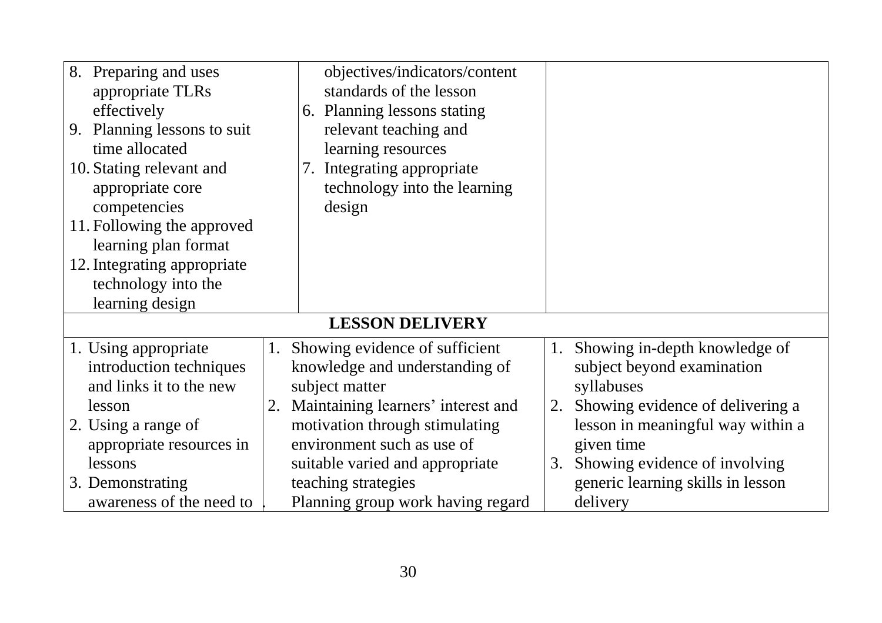| | | |
|---|---|---|
| 8. Preparing and uses appropriate TLRs effectively<br>9. Planning lessons to suit time allocated<br>10. Stating relevant and appropriate core competencies<br>11. Following the approved learning plan format<br>12. Integrating appropriate technology into the learning design | objectives/indicators/content standards of the lesson<br>6. Planning lessons stating relevant teaching and learning resources<br>7. Integrating appropriate technology into the learning design | |
| **LESSON DELIVERY** | | |
| 1. Using appropriate introduction techniques and links it to the new lesson<br>2. Using a range of appropriate resources in lessons<br>3. Demonstrating awareness of the need to | 1. Showing evidence of sufficient knowledge and understanding of subject matter<br>2. Maintaining learners' interest and motivation through stimulating environment such as use of suitable varied and appropriate teaching strategies<br>. Planning group work having regard | 1. Showing in-depth knowledge of subject beyond examination syllabuses<br>2. Showing evidence of delivering a lesson in meaningful way within a given time<br>3. Showing evidence of involving generic learning skills in lesson delivery |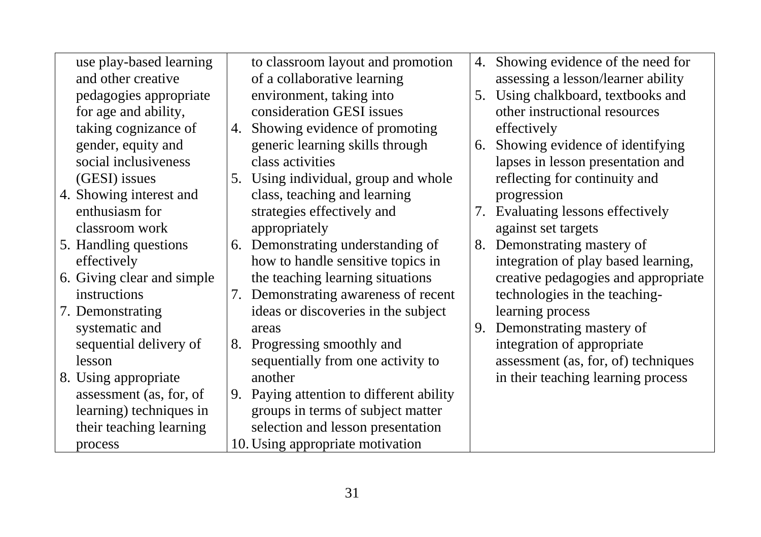| | | |
|---|---|---|
| use play-based learning and other creative pedagogies appropriate for age and ability, taking cognizance of gender, equity and social inclusiveness (GESI) issues<br>4. Showing interest and enthusiasm for classroom work<br>5. Handling questions effectively<br>6. Giving clear and simple instructions<br>7. Demonstrating systematic and sequential delivery of lesson<br>8. Using appropriate assessment (as, for, of learning) techniques in their teaching learning process | to classroom layout and promotion of a collaborative learning environment, taking into consideration GESI issues<br>4. Showing evidence of promoting generic learning skills through class activities<br>5. Using individual, group and whole class, teaching and learning strategies effectively and appropriately<br>6. Demonstrating understanding of how to handle sensitive topics in the teaching learning situations<br>7. Demonstrating awareness of recent ideas or discoveries in the subject areas<br>8. Progressing smoothly and sequentially from one activity to another<br>9. Paying attention to different ability groups in terms of subject matter selection and lesson presentation<br>10. Using appropriate motivation | 4. Showing evidence of the need for assessing a lesson/learner ability<br>5. Using chalkboard, textbooks and other instructional resources effectively<br>6. Showing evidence of identifying lapses in lesson presentation and reflecting for continuity and progression<br>7. Evaluating lessons effectively against set targets<br>8. Demonstrating mastery of integration of play based learning, creative pedagogies and appropriate technologies in the teaching-learning process<br>9. Demonstrating mastery of integration of appropriate assessment (as, for, of) techniques in their teaching learning process |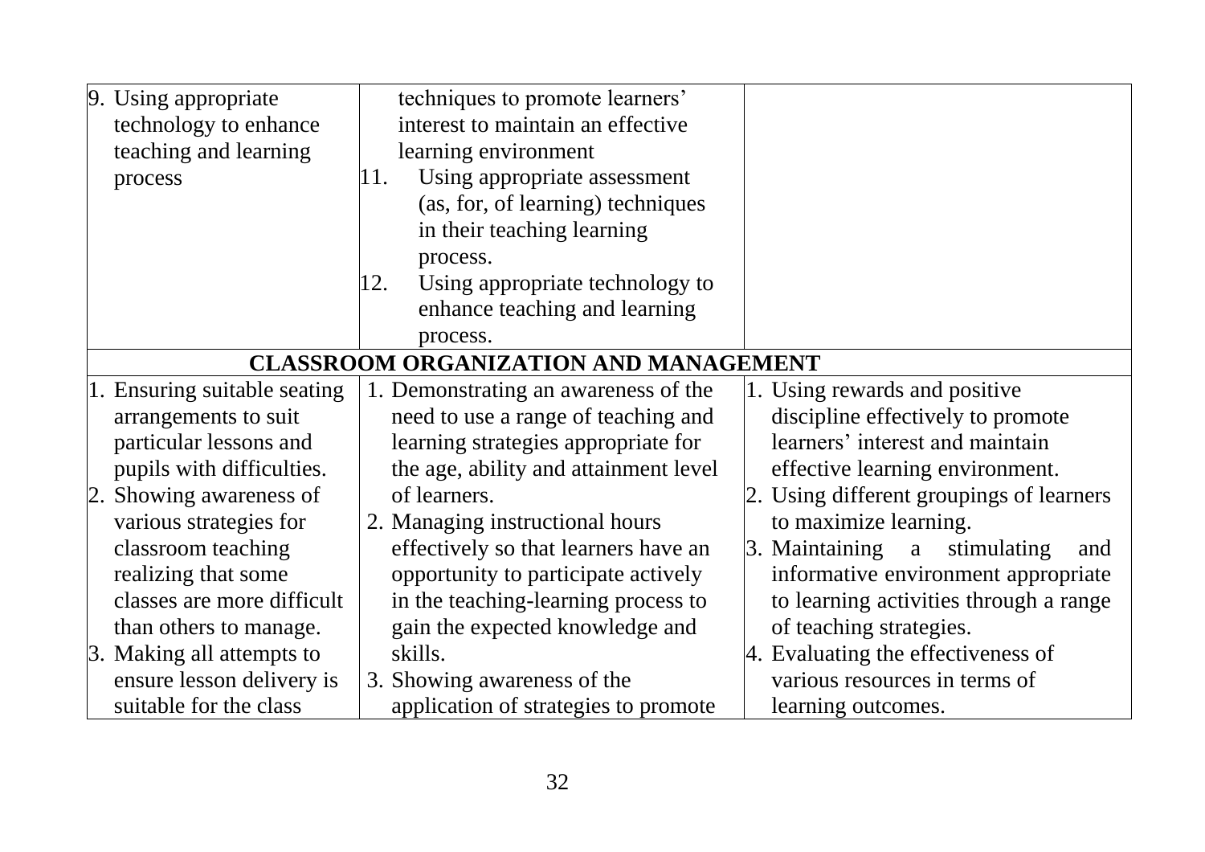| | | |
|---|---|---|
| 9. Using appropriate technology to enhance teaching and learning process | techniques to promote learners' interest to maintain an effective learning environment<br>11. Using appropriate assessment (as, for, of learning) techniques in their teaching learning process.<br>12. Using appropriate technology to enhance teaching and learning process. | |
| **CLASSROOM ORGANIZATION AND MANAGEMENT** | | |
| 1. Ensuring suitable seating arrangements to suit particular lessons and pupils with difficulties.<br>2. Showing awareness of various strategies for classroom teaching realizing that some classes are more difficult than others to manage.<br>3. Making all attempts to ensure lesson delivery is suitable for the class | 1. Demonstrating an awareness of the need to use a range of teaching and learning strategies appropriate for the age, ability and attainment level of learners.<br>2. Managing instructional hours effectively so that learners have an opportunity to participate actively in the teaching-learning process to gain the expected knowledge and skills.<br>3. Showing awareness of the application of strategies to promote | 1. Using rewards and positive discipline effectively to promote learners' interest and maintain effective learning environment.<br>2. Using different groupings of learners to maximize learning.<br>3. Maintaining a stimulating and informative environment appropriate to learning activities through a range of teaching strategies.<br>4. Evaluating the effectiveness of various resources in terms of learning outcomes. |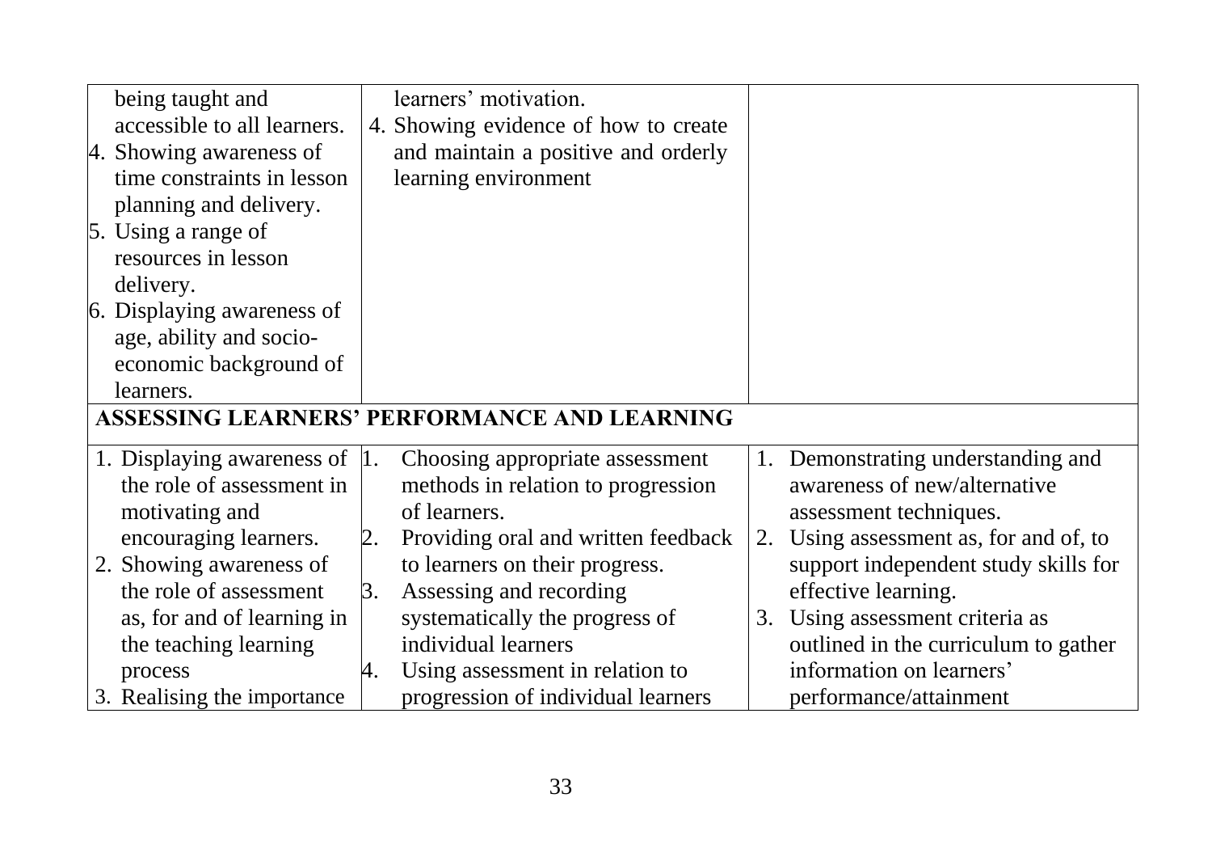| | | |
|---|---|---|
| being taught and accessible to all learners.<br>4. Showing awareness of time constraints in lesson planning and delivery.<br>5. Using a range of resources in lesson delivery.<br>6. Displaying awareness of age, ability and socio-economic background of learners. | learners' motivation.<br>4. Showing evidence of how to create and maintain a positive and orderly learning environment | |
| **ASSESSING LEARNERS' PERFORMANCE AND LEARNING** | | |
| 1. Displaying awareness of the role of assessment in motivating and encouraging learners.<br>2. Showing awareness of the role of assessment as, for and of learning in the teaching learning process<br>3. Realising the importance | 1. Choosing appropriate assessment methods in relation to progression of learners.<br>2. Providing oral and written feedback to learners on their progress.<br>3. Assessing and recording systematically the progress of individual learners<br>4. Using assessment in relation to progression of individual learners | 1. Demonstrating understanding and awareness of new/alternative assessment techniques.<br>2. Using assessment as, for and of, to support independent study skills for effective learning.<br>3. Using assessment criteria as outlined in the curriculum to gather information on learners' performance/attainment |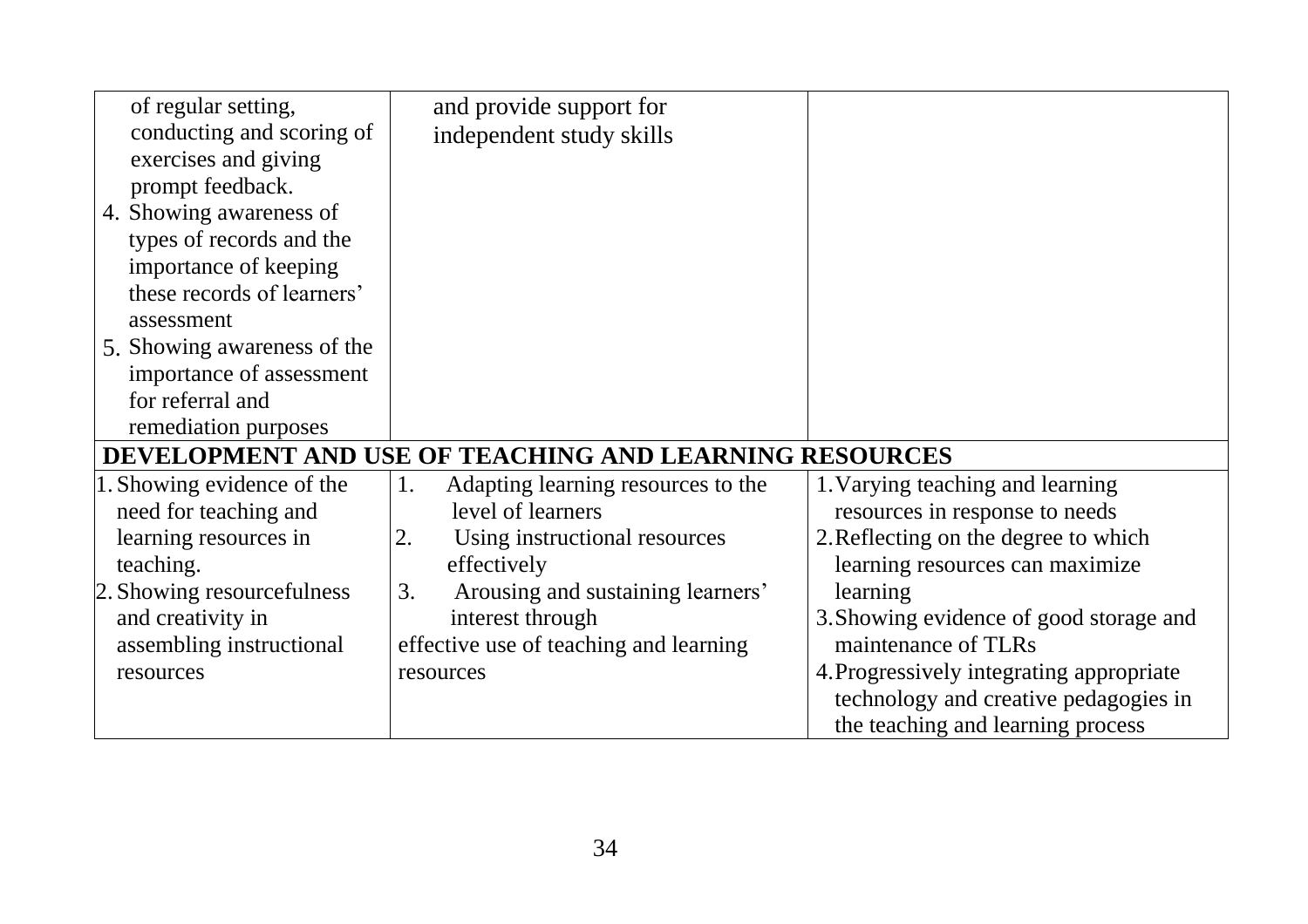| | | |
|---|---|---|
| of regular setting, conducting and scoring of exercises and giving prompt feedback.<br>4. Showing awareness of types of records and the importance of keeping these records of learners' assessment<br>5. Showing awareness of the importance of assessment for referral and remediation purposes | and provide support for independent study skills | |
| **DEVELOPMENT AND USE OF TEACHING AND LEARNING RESOURCES** | | |
| 1. Showing evidence of the need for teaching and learning resources in teaching.<br>2. Showing resourcefulness and creativity in assembling instructional resources | 1. Adapting learning resources to the level of learners<br>2. Using instructional resources effectively<br>3. Arousing and sustaining learners' interest through effective use of teaching and learning resources | 1. Varying teaching and learning resources in response to needs<br>2. Reflecting on the degree to which learning resources can maximize learning<br>3. Showing evidence of good storage and maintenance of TLRs<br>4. Progressively integrating appropriate technology and creative pedagogies in the teaching and learning process |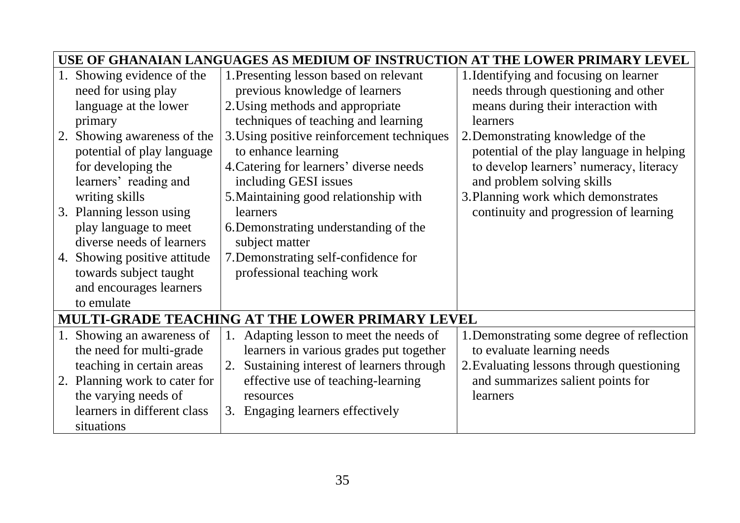| USE OF GHANAIAN LANGUAGES AS MEDIUM OF INSTRUCTION AT THE LOWER PRIMARY LEVEL | | |
|---|---|---|
| 1. Showing evidence of the need for using play language at the lower primary<br>2. Showing awareness of the potential of play language for developing the learners' reading and writing skills<br>3. Planning lesson using play language to meet diverse needs of learners<br>4. Showing positive attitude towards subject taught and encourages learners to emulate | 1. Presenting lesson based on relevant previous knowledge of learners<br>2. Using methods and appropriate techniques of teaching and learning<br>3. Using positive reinforcement techniques to enhance learning<br>4. Catering for learners' diverse needs including GESI issues<br>5. Maintaining good relationship with learners<br>6. Demonstrating understanding of the subject matter<br>7. Demonstrating self-confidence for professional teaching work | 1. Identifying and focusing on learner needs through questioning and other means during their interaction with learners<br>2. Demonstrating knowledge of the potential of the play language in helping to develop learners' numeracy, literacy and problem solving skills<br>3. Planning work which demonstrates continuity and progression of learning |
| **MULTI-GRADE TEACHING AT THE LOWER PRIMARY LEVEL** | | |
| 1. Showing an awareness of the need for multi-grade teaching in certain areas<br>2. Planning work to cater for the varying needs of learners in different class situations | 1. Adapting lesson to meet the needs of learners in various grades put together<br>2. Sustaining interest of learners through effective use of teaching-learning resources<br>3. Engaging learners effectively | 1. Demonstrating some degree of reflection to evaluate learning needs<br>2. Evaluating lessons through questioning and summarizes salient points for learners |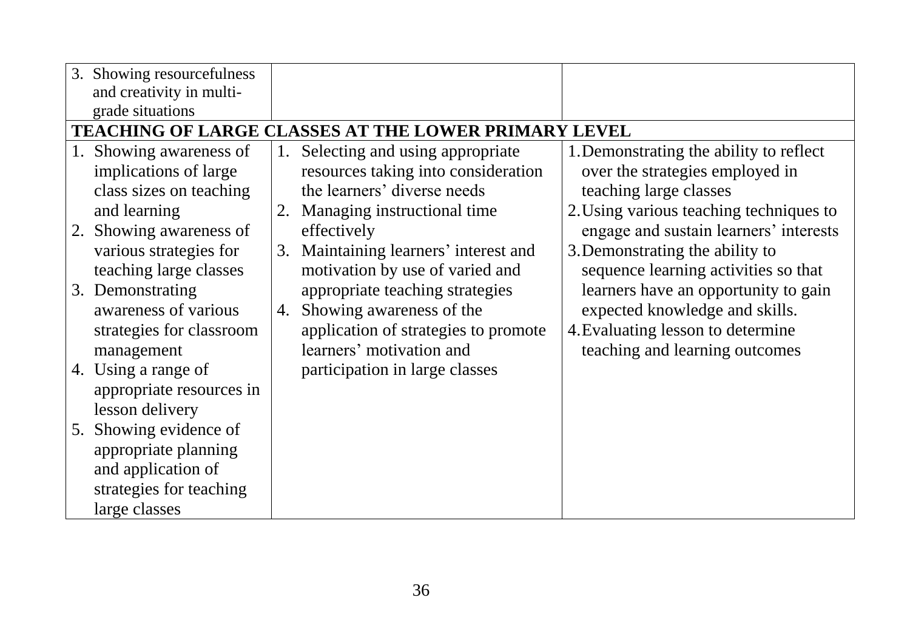| | | |
|---|---|---|
| 3. Showing resourcefulness and creativity in multi-grade situations | | |
| **TEACHING OF LARGE CLASSES AT THE LOWER PRIMARY LEVEL** | | |
| 1. Showing awareness of implications of large class sizes on teaching and learning<br>2. Showing awareness of various strategies for teaching large classes<br>3. Demonstrating awareness of various strategies for classroom management<br>4. Using a range of appropriate resources in lesson delivery<br>5. Showing evidence of appropriate planning and application of strategies for teaching large classes | 1. Selecting and using appropriate resources taking into consideration the learners' diverse needs<br>2. Managing instructional time effectively<br>3. Maintaining learners' interest and motivation by use of varied and appropriate teaching strategies<br>4. Showing awareness of the application of strategies to promote learners' motivation and participation in large classes | 1. Demonstrating the ability to reflect over the strategies employed in teaching large classes<br>2. Using various teaching techniques to engage and sustain learners' interests<br>3. Demonstrating the ability to sequence learning activities so that learners have an opportunity to gain expected knowledge and skills.<br>4. Evaluating lesson to determine teaching and learning outcomes |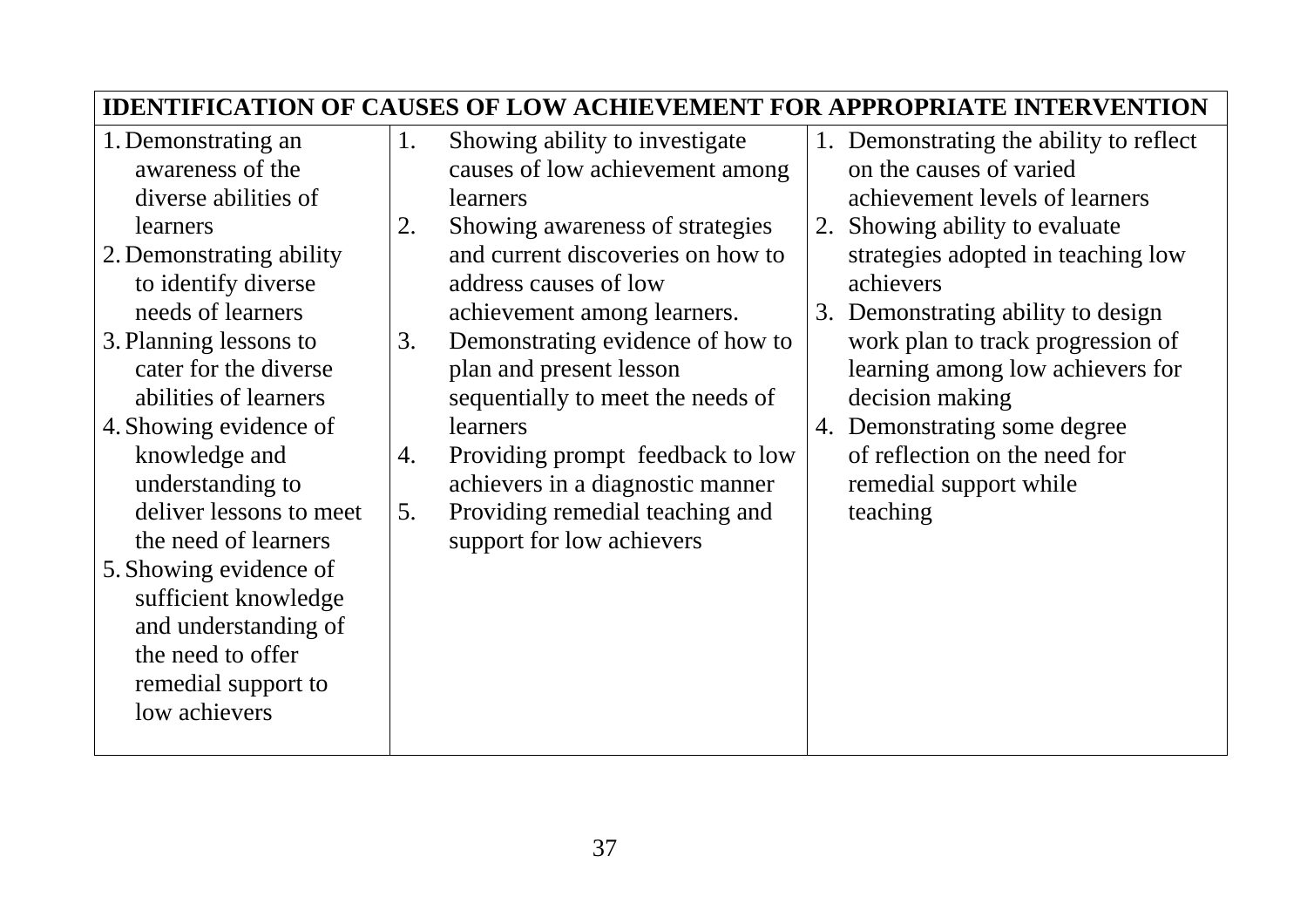| IDENTIFICATION OF CAUSES OF LOW ACHIEVEMENT FOR APPROPRIATE INTERVENTION | | |
|---|---|---|
| 1. Demonstrating an awareness of the diverse abilities of learners<br>2. Demonstrating ability to identify diverse needs of learners<br>3. Planning lessons to cater for the diverse abilities of learners<br>4. Showing evidence of knowledge and understanding to deliver lessons to meet the need of learners<br>5. Showing evidence of sufficient knowledge and understanding of the need to offer remedial support to low achievers | 1. Showing ability to investigate causes of low achievement among learners<br>2. Showing awareness of strategies and current discoveries on how to address causes of low achievement among learners.<br>3. Demonstrating evidence of how to plan and present lesson sequentially to meet the needs of learners<br>4. Providing prompt feedback to low achievers in a diagnostic manner<br>5. Providing remedial teaching and support for low achievers | 1. Demonstrating the ability to reflect on the causes of varied achievement levels of learners<br>2. Showing ability to evaluate strategies adopted in teaching low achievers<br>3. Demonstrating ability to design work plan to track progression of learning among low achievers for decision making<br>4. Demonstrating some degree of reflection on the need for remedial support while teaching |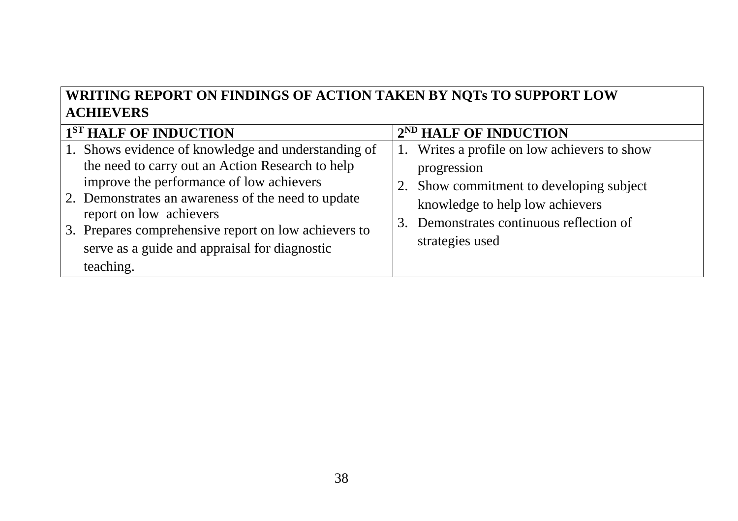| WRITING REPORT ON FINDINGS OF ACTION TAKEN BY NQTs TO SUPPORT LOW ACHIEVERS | |
|---|---|
| **1ST HALF OF INDUCTION** | **2ND HALF OF INDUCTION** |
| 1. Shows evidence of knowledge and understanding of the need to carry out an Action Research to help improve the performance of low achievers<br>2. Demonstrates an awareness of the need to update report on low achievers<br>3. Prepares comprehensive report on low achievers to serve as a guide and appraisal for diagnostic teaching. | 1. Writes a profile on low achievers to show progression<br>2. Show commitment to developing subject knowledge to help low achievers<br>3. Demonstrates continuous reflection of strategies used |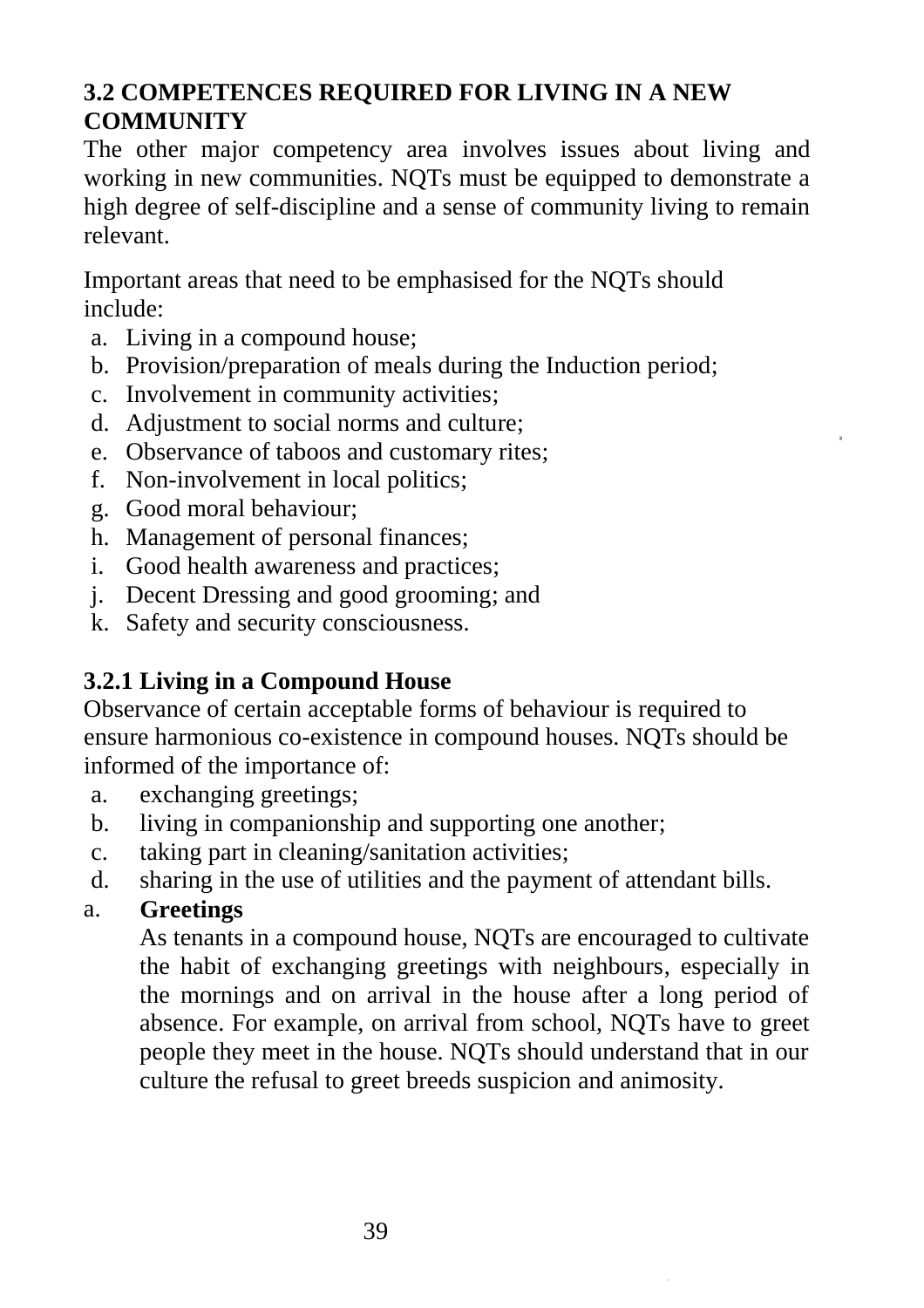## 3.2 COMPETENCES REQUIRED FOR LIVING IN A NEW COMMUNITY

The other major competency area involves issues about living and working in new communities. NQTs must be equipped to demonstrate a high degree of self-discipline and a sense of community living to remain relevant.

Important areas that need to be emphasised for the NQTs should include:

a. Living in a compound house;
b. Provision/preparation of meals during the Induction period;
c. Involvement in community activities;
d. Adjustment to social norms and culture;
e. Observance of taboos and customary rites;
f. Non-involvement in local politics;
g. Good moral behaviour;
h. Management of personal finances;
i. Good health awareness and practices;
j. Decent Dressing and good grooming; and
k. Safety and security consciousness.

### 3.2.1 Living in a Compound House

Observance of certain acceptable forms of behaviour is required to ensure harmonious co-existence in compound houses. NQTs should be informed of the importance of:

a. exchanging greetings;
b. living in companionship and supporting one another;
c. taking part in cleaning/sanitation activities;
d. sharing in the use of utilities and the payment of attendant bills.

a. **Greetings**

   As tenants in a compound house, NQTs are encouraged to cultivate the habit of exchanging greetings with neighbours, especially in the mornings and on arrival in the house after a long period of absence. For example, on arrival from school, NQTs have to greet people they meet in the house. NQTs should understand that in our culture the refusal to greet breeds suspicion and animosity.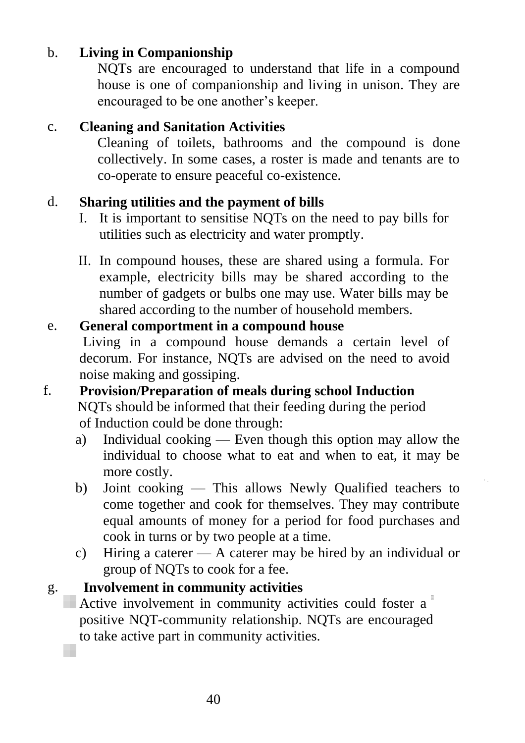b. **Living in Companionship**

NQTs are encouraged to understand that life in a compound house is one of companionship and living in unison. They are encouraged to be one another's keeper.

c. **Cleaning and Sanitation Activities**

Cleaning of toilets, bathrooms and the compound is done collectively. In some cases, a roster is made and tenants are to co-operate to ensure peaceful co-existence.

d. **Sharing utilities and the payment of bills**

I. It is important to sensitise NQTs on the need to pay bills for utilities such as electricity and water promptly.

II. In compound houses, these are shared using a formula. For example, electricity bills may be shared according to the number of gadgets or bulbs one may use. Water bills may be shared according to the number of household members.

e. **General comportment in a compound house**

Living in a compound house demands a certain level of decorum. For instance, NQTs are advised on the need to avoid noise making and gossiping.

f. **Provision/Preparation of meals during school Induction**

NQTs should be informed that their feeding during the period of Induction could be done through:

a) Individual cooking — Even though this option may allow the individual to choose what to eat and when to eat, it may be more costly.

b) Joint cooking — This allows Newly Qualified teachers to come together and cook for themselves. They may contribute equal amounts of money for a period for food purchases and cook in turns or by two people at a time.

c) Hiring a caterer — A caterer may be hired by an individual or group of NQTs to cook for a fee.

g. **Involvement in community activities**

Active involvement in community activities could foster a positive NQT-community relationship. NQTs are encouraged to take active part in community activities.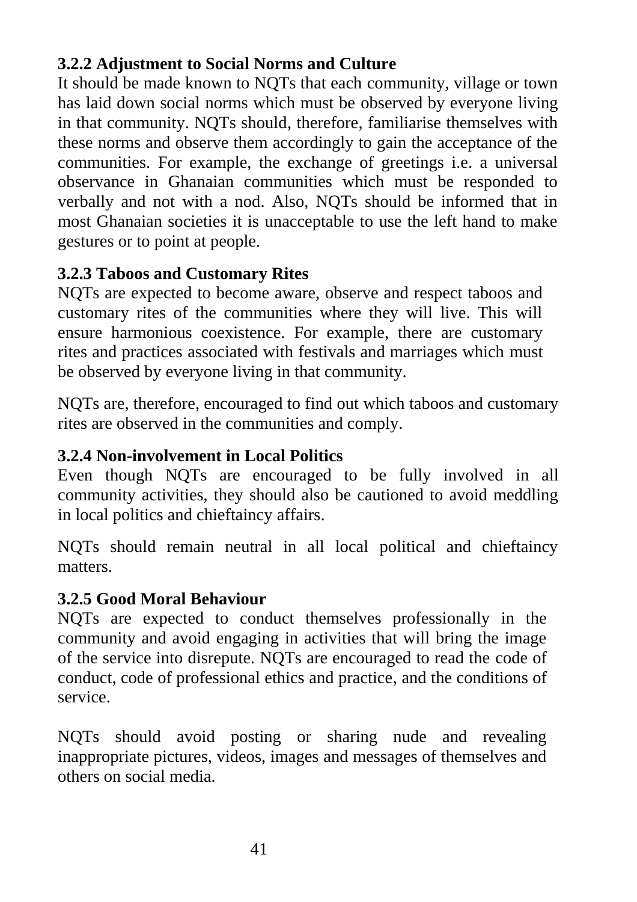### 3.2.2 Adjustment to Social Norms and Culture

It should be made known to NQTs that each community, village or town has laid down social norms which must be observed by everyone living in that community. NQTs should, therefore, familiarise themselves with these norms and observe them accordingly to gain the acceptance of the communities. For example, the exchange of greetings i.e. a universal observance in Ghanaian communities which must be responded to verbally and not with a nod. Also, NQTs should be informed that in most Ghanaian societies it is unacceptable to use the left hand to make gestures or to point at people.

### 3.2.3 Taboos and Customary Rites

NQTs are expected to become aware, observe and respect taboos and customary rites of the communities where they will live. This will ensure harmonious coexistence. For example, there are customary rites and practices associated with festivals and marriages which must be observed by everyone living in that community.

NQTs are, therefore, encouraged to find out which taboos and customary rites are observed in the communities and comply.

### 3.2.4 Non-involvement in Local Politics

Even though NQTs are encouraged to be fully involved in all community activities, they should also be cautioned to avoid meddling in local politics and chieftaincy affairs.

NQTs should remain neutral in all local political and chieftaincy matters.

### 3.2.5 Good Moral Behaviour

NQTs are expected to conduct themselves professionally in the community and avoid engaging in activities that will bring the image of the service into disrepute. NQTs are encouraged to read the code of conduct, code of professional ethics and practice, and the conditions of service.

NQTs should avoid posting or sharing nude and revealing inappropriate pictures, videos, images and messages of themselves and others on social media.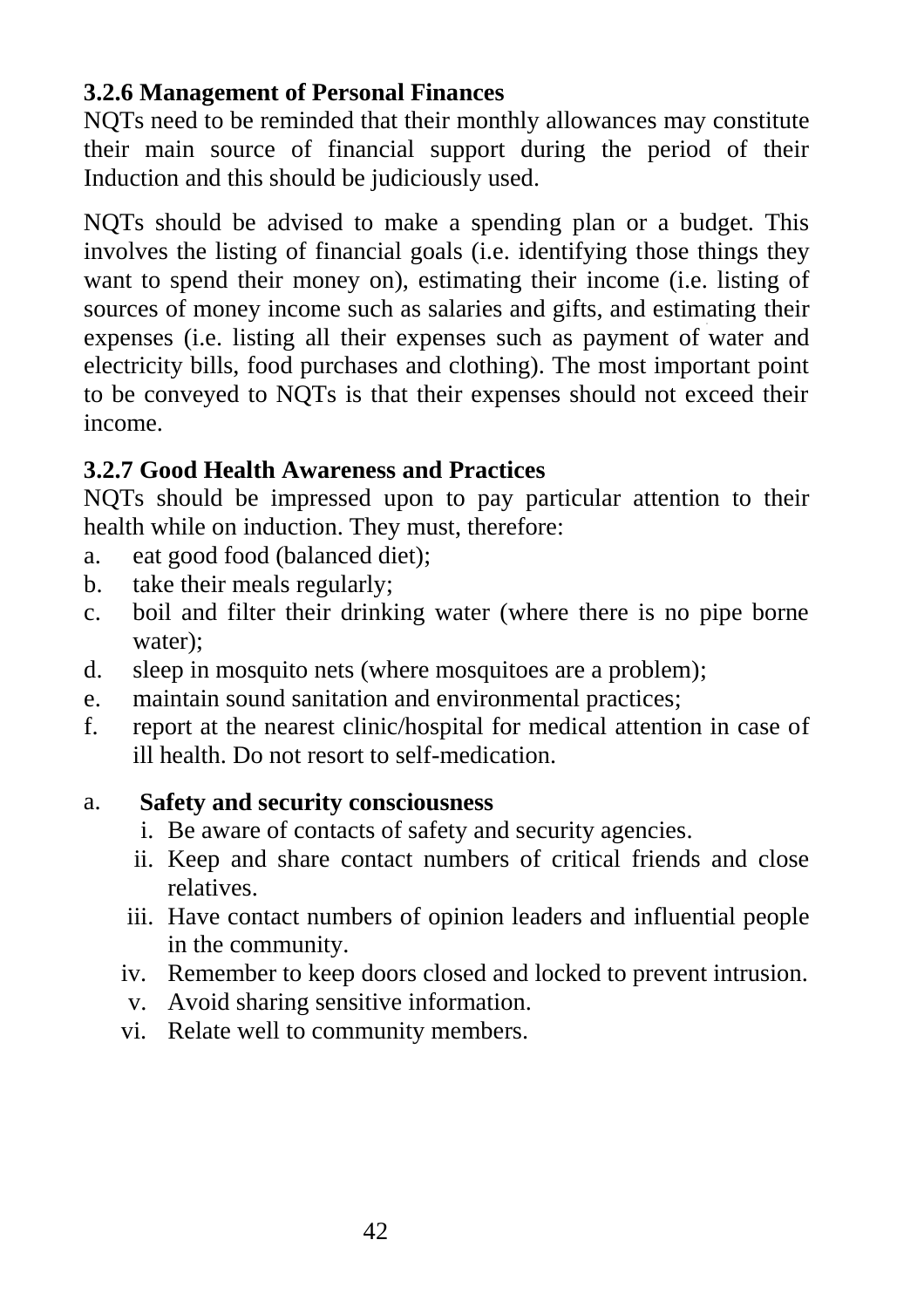### 3.2.6 Management of Personal Finances

NQTs need to be reminded that their monthly allowances may constitute their main source of financial support during the period of their Induction and this should be judiciously used.

NQTs should be advised to make a spending plan or a budget. This involves the listing of financial goals (i.e. identifying those things they want to spend their money on), estimating their income (i.e. listing of sources of money income such as salaries and gifts, and estimating their expenses (i.e. listing all their expenses such as payment of water and electricity bills, food purchases and clothing). The most important point to be conveyed to NQTs is that their expenses should not exceed their income.

### 3.2.7 Good Health Awareness and Practices

NQTs should be impressed upon to pay particular attention to their health while on induction. They must, therefore:

a. eat good food (balanced diet);
b. take their meals regularly;
c. boil and filter their drinking water (where there is no pipe borne water);
d. sleep in mosquito nets (where mosquitoes are a problem);
e. maintain sound sanitation and environmental practices;
f. report at the nearest clinic/hospital for medical attention in case of ill health. Do not resort to self-medication.

a. **Safety and security consciousness**
   i. Be aware of contacts of safety and security agencies.
   ii. Keep and share contact numbers of critical friends and close relatives.
   iii. Have contact numbers of opinion leaders and influential people in the community.
   iv. Remember to keep doors closed and locked to prevent intrusion.
   v. Avoid sharing sensitive information.
   vi. Relate well to community members.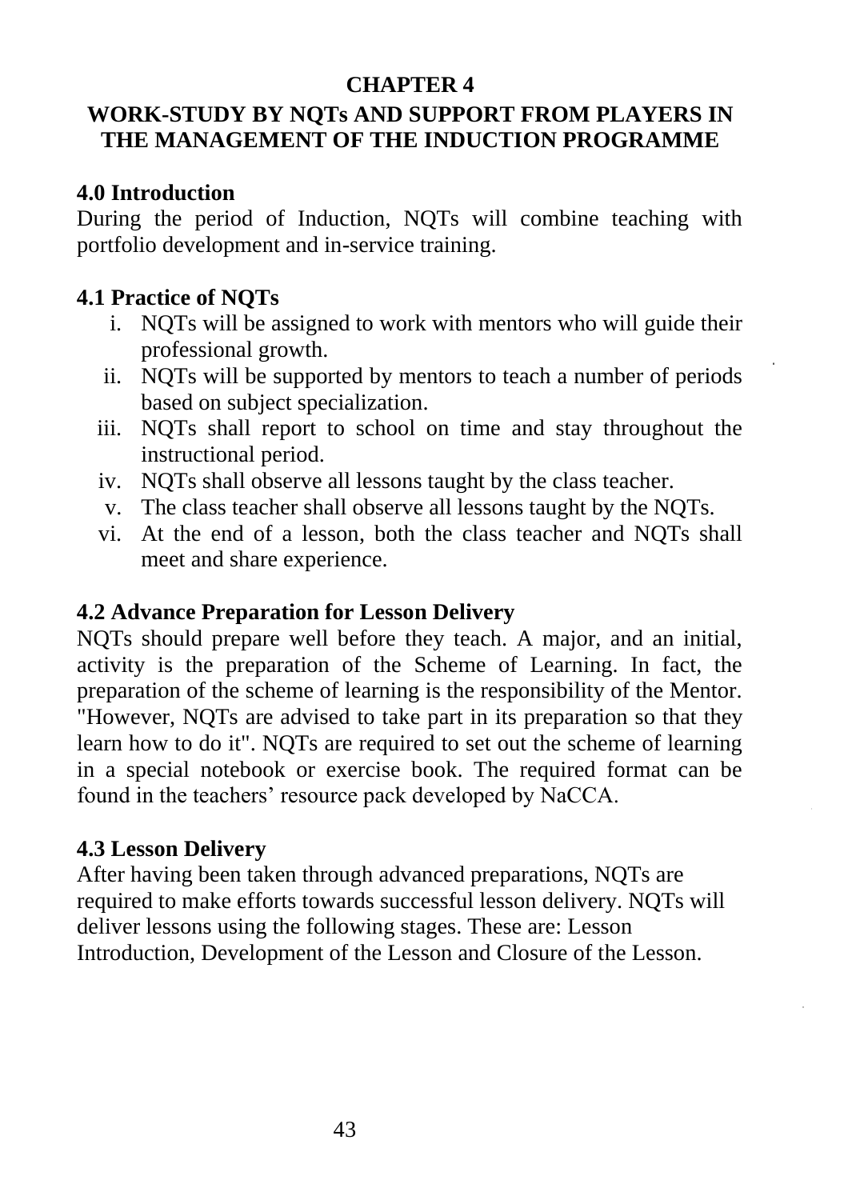# CHAPTER 4

## WORK-STUDY BY NQTs AND SUPPORT FROM PLAYERS IN THE MANAGEMENT OF THE INDUCTION PROGRAMME

### 4.0 Introduction

During the period of Induction, NQTs will combine teaching with portfolio development and in-service training.

### 4.1 Practice of NQTs

i. NQTs will be assigned to work with mentors who will guide their professional growth.
ii. NQTs will be supported by mentors to teach a number of periods based on subject specialization.
iii. NQTs shall report to school on time and stay throughout the instructional period.
iv. NQTs shall observe all lessons taught by the class teacher.
v. The class teacher shall observe all lessons taught by the NQTs.
vi. At the end of a lesson, both the class teacher and NQTs shall meet and share experience.

### 4.2 Advance Preparation for Lesson Delivery

NQTs should prepare well before they teach. A major, and an initial, activity is the preparation of the Scheme of Learning. In fact, the preparation of the scheme of learning is the responsibility of the Mentor. "However, NQTs are advised to take part in its preparation so that they learn how to do it". NQTs are required to set out the scheme of learning in a special notebook or exercise book. The required format can be found in the teachers' resource pack developed by NaCCA.

### 4.3 Lesson Delivery

After having been taken through advanced preparations, NQTs are required to make efforts towards successful lesson delivery. NQTs will deliver lessons using the following stages. These are: Lesson Introduction, Development of the Lesson and Closure of the Lesson.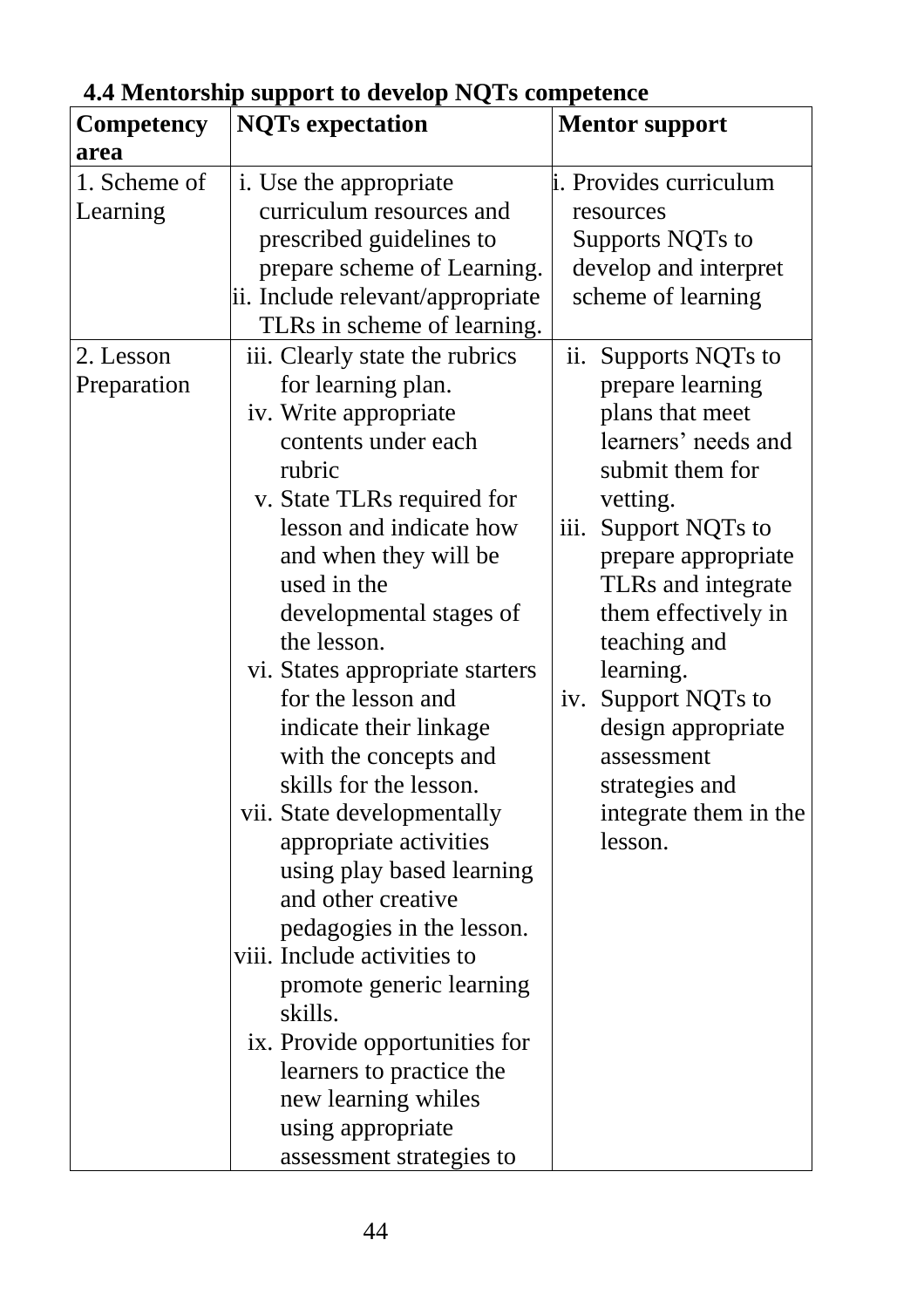### 4.4 Mentorship support to develop NQTs competence

| Competency area | NQTs expectation | Mentor support |
|---|---|---|
| 1. Scheme of Learning | i. Use the appropriate curriculum resources and prescribed guidelines to prepare scheme of Learning.<br>ii. Include relevant/appropriate TLRs in scheme of learning. | i. Provides curriculum resources<br>Supports NQTs to develop and interpret scheme of learning |
| 2. Lesson Preparation | iii. Clearly state the rubrics for learning plan.<br>iv. Write appropriate contents under each rubric<br>v. State TLRs required for lesson and indicate how and when they will be used in the developmental stages of the lesson.<br>vi. States appropriate starters for the lesson and indicate their linkage with the concepts and skills for the lesson.<br>vii. State developmentally appropriate activities using play based learning and other creative pedagogies in the lesson.<br>viii. Include activities to promote generic learning skills.<br>ix. Provide opportunities for learners to practice the new learning whiles using appropriate assessment strategies to | ii. Supports NQTs to prepare learning plans that meet learners' needs and submit them for vetting.<br>iii. Support NQTs to prepare appropriate TLRs and integrate them effectively in teaching and learning.<br>iv. Support NQTs to design appropriate assessment strategies and integrate them in the lesson. |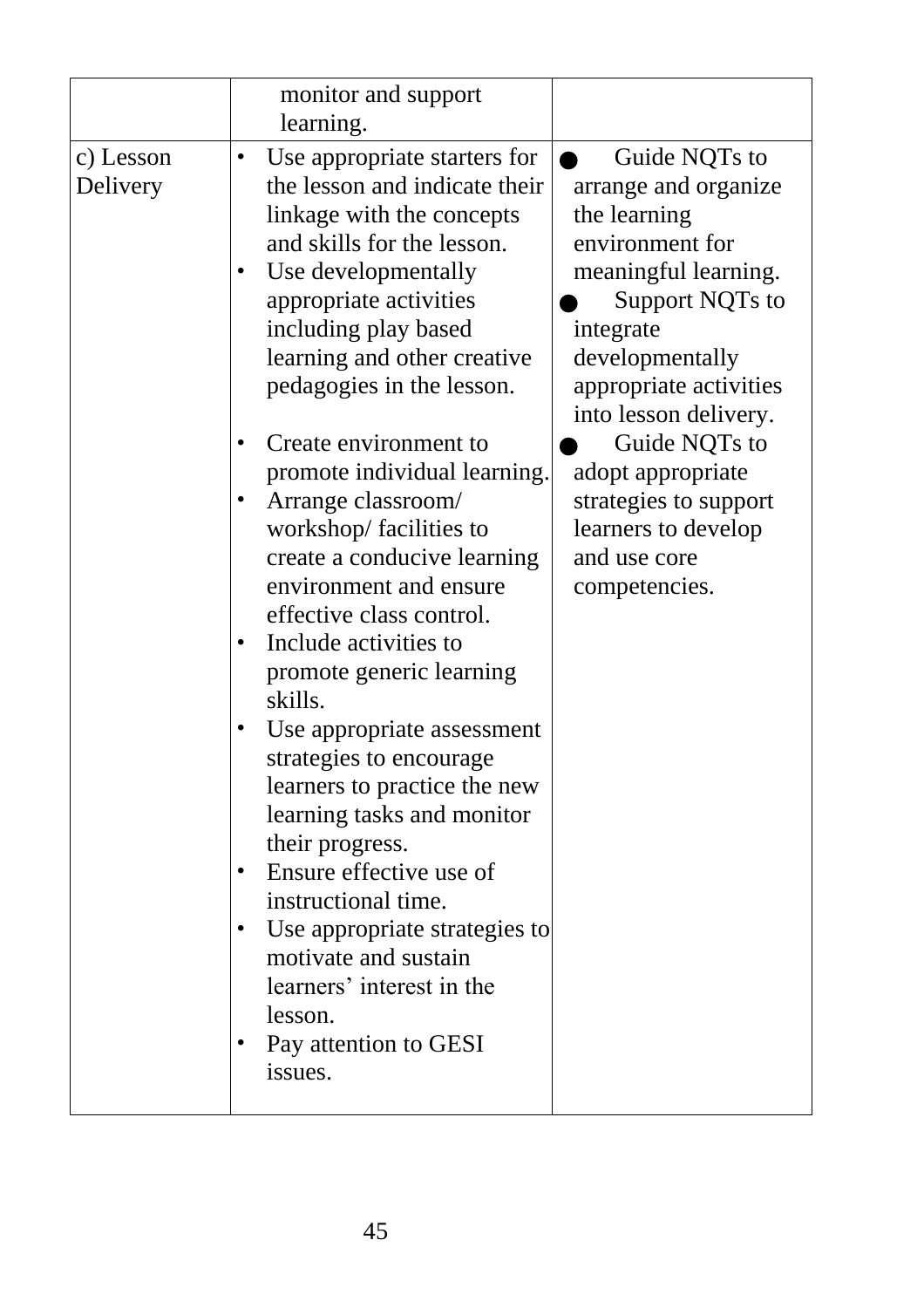| | | |
|---|---|---|
| | monitor and support learning. | |
| c) Lesson Delivery | • Use appropriate starters for the lesson and indicate their linkage with the concepts and skills for the lesson.<br>• Use developmentally appropriate activities including play based learning and other creative pedagogies in the lesson.<br>• Create environment to promote individual learning.<br>• Arrange classroom/ workshop/ facilities to create a conducive learning environment and ensure effective class control.<br>• Include activities to promote generic learning skills.<br>• Use appropriate assessment strategies to encourage learners to practice the new learning tasks and monitor their progress.<br>• Ensure effective use of instructional time.<br>• Use appropriate strategies to motivate and sustain learners' interest in the lesson.<br>• Pay attention to GESI issues. | ● Guide NQTs to arrange and organize the learning environment for meaningful learning.<br>● Support NQTs to integrate developmentally appropriate activities into lesson delivery.<br>● Guide NQTs to adopt appropriate strategies to support learners to develop and use core competencies. |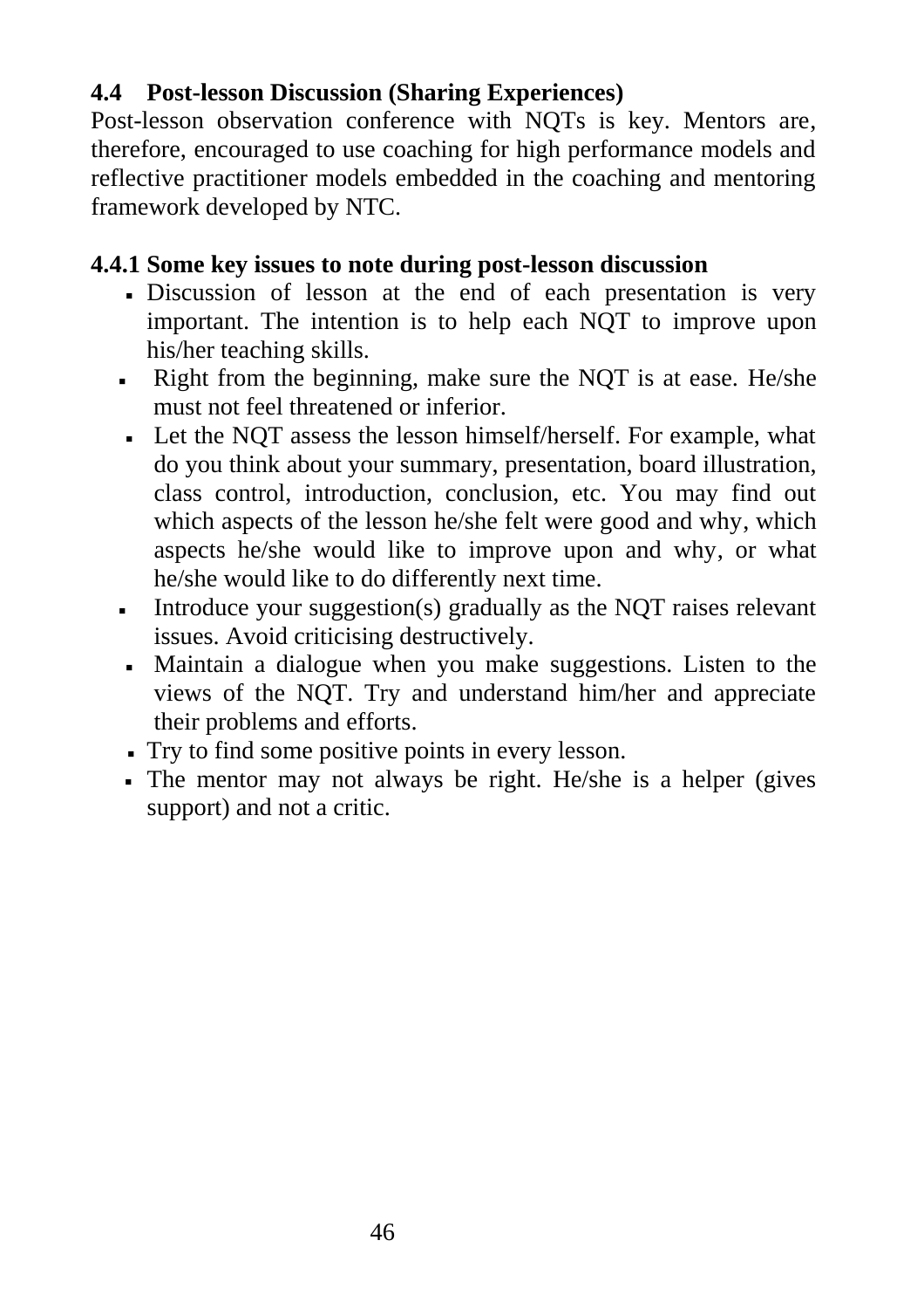### 4.4 Post-lesson Discussion (Sharing Experiences)

Post-lesson observation conference with NQTs is key. Mentors are, therefore, encouraged to use coaching for high performance models and reflective practitioner models embedded in the coaching and mentoring framework developed by NTC.

#### 4.4.1 Some key issues to note during post-lesson discussion

- Discussion of lesson at the end of each presentation is very important. The intention is to help each NQT to improve upon his/her teaching skills.
- Right from the beginning, make sure the NQT is at ease. He/she must not feel threatened or inferior.
- Let the NQT assess the lesson himself/herself. For example, what do you think about your summary, presentation, board illustration, class control, introduction, conclusion, etc. You may find out which aspects of the lesson he/she felt were good and why, which aspects he/she would like to improve upon and why, or what he/she would like to do differently next time.
- Introduce your suggestion(s) gradually as the NQT raises relevant issues. Avoid criticising destructively.
- Maintain a dialogue when you make suggestions. Listen to the views of the NQT. Try and understand him/her and appreciate their problems and efforts.
- Try to find some positive points in every lesson.
- The mentor may not always be right. He/she is a helper (gives support) and not a critic.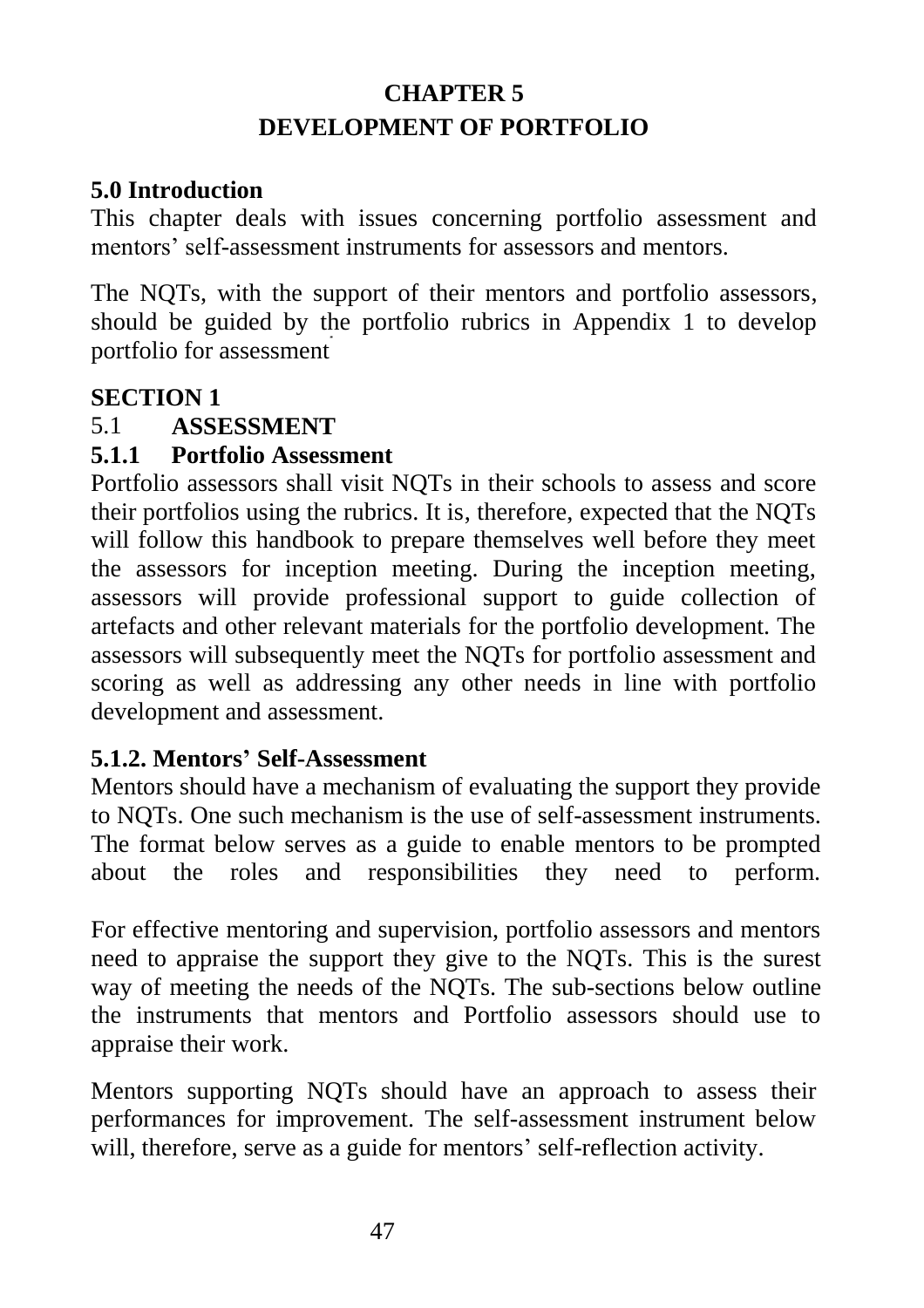# CHAPTER 5
# DEVELOPMENT OF PORTFOLIO

## 5.0 Introduction

This chapter deals with issues concerning portfolio assessment and mentors' self-assessment instruments for assessors and mentors.

The NQTs, with the support of their mentors and portfolio assessors, should be guided by the portfolio rubrics in Appendix 1 to develop portfolio for assessment

## SECTION 1

### 5.1 ASSESSMENT

#### 5.1.1 Portfolio Assessment

Portfolio assessors shall visit NQTs in their schools to assess and score their portfolios using the rubrics. It is, therefore, expected that the NQTs will follow this handbook to prepare themselves well before they meet the assessors for inception meeting. During the inception meeting, assessors will provide professional support to guide collection of artefacts and other relevant materials for the portfolio development. The assessors will subsequently meet the NQTs for portfolio assessment and scoring as well as addressing any other needs in line with portfolio development and assessment.

#### 5.1.2. Mentors' Self-Assessment

Mentors should have a mechanism of evaluating the support they provide to NQTs. One such mechanism is the use of self-assessment instruments. The format below serves as a guide to enable mentors to be prompted about the roles and responsibilities they need to perform.

For effective mentoring and supervision, portfolio assessors and mentors need to appraise the support they give to the NQTs. This is the surest way of meeting the needs of the NQTs. The sub-sections below outline the instruments that mentors and Portfolio assessors should use to appraise their work.

Mentors supporting NQTs should have an approach to assess their performances for improvement. The self-assessment instrument below will, therefore, serve as a guide for mentors' self-reflection activity.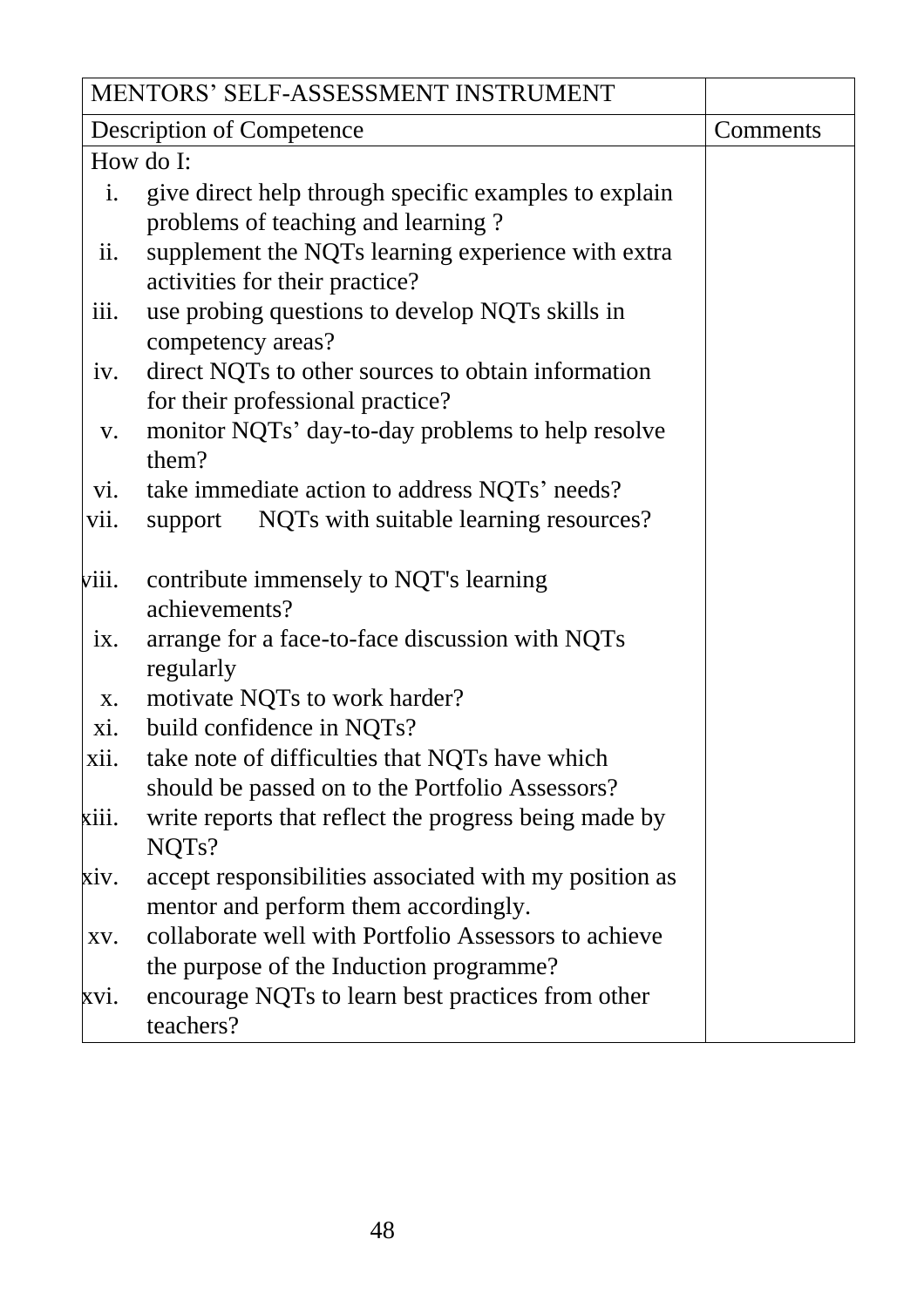| MENTORS' SELF-ASSESSMENT INSTRUMENT | |
|---|---|
| Description of Competence | Comments |
| How do I:<br>i. give direct help through specific examples to explain problems of teaching and learning ?<br>ii. supplement the NQTs learning experience with extra activities for their practice?<br>iii. use probing questions to develop NQTs skills in competency areas?<br>iv. direct NQTs to other sources to obtain information for their professional practice?<br>v. monitor NQTs' day-to-day problems to help resolve them?<br>vi. take immediate action to address NQTs' needs?<br>vii. support NQTs with suitable learning resources?<br>viii. contribute immensely to NQT's learning achievements?<br>ix. arrange for a face-to-face discussion with NQTs regularly<br>x. motivate NQTs to work harder?<br>xi. build confidence in NQTs?<br>xii. take note of difficulties that NQTs have which should be passed on to the Portfolio Assessors?<br>xiii. write reports that reflect the progress being made by NQTs?<br>xiv. accept responsibilities associated with my position as mentor and perform them accordingly.<br>xv. collaborate well with Portfolio Assessors to achieve the purpose of the Induction programme?<br>xvi. encourage NQTs to learn best practices from other teachers? | |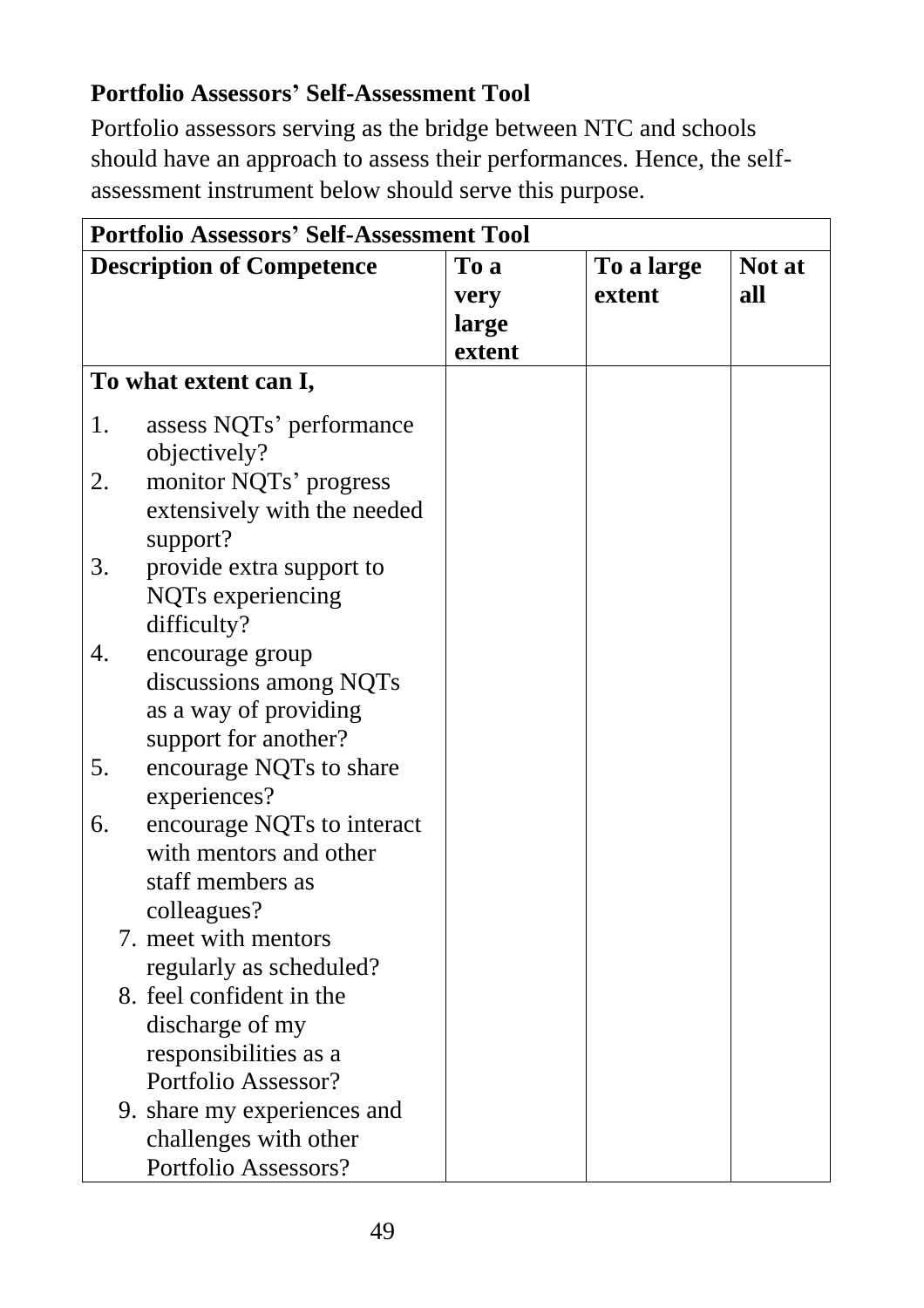**Portfolio Assessors' Self-Assessment Tool**

Portfolio assessors serving as the bridge between NTC and schools should have an approach to assess their performances. Hence, the self-assessment instrument below should serve this purpose.

| **Portfolio Assessors' Self-Assessment Tool** | | | |
|---|---|---|---|
| **Description of Competence** | **To a very large extent** | **To a large extent** | **Not at all** |
| **To what extent can I,** | | | |
| 1. assess NQTs' performance objectively? | | | |
| 2. monitor NQTs' progress extensively with the needed support? | | | |
| 3. provide extra support to NQTs experiencing difficulty? | | | |
| 4. encourage group discussions among NQTs as a way of providing support for another? | | | |
| 5. encourage NQTs to share experiences? | | | |
| 6. encourage NQTs to interact with mentors and other staff members as colleagues? | | | |
| 7. meet with mentors regularly as scheduled? | | | |
| 8. feel confident in the discharge of my responsibilities as a Portfolio Assessor? | | | |
| 9. share my experiences and challenges with other Portfolio Assessors? | | | |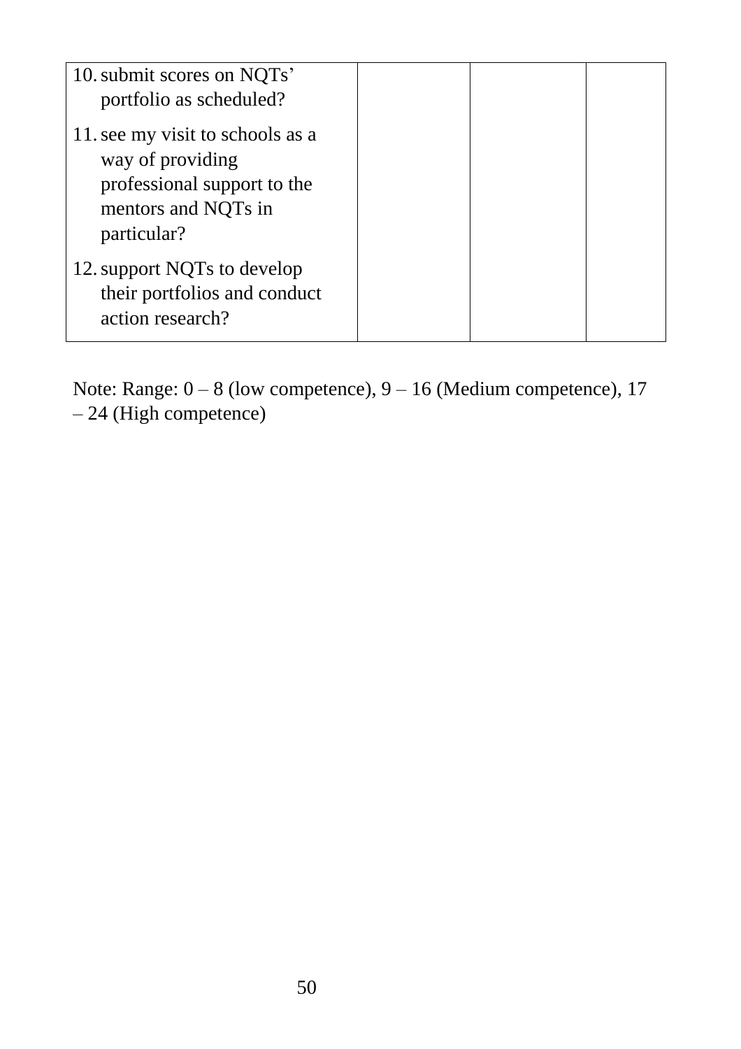| | | | |
|---|---|---|---|
| 10. submit scores on NQTs' portfolio as scheduled? | | | |
| 11. see my visit to schools as a way of providing professional support to the mentors and NQTs in particular? | | | |
| 12. support NQTs to develop their portfolios and conduct action research? | | | |

Note: Range: 0 – 8 (low competence), 9 – 16 (Medium competence), 17 – 24 (High competence)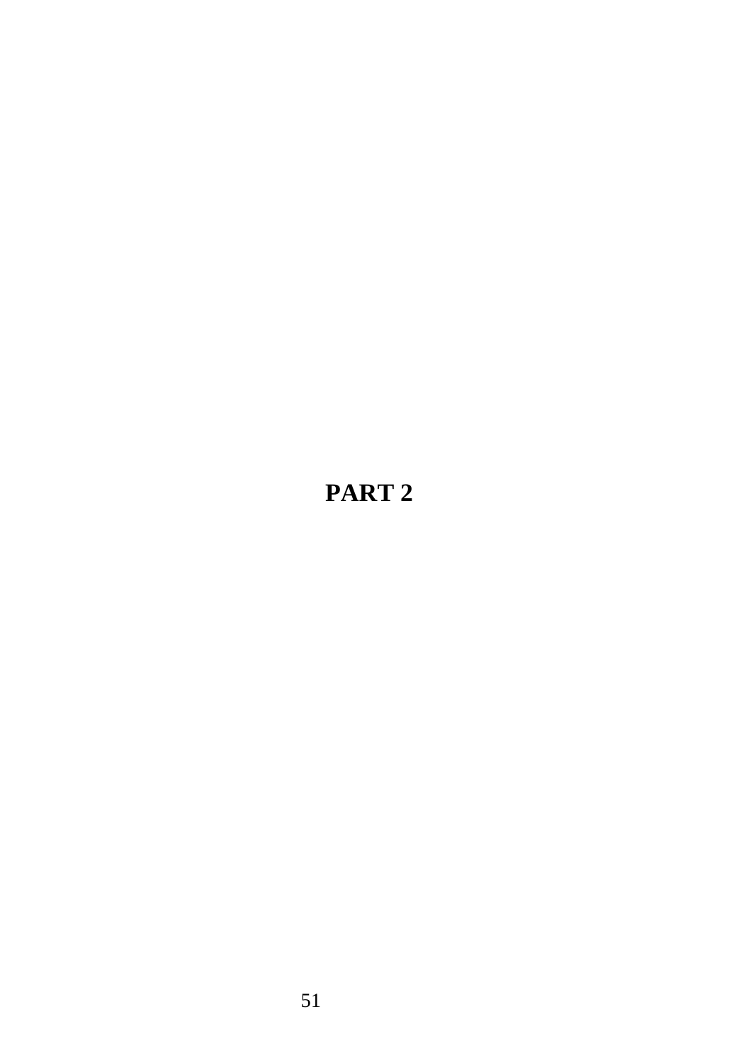# PART 2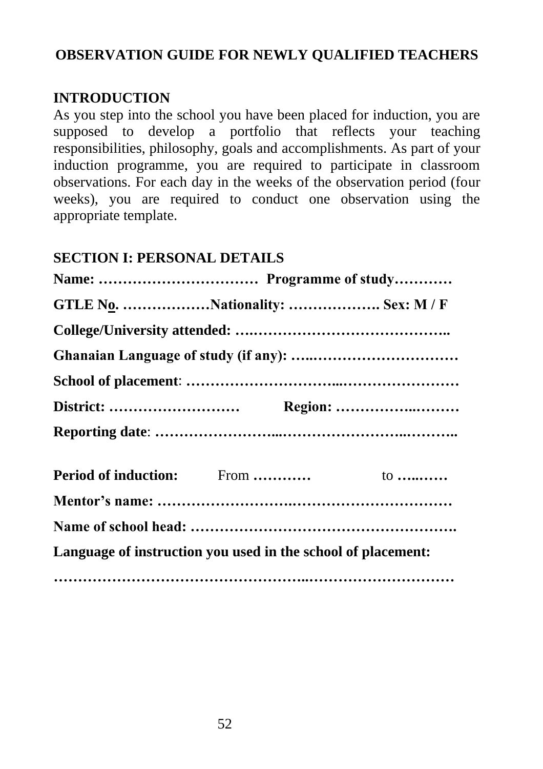## OBSERVATION GUIDE FOR NEWLY QUALIFIED TEACHERS

### INTRODUCTION

As you step into the school you have been placed for induction, you are supposed to develop a portfolio that reflects your teaching responsibilities, philosophy, goals and accomplishments. As part of your induction programme, you are required to participate in classroom observations. For each day in the weeks of the observation period (four weeks), you are required to conduct one observation using the appropriate template.

### SECTION I: PERSONAL DETAILS

**Name: …………………………… Programme of study…………**

**GTLE No. ………………Nationality: ………………. Sex: M / F**

**College/University attended: ….…………………………………..**

**Ghanaian Language of study (if any): …..…………………………**

**School of placement**: **…………………………...……………………**

**District: ……………………… Region: …………….………**

**Reporting date**: **…………………...…………………..………..**

**Period of induction:** From **…………** to **…..……**

**Mentor's name: ……………………….……………………………**

**Name of school head: ……………………………………………….**

**Language of instruction you used in the school of placement:**

**………………………………………..…………………………**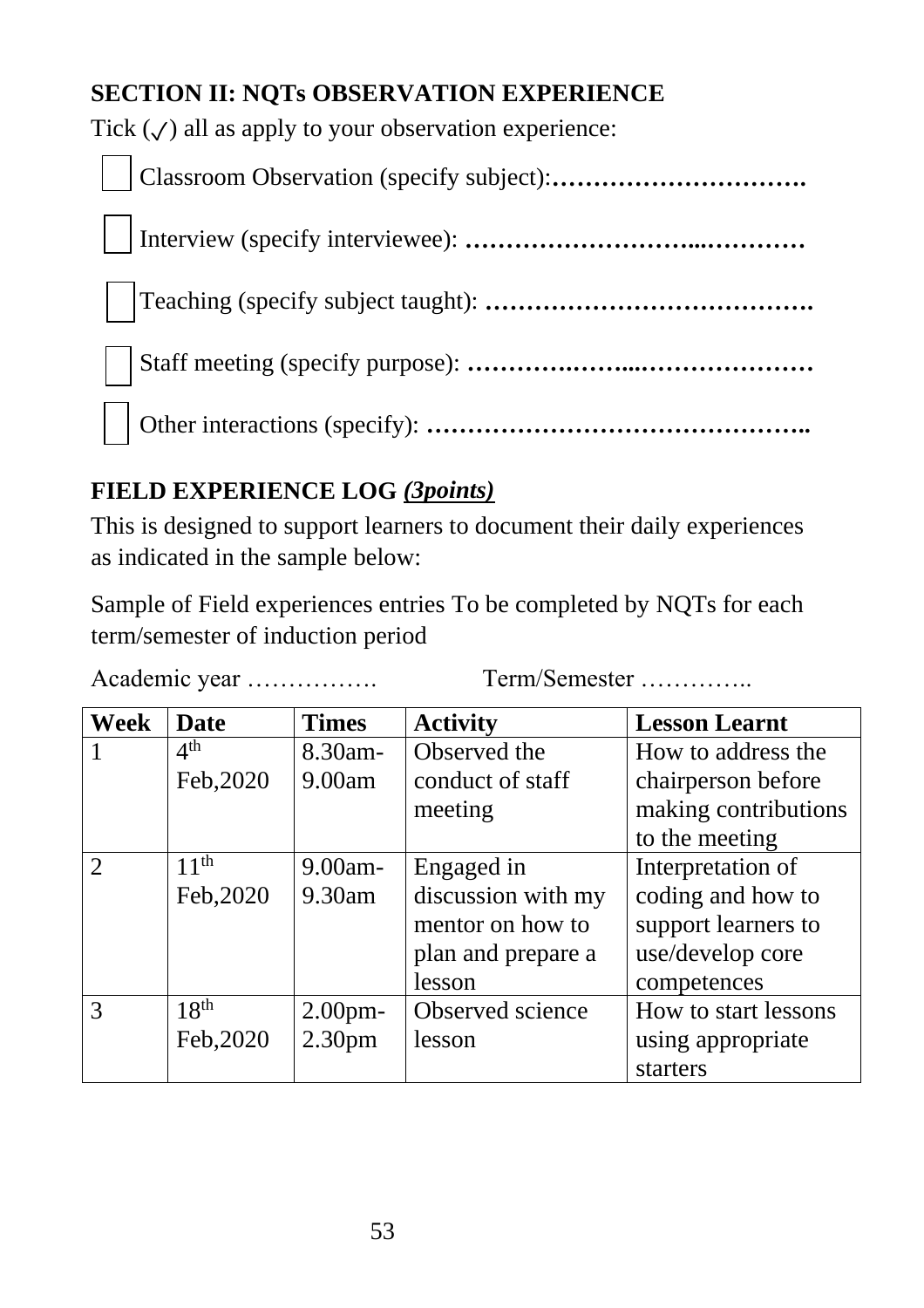## SECTION II: NQTs OBSERVATION EXPERIENCE

Tick (✓) all as apply to your observation experience:

- ☐ Classroom Observation (specify subject):………………………….
- ☐ Interview (specify interviewee): ……………………...…………
- ☐ Teaching (specify subject taught): ………………………………….
- ☐ Staff meeting (specify purpose): ……….……...…………………
- ☐ Other interactions (specify): ………………………………………..

## FIELD EXPERIENCE LOG *(3points)*

This is designed to support learners to document their daily experiences as indicated in the sample below:

Sample of Field experiences entries To be completed by NQTs for each term/semester of induction period

Academic year …………….          Term/Semester …………..

| Week | Date | Times | Activity | Lesson Learnt |
|---|---|---|---|---|
| 1 | 4th Feb,2020 | 8.30am-9.00am | Observed the conduct of staff meeting | How to address the chairperson before making contributions to the meeting |
| 2 | 11th Feb,2020 | 9.00am-9.30am | Engaged in discussion with my mentor on how to plan and prepare a lesson | Interpretation of coding and how to support learners to use/develop core competences |
| 3 | 18th Feb,2020 | 2.00pm-2.30pm | Observed science lesson | How to start lessons using appropriate starters |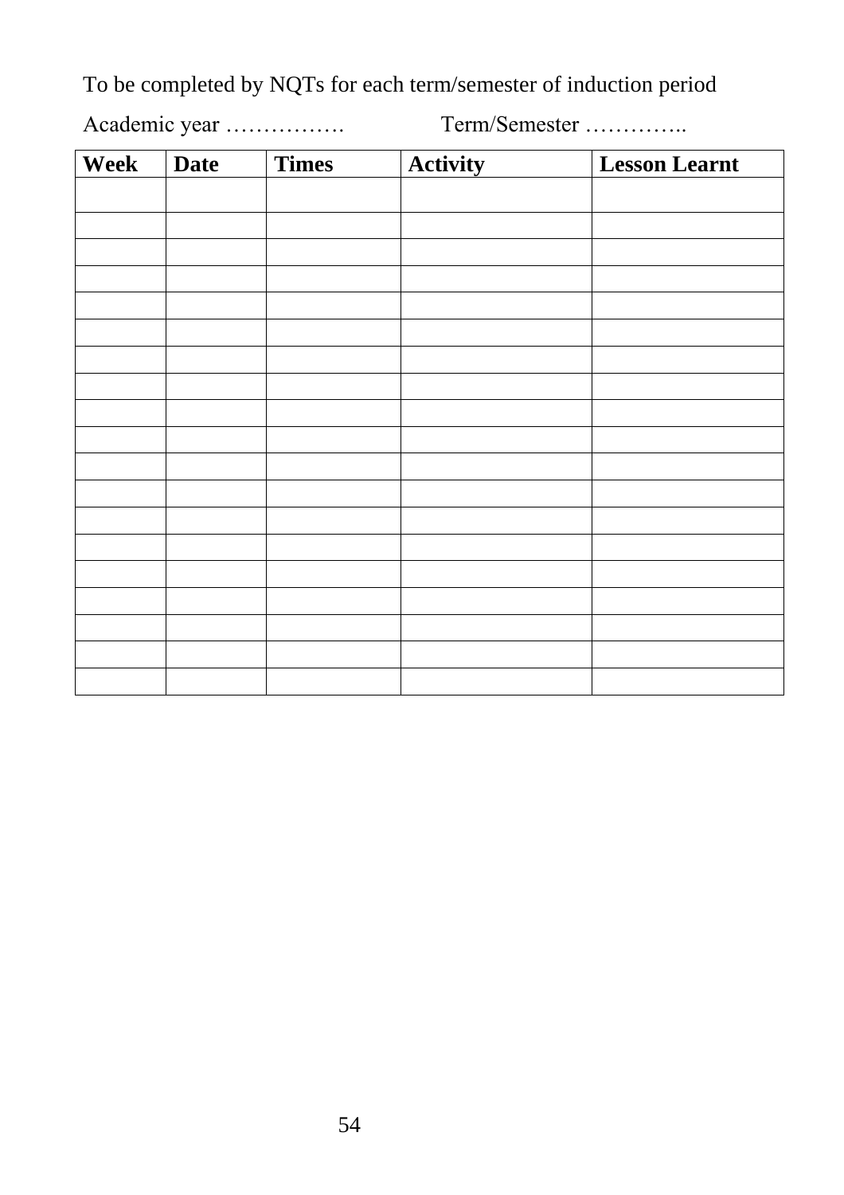To be completed by NQTs for each term/semester of induction period

Academic year …………….                Term/Semester …………..

| Week | Date | Times | Activity | Lesson Learnt |
|---|---|---|---|---|
| | | | | |
| | | | | |
| | | | | |
| | | | | |
| | | | | |
| | | | | |
| | | | | |
| | | | | |
| | | | | |
| | | | | |
| | | | | |
| | | | | |
| | | | | |
| | | | | |
| | | | | |
| | | | | |
| | | | | |
| | | | | |
| | | | | |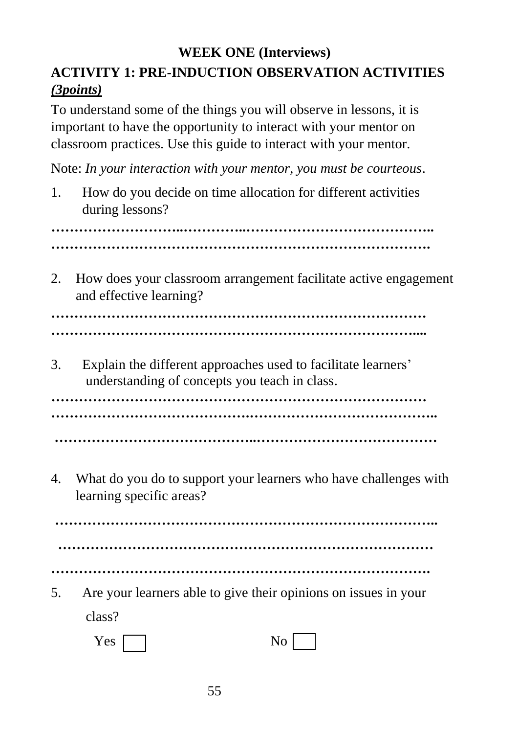**WEEK ONE (Interviews)**

## ACTIVITY 1: PRE-INDUCTION OBSERVATION ACTIVITIES *(3points)*

To understand some of the things you will observe in lessons, it is important to have the opportunity to interact with your mentor on classroom practices. Use this guide to interact with your mentor.

Note: *In your interaction with your mentor, you must be courteous*.

1. How do you decide on time allocation for different activities during lessons?

………………………...…………..…………………………………..
……………………………………………………………………….

2. How does your classroom arrangement facilitate active engagement and effective learning?

………………………………………………………………………
…………………………………………………………………….....

3. Explain the different approaches used to facilitate learners' understanding of concepts you teach in class.

………………………………………………………………………
……………………………………….…………………………………..
……………………………………..…………………………………

4. What do you do to support your learners who have challenges with learning specific areas?

…………………………………………………………………………..
………………………………………………………………………
……………………………………………………………………….

5. Are your learners able to give their opinions on issues in your class?

Yes ☐ No ☐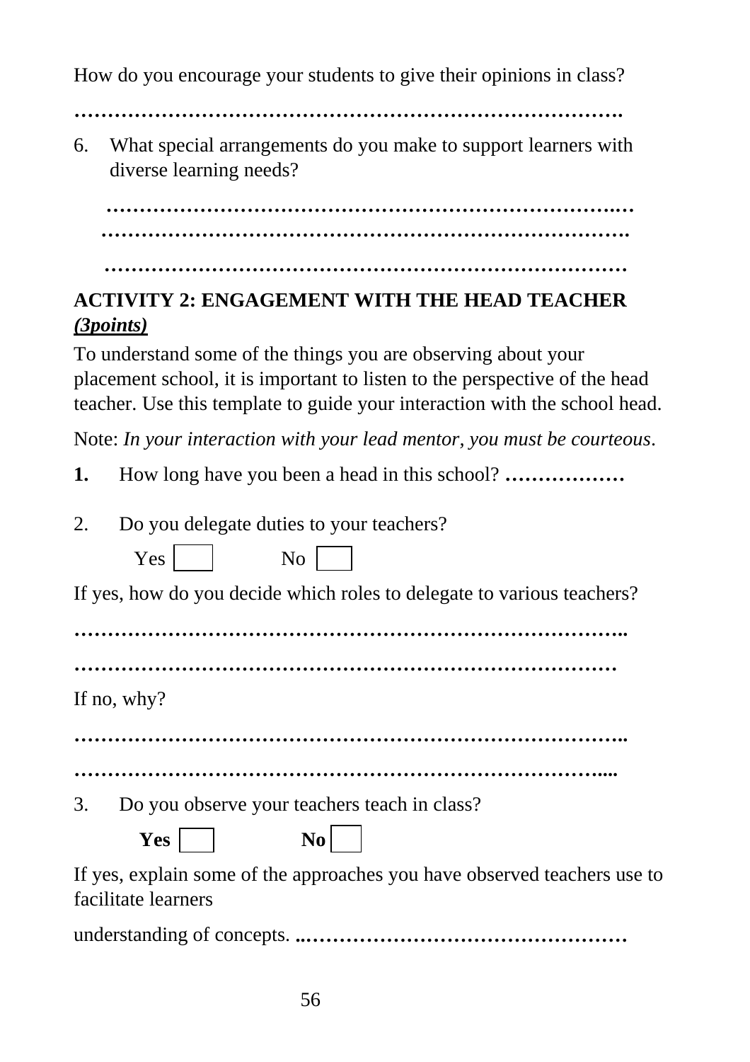How do you encourage your students to give their opinions in class?

……………………………………………………………………….

6. What special arrangements do you make to support learners with diverse learning needs?

   …………………………………………………………………..…
   …………………………………………………………………….
   ……………………………………………………………………

**ACTIVITY 2: ENGAGEMENT WITH THE HEAD TEACHER** ***(3points)***

To understand some of the things you are observing about your placement school, it is important to listen to the perspective of the head teacher. Use this template to guide your interaction with the school head.

Note: *In your interaction with your lead mentor, you must be courteous*.

**1.** How long have you been a head in this school? **………………**

2. Do you delegate duties to your teachers?

   Yes ☐ No ☐

If yes, how do you decide which roles to delegate to various teachers?

………………………………………………………………………..

……………………………………………………………………

If no, why?

………………………………………………………………………..

…………………………………………………………………….....

3. Do you observe your teachers teach in class?

   **Yes** ☐ **No** ☐

If yes, explain some of the approaches you have observed teachers use to facilitate learners

understanding of concepts. ..……………………………………………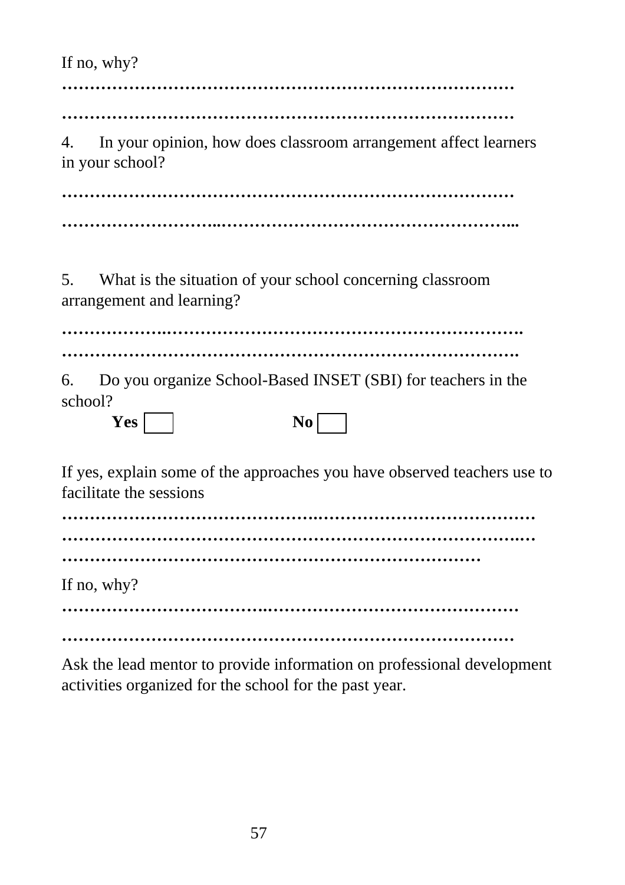If no, why?

…………………………………………………………………………

…………………………………………………………………………

4. In your opinion, how does classroom arrangement affect learners in your school?

…………………………………………………………………………

………………………..………………………………………………...

5. What is the situation of your school concerning classroom arrangement and learning?

……………….………………………………………………………..

………………………………………………………………………….

6. Do you organize School-Based INSET (SBI) for teachers in the school?

**Yes** ☐ **No** ☐

If yes, explain some of the approaches you have observed teachers use to facilitate the sessions

……………………………………….……………………………………

……………………………………………………………………….….

……………………………………………………………………

If no, why?

………………………………..………………………………………

…………………………………………………………………………

Ask the lead mentor to provide information on professional development activities organized for the school for the past year.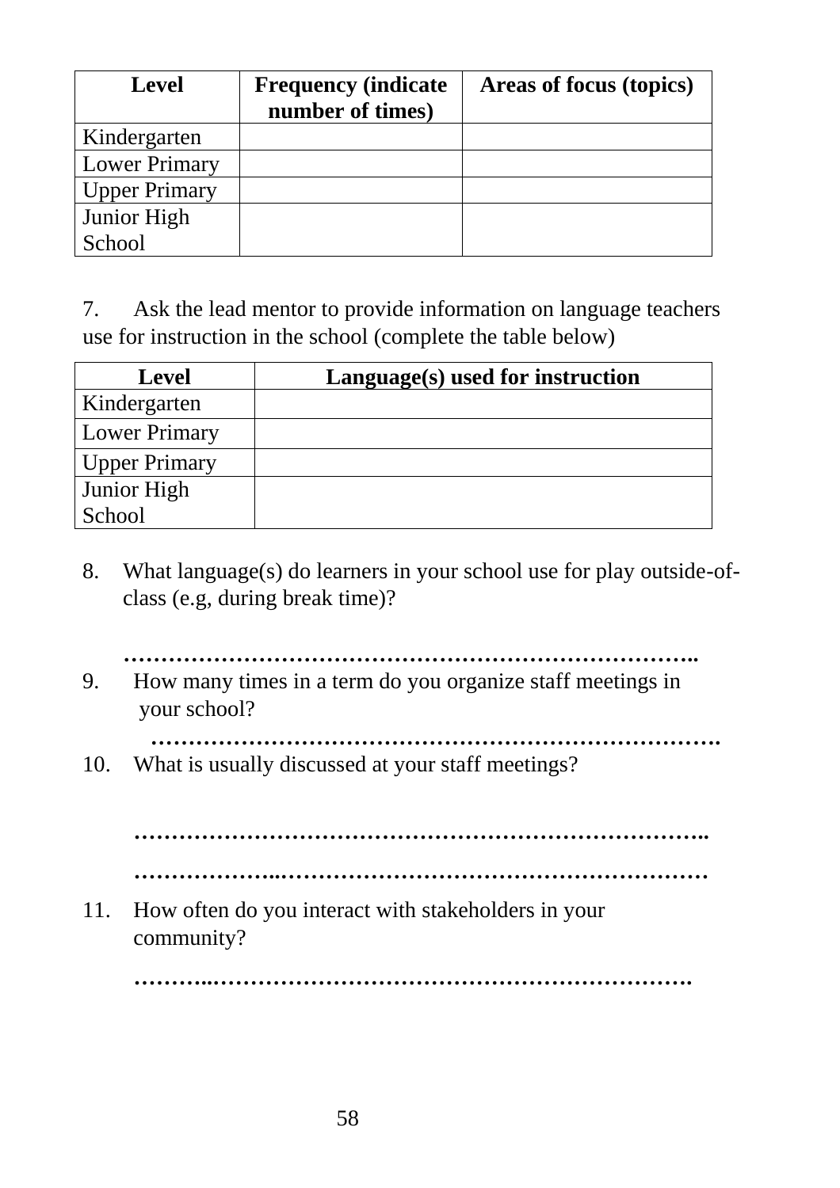| Level | Frequency (indicate number of times) | Areas of focus (topics) |
|---|---|---|
| Kindergarten | | |
| Lower Primary | | |
| Upper Primary | | |
| Junior High School | | |

7. Ask the lead mentor to provide information on language teachers use for instruction in the school (complete the table below)

| Level | Language(s) used for instruction |
|---|---|
| Kindergarten | |
| Lower Primary | |
| Upper Primary | |
| Junior High School | |

8. What language(s) do learners in your school use for play outside-of-class (e.g, during break time)?

   **…………………………………………………………………..**

9. How many times in a term do you organize staff meetings in your school?

   **………………………………………………………………….**

10. What is usually discussed at your staff meetings?

    **…………………………………………………………………..**

    **………………..……………………………………………………**

11. How often do you interact with stakeholders in your community?

    **………..……………………………………………………….**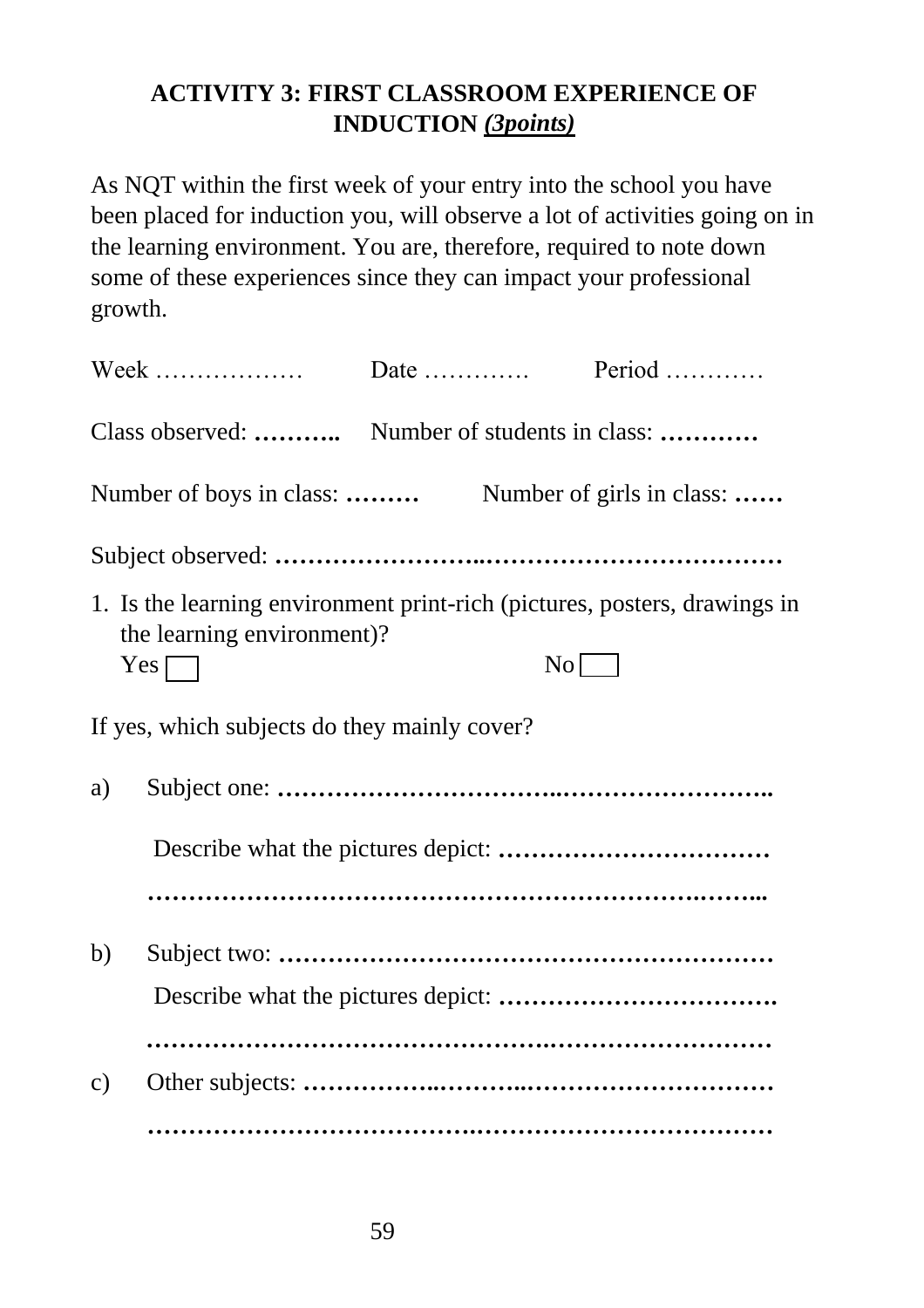## ACTIVITY 3: FIRST CLASSROOM EXPERIENCE OF INDUCTION *(3points)*

As NQT within the first week of your entry into the school you have been placed for induction you, will observe a lot of activities going on in the learning environment. You are, therefore, required to note down some of these experiences since they can impact your professional growth.

Week ……………… Date …………. Period …………

Class observed: **………..** Number of students in class: **…………**

Number of boys in class: **………** Number of girls in class: **……**

Subject observed: **……………………..………………………………**

1. Is the learning environment print-rich (pictures, posters, drawings in the learning environment)?

   Yes ☐ No ☐

If yes, which subjects do they mainly cover?

a) Subject one: **…………………………..……………………..**

   Describe what the pictures depict: **……………………………**

   **………………………………………………………….……..**

b) Subject two: **……………………………………………………**

   Describe what the pictures depict: **…………………………….**

   **……………………………………….………………………**

c) Other subjects: **…………..………..…………………………**

   **……………………………….………………………………**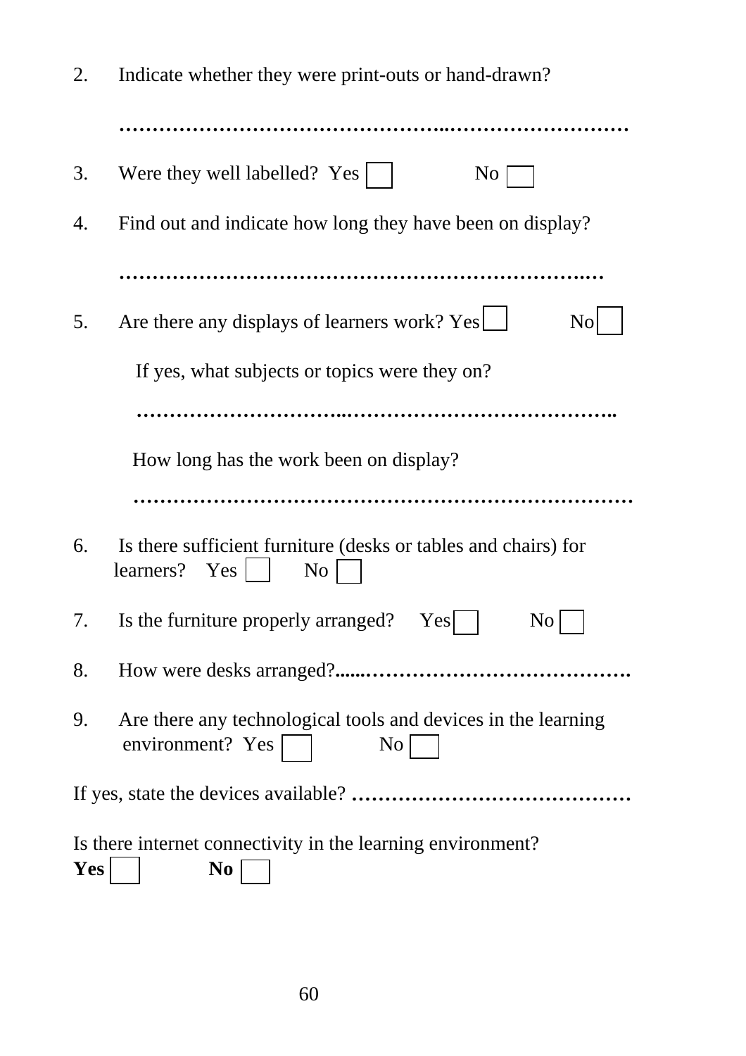2. Indicate whether they were print-outs or hand-drawn?

   ………………………………………..………………………

3. Were they well labelled? Yes ☐ No ☐

4. Find out and indicate how long they have been on display?

   ……………………………………………………………..…

5. Are there any displays of learners work? Yes ☐ No ☐

   If yes, what subjects or topics were they on?

   …………………………..……………………………………..

   How long has the work been on display?

   …………………………………………………………………

6. Is there sufficient furniture (desks or tables and chairs) for learners? Yes ☐ No ☐

7. Is the furniture properly arranged? Yes ☐ No ☐

8. How were desks arranged?......………………………………….

9. Are there any technological tools and devices in the learning environment? Yes ☐ No ☐

If yes, state the devices available? ……………………………………

Is there internet connectivity in the learning environment?
**Yes** ☐ **No** ☐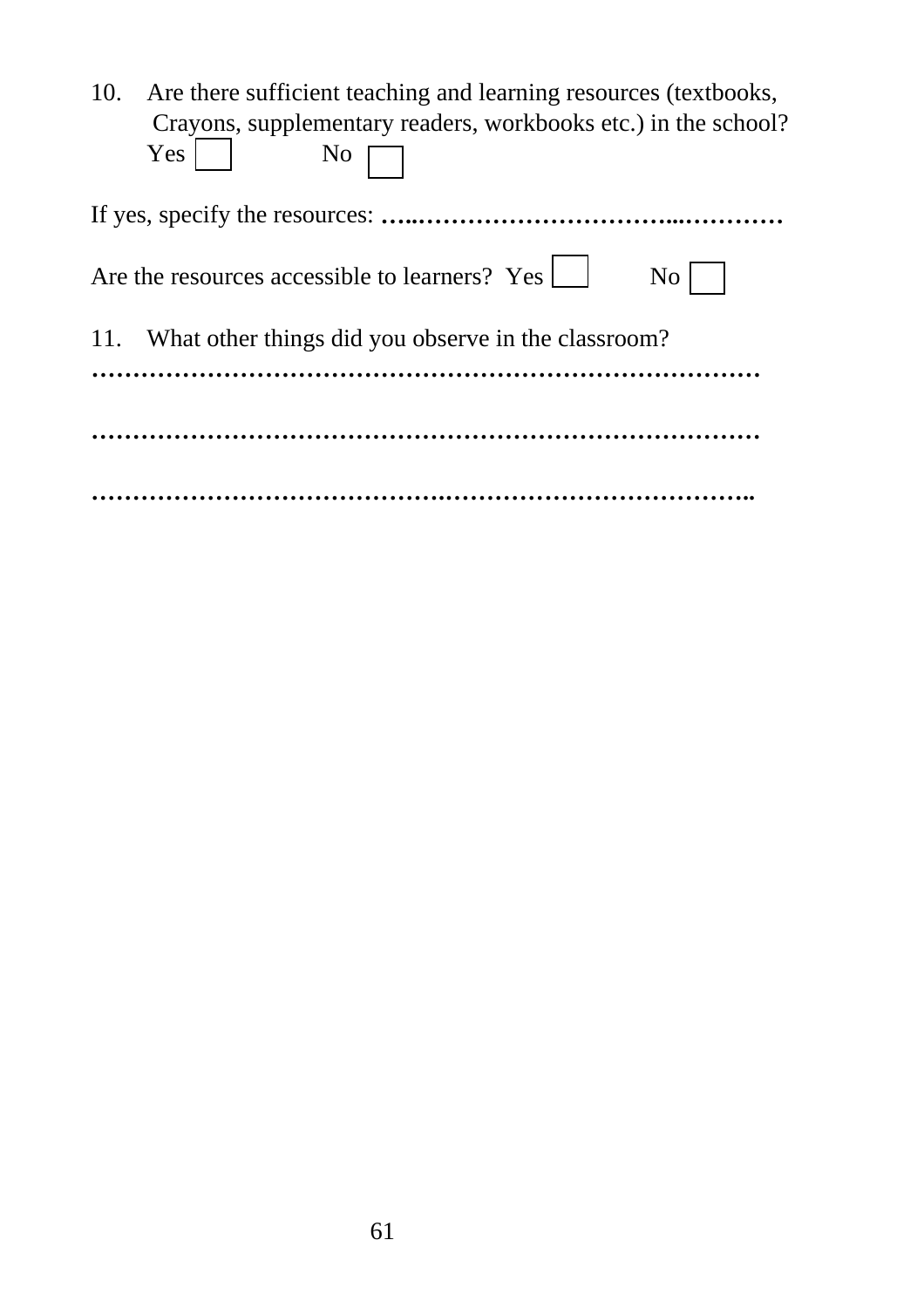10. Are there sufficient teaching and learning resources (textbooks, Crayons, supplementary readers, workbooks etc.) in the school?

    Yes ☐ No ☐

If yes, specify the resources: …..…………………………...…………

Are the resources accessible to learners? Yes ☐ No ☐

11. What other things did you observe in the classroom?

………………………………………………………………………

………………………………………………………………………

……………………………………….…………………………………..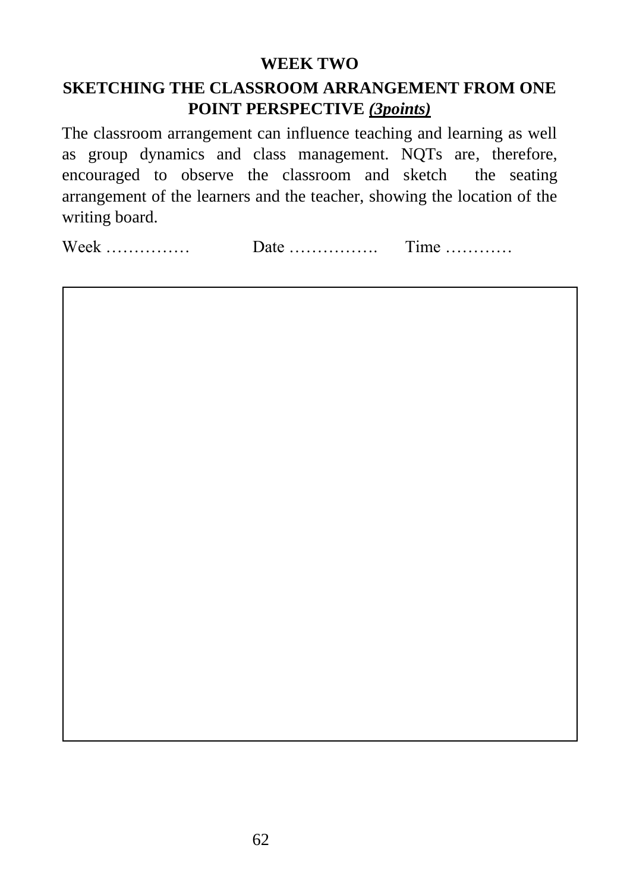## WEEK TWO

## SKETCHING THE CLASSROOM ARRANGEMENT FROM ONE POINT PERSPECTIVE ***(3points)***

The classroom arrangement can influence teaching and learning as well as group dynamics and class management. NQTs are, therefore, encouraged to observe the classroom and sketch the seating arrangement of the learners and the teacher, showing the location of the writing board.

Week …………… Date ……………. Time …………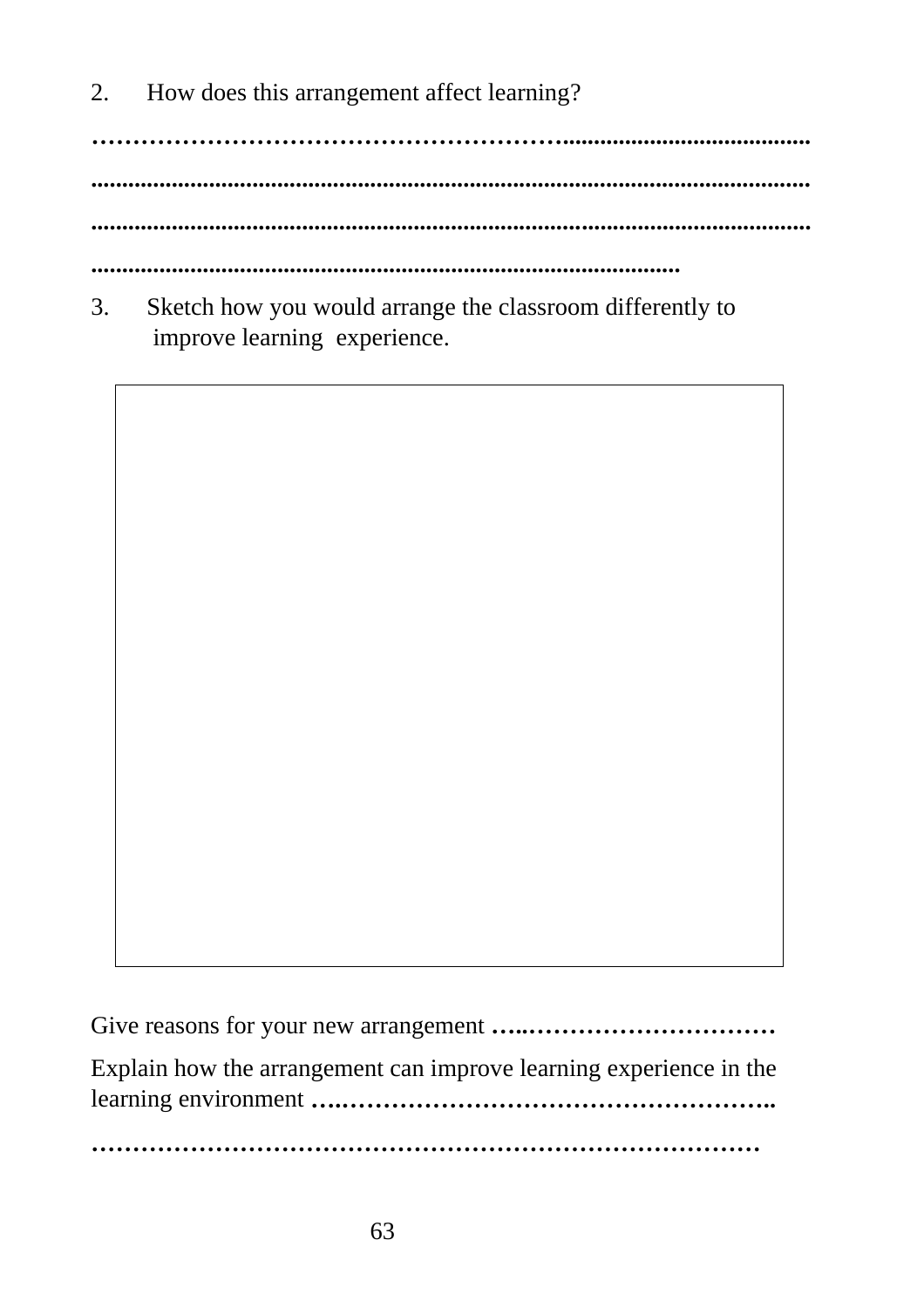2. How does this arrangement affect learning?

……………………………………………………………………………………………

……………………………………………………………………………………………

……………………………………………………………………………………………

………………………………………………………………………………

3. Sketch how you would arrange the classroom differently to improve learning experience.

Give reasons for your new arrangement ……………………………………

Explain how the arrangement can improve learning experience in the learning environment ……………………………………………………………

……………………………………………………………………………………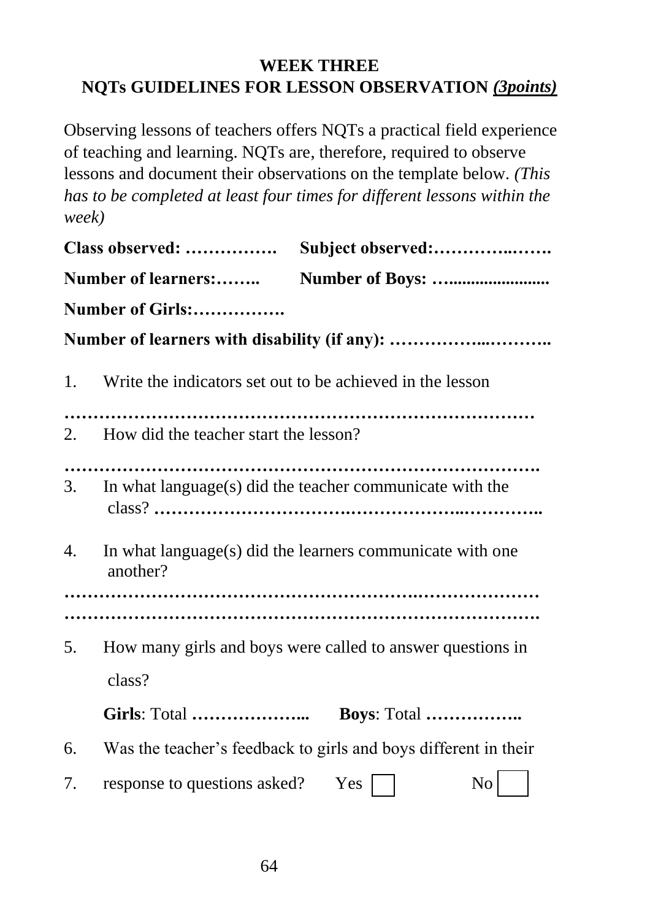## WEEK THREE
## NQTs GUIDELINES FOR LESSON OBSERVATION *(3points)*

Observing lessons of teachers offers NQTs a practical field experience of teaching and learning. NQTs are, therefore, required to observe lessons and document their observations on the template below. *(This has to be completed at least four times for different lessons within the week)*

**Class observed: …………….** **Subject observed:…………..…….**

**Number of learners:……..** **Number of Boys: …......................**

**Number of Girls:…………….**

**Number of learners with disability (if any): ……………...………..**

1. Write the indicators set out to be achieved in the lesson

**………………………………………………………………………**

2. How did the teacher start the lesson?

**……………………………………………………………………….**

3. In what language(s) did the teacher communicate with the class? **…………………………….…………………..…………..**

4. In what language(s) did the learners communicate with one another?

**…………………………………………………….…………………**
**……………………………………………………………………….**

5. How many girls and boys were called to answer questions in class?

   **Girls**: Total **………………...** **Boys**: Total **……………..**

6. Was the teacher's feedback to girls and boys different in their

7. response to questions asked? Yes ☐ No ☐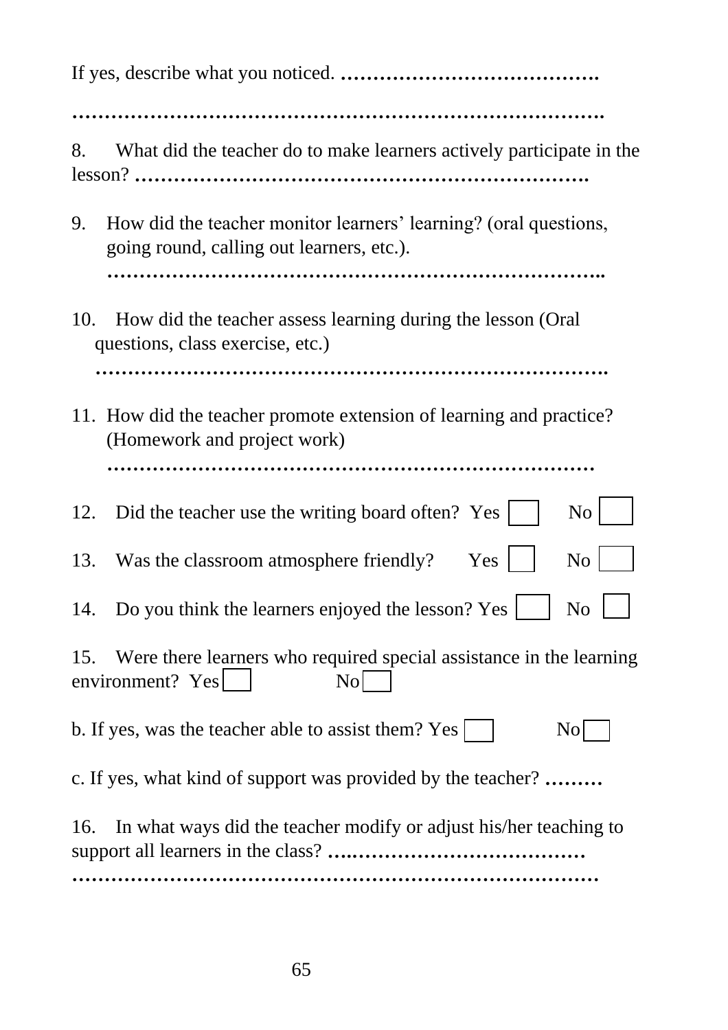If yes, describe what you noticed. ………………………………….

……………………………………………………………………….

8. What did the teacher do to make learners actively participate in the lesson? ……………………………………………………………….

9. How did the teacher monitor learners' learning? (oral questions, going round, calling out learners, etc.).
   ………………………………………………………………………..

10. How did the teacher assess learning during the lesson (Oral questions, class exercise, etc.)
    ……………………………………………………………………….

11. How did the teacher promote extension of learning and practice? (Homework and project work)
    ……………………………………………………………………

12. Did the teacher use the writing board often? Yes ☐ No ☐

13. Was the classroom atmosphere friendly? Yes ☐ No ☐

14. Do you think the learners enjoyed the lesson? Yes ☐ No ☐

15. Were there learners who required special assistance in the learning environment? Yes ☐ No ☐

b. If yes, was the teacher able to assist them? Yes ☐ No ☐

c. If yes, what kind of support was provided by the teacher? ………

16. In what ways did the teacher modify or adjust his/her teaching to support all learners in the class? ….………………………………
……………………………………………………………………….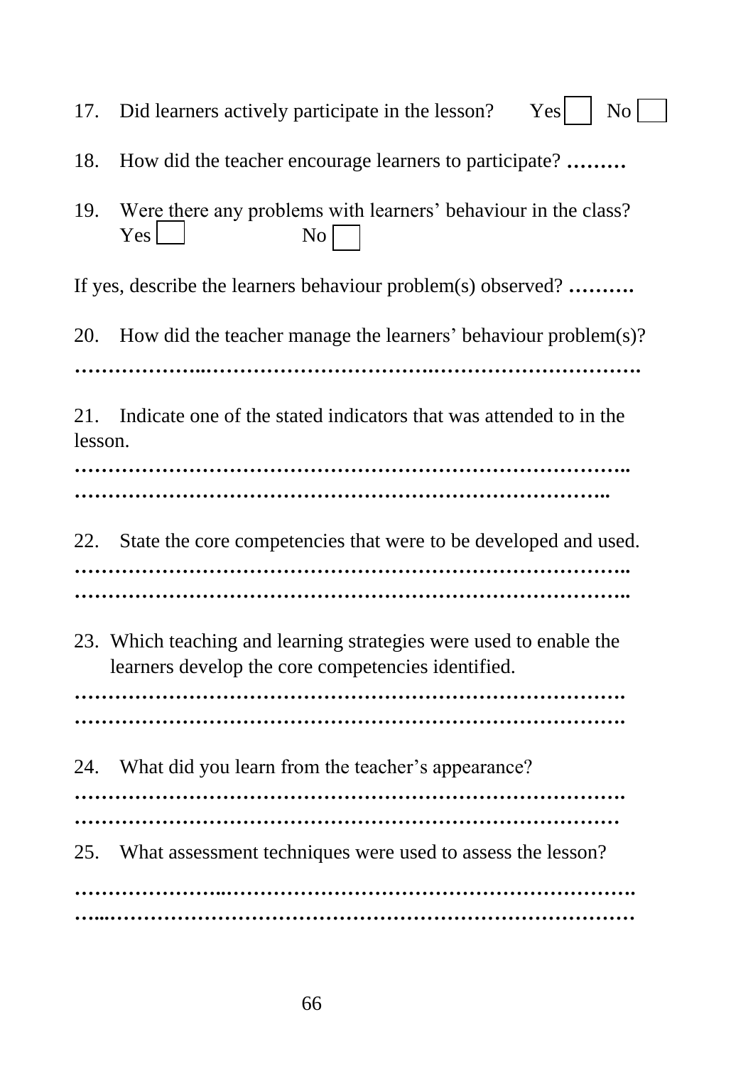17. Did learners actively participate in the lesson? Yes ☐ No ☐

18. How did the teacher encourage learners to participate? **………**

19. Were there any problems with learners' behaviour in the class?
    Yes ☐ No ☐

If yes, describe the learners behaviour problem(s) observed? **……….**

20. How did the teacher manage the learners' behaviour problem(s)?

**………………..……………………………..……………………….**

21. Indicate one of the stated indicators that was attended to in the lesson.

**………………………………………………………………………..**
**……………………………………………………………………..**

22. State the core competencies that were to be developed and used.

**………………………………………………………………………..**
**………………………………………………………………………..**

23. Which teaching and learning strategies were used to enable the learners develop the core competencies identified.

**……………………………………………………………………….**
**……………………………………………………………………….**

24. What did you learn from the teacher's appearance?

**……………………………………………………………………….**
**………………………………………………………………………**

25. What assessment techniques were used to assess the lesson?

**…………………..…………………………………………………….**
**…...……………………………………………………………………**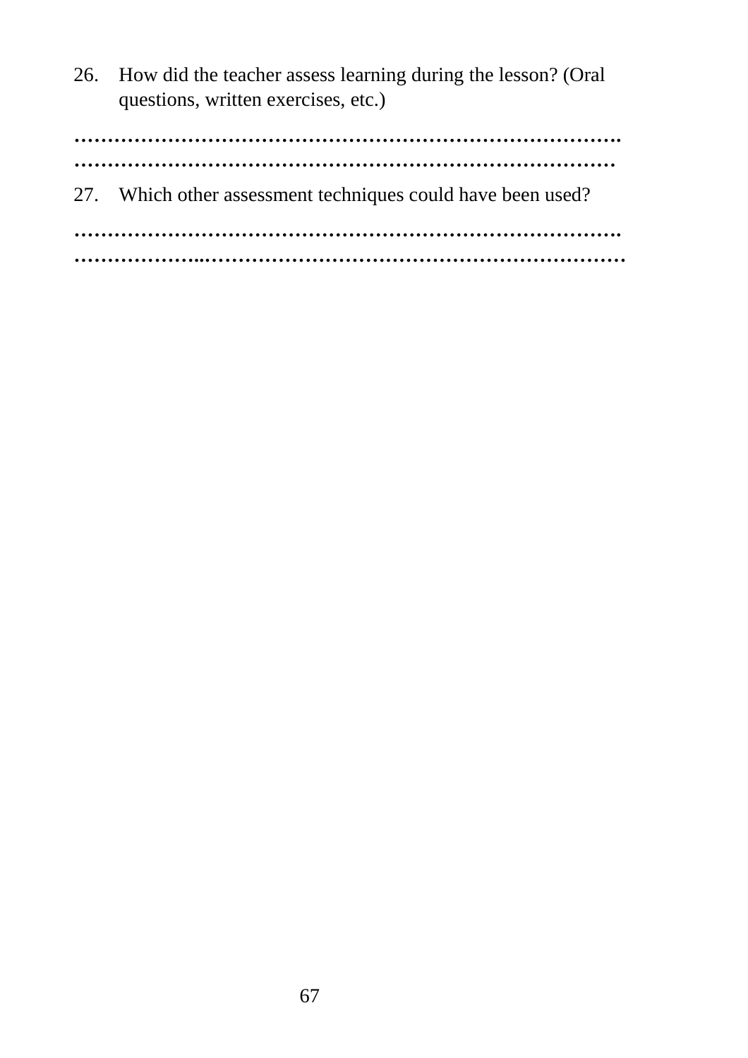26. How did the teacher assess learning during the lesson? (Oral questions, written exercises, etc.)

……………………………………………………………………….
………………………………………………………………………

27. Which other assessment techniques could have been used?

……………………………………………………………………….
…………………...……………………………………………………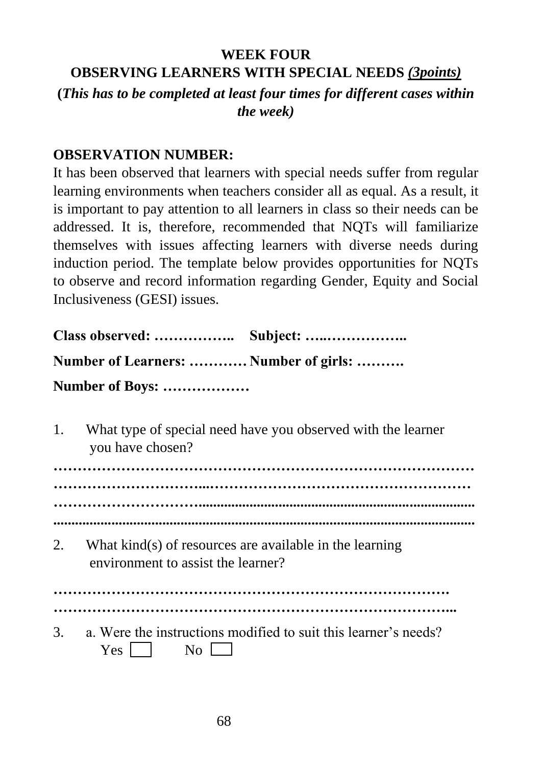**WEEK FOUR**

**OBSERVING LEARNERS WITH SPECIAL NEEDS *(3points)***

**(*This has to be completed at least four times for different cases within the week)***

**OBSERVATION NUMBER:**

It has been observed that learners with special needs suffer from regular learning environments when teachers consider all as equal. As a result, it is important to pay attention to all learners in class so their needs can be addressed. It is, therefore, recommended that NQTs will familiarize themselves with issues affecting learners with diverse needs during induction period. The template below provides opportunities for NQTs to observe and record information regarding Gender, Equity and Social Inclusiveness (GESI) issues.

**Class observed: …………….. Subject: …..……………..**

**Number of Learners: ………… Number of girls: ……….**

**Number of Boys: ………………**

1. What type of special need have you observed with the learner you have chosen?

……………………………………………………………………………
…………………………...………………………………………………
……………………………..............................................................................
..........................................................................................................................

2. What kind(s) of resources are available in the learning environment to assist the learner?

……………………………………………………………………….
……………………………………………………………………...

3. a. Were the instructions modified to suit this learner's needs?
   Yes ☐ No ☐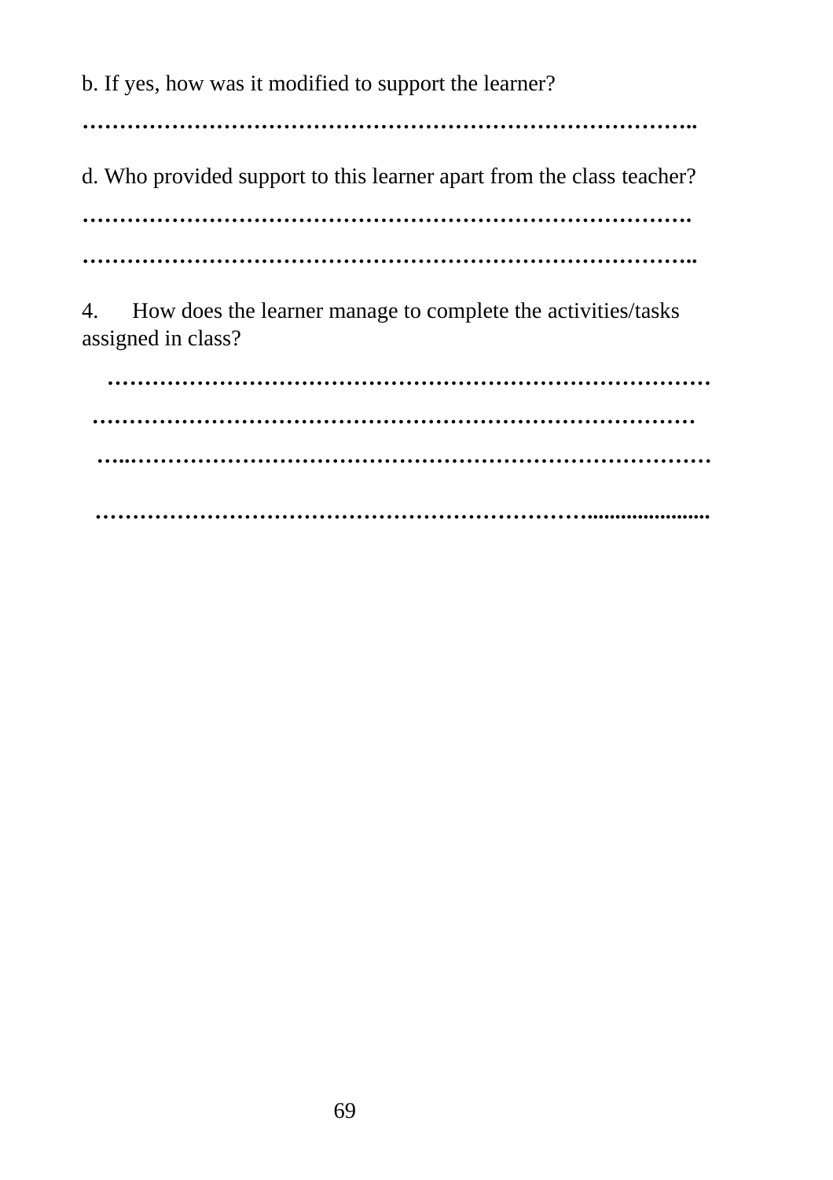b. If yes, how was it modified to support the learner?

…………………………………………………………………………..

d. Who provided support to this learner apart from the class teacher?

………………………………………………………………………….

…………………………………………………………………………..

4. How does the learner manage to complete the activities/tasks assigned in class?

…………………………………………………………………………

…………………………………………………………………………

…..……………………………………………………………………

……………………………………………………………......................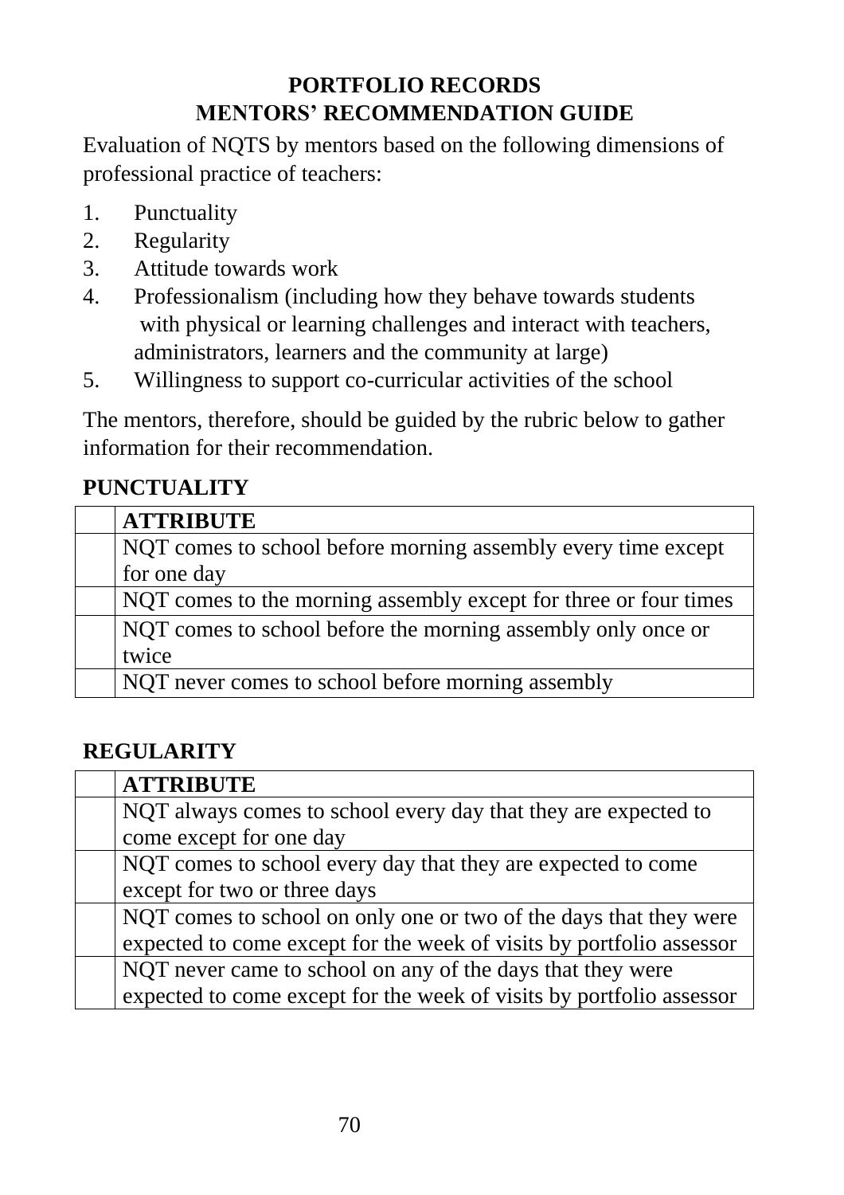# PORTFOLIO RECORDS
# MENTORS' RECOMMENDATION GUIDE

Evaluation of NQTS by mentors based on the following dimensions of professional practice of teachers:

1. Punctuality
2. Regularity
3. Attitude towards work
4. Professionalism (including how they behave towards students with physical or learning challenges and interact with teachers, administrators, learners and the community at large)
5. Willingness to support co-curricular activities of the school

The mentors, therefore, should be guided by the rubric below to gather information for their recommendation.

**PUNCTUALITY**

| | **ATTRIBUTE** |
|---|---|
| | NQT comes to school before morning assembly every time except for one day |
| | NQT comes to the morning assembly except for three or four times |
| | NQT comes to school before the morning assembly only once or twice |
| | NQT never comes to school before morning assembly |

**REGULARITY**

| | **ATTRIBUTE** |
|---|---|
| | NQT always comes to school every day that they are expected to come except for one day |
| | NQT comes to school every day that they are expected to come except for two or three days |
| | NQT comes to school on only one or two of the days that they were expected to come except for the week of visits by portfolio assessor |
| | NQT never came to school on any of the days that they were expected to come except for the week of visits by portfolio assessor |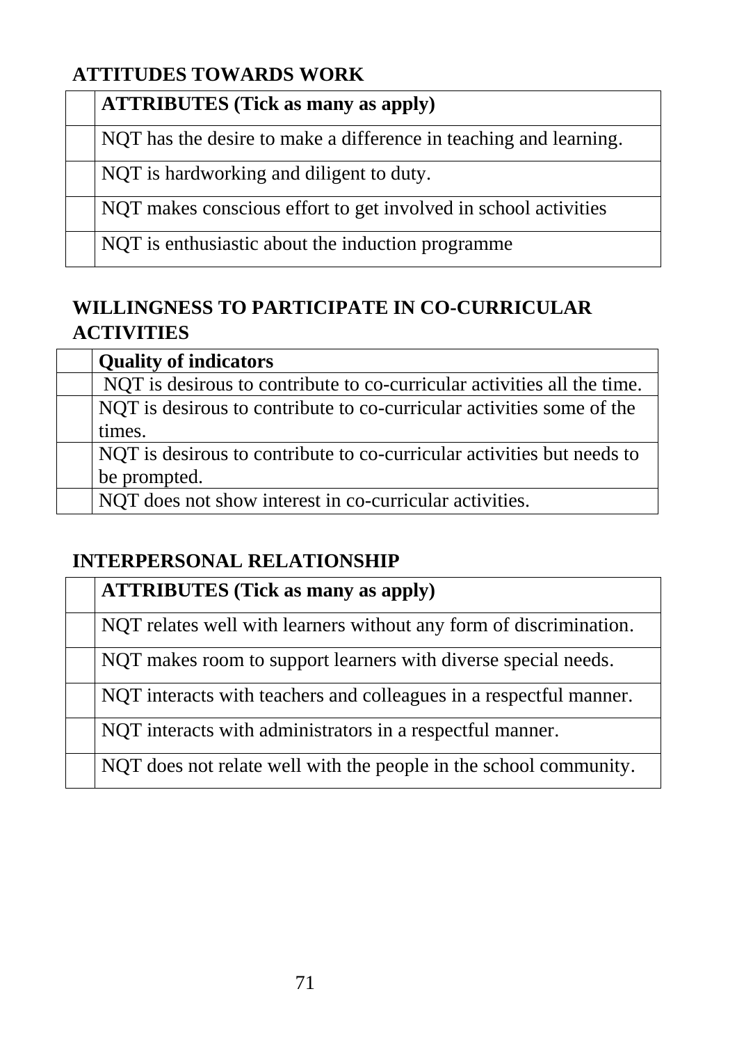**ATTITUDES TOWARDS WORK**

| | **ATTRIBUTES (Tick as many as apply)** |
|---|---|
| | NQT has the desire to make a difference in teaching and learning. |
| | NQT is hardworking and diligent to duty. |
| | NQT makes conscious effort to get involved in school activities |
| | NQT is enthusiastic about the induction programme |

**WILLINGNESS TO PARTICIPATE IN CO-CURRICULAR ACTIVITIES**

| | **Quality of indicators** |
|---|---|
| | NQT is desirous to contribute to co-curricular activities all the time. |
| | NQT is desirous to contribute to co-curricular activities some of the times. |
| | NQT is desirous to contribute to co-curricular activities but needs to be prompted. |
| | NQT does not show interest in co-curricular activities. |

**INTERPERSONAL RELATIONSHIP**

| | **ATTRIBUTES (Tick as many as apply)** |
|---|---|
| | NQT relates well with learners without any form of discrimination. |
| | NQT makes room to support learners with diverse special needs. |
| | NQT interacts with teachers and colleagues in a respectful manner. |
| | NQT interacts with administrators in a respectful manner. |
| | NQT does not relate well with the people in the school community. |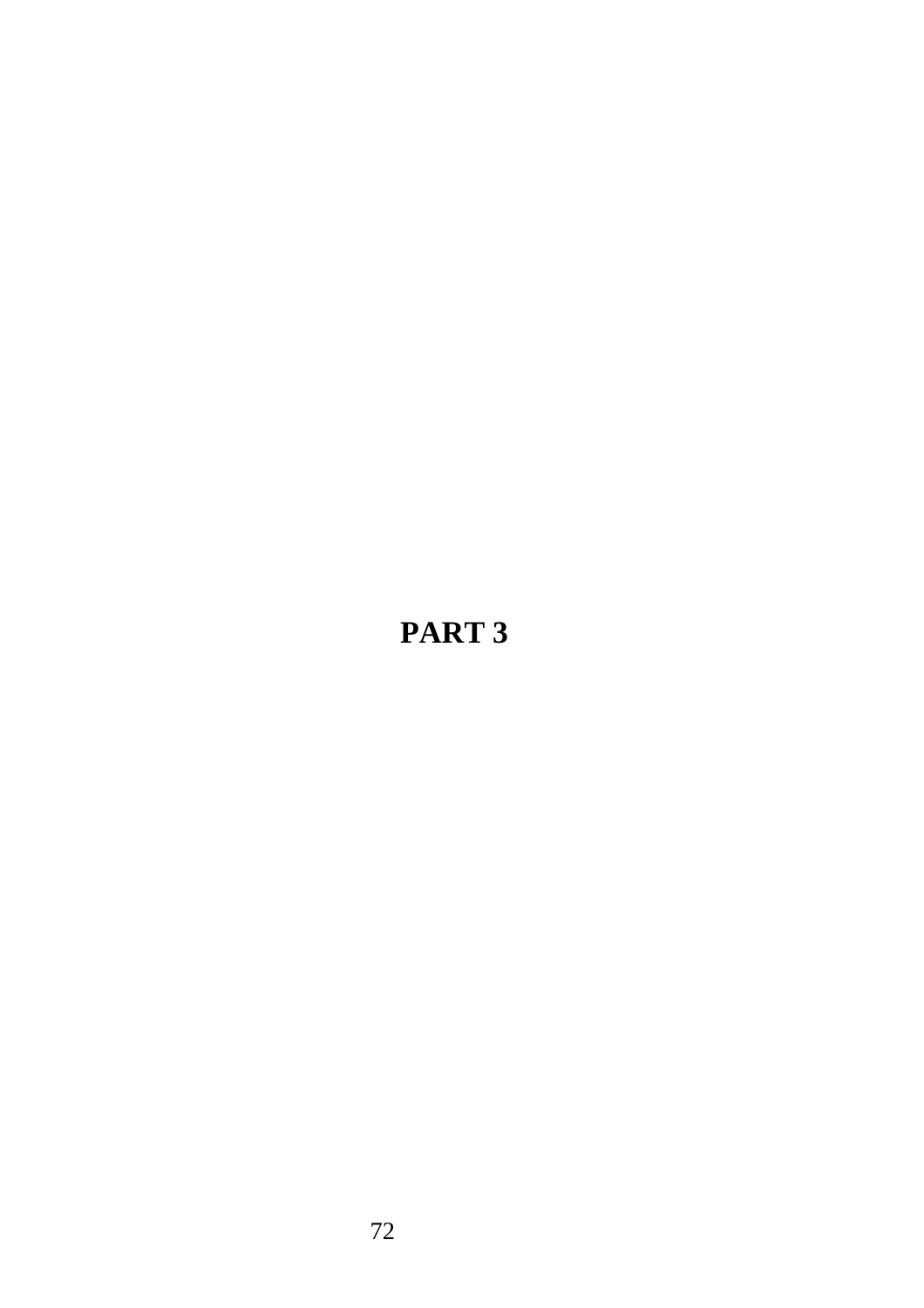# PART 3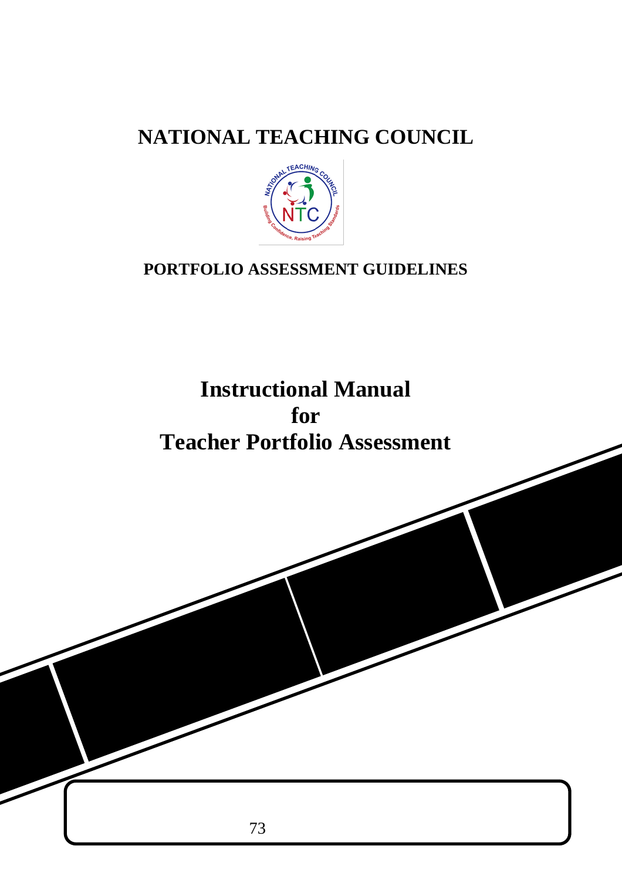# NATIONAL TEACHING COUNCIL

## PORTFOLIO ASSESSMENT GUIDELINES

# Instructional Manual for Teacher Portfolio Assessment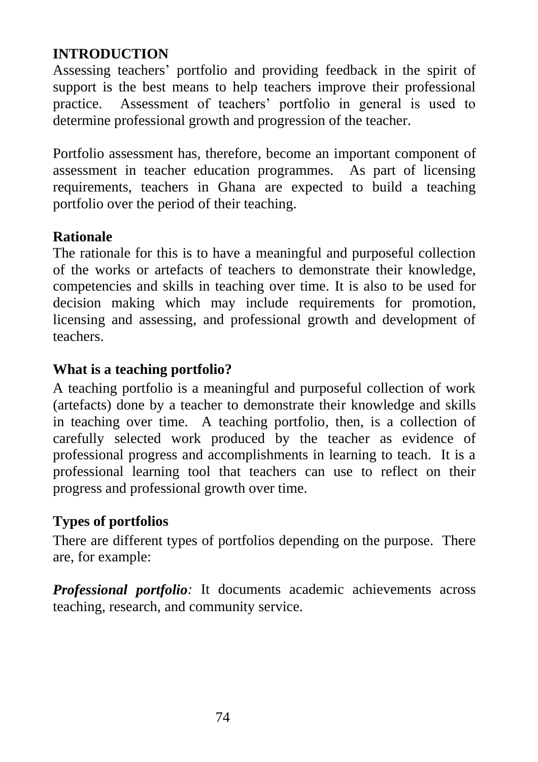## INTRODUCTION

Assessing teachers' portfolio and providing feedback in the spirit of support is the best means to help teachers improve their professional practice. Assessment of teachers' portfolio in general is used to determine professional growth and progression of the teacher.

Portfolio assessment has, therefore, become an important component of assessment in teacher education programmes. As part of licensing requirements, teachers in Ghana are expected to build a teaching portfolio over the period of their teaching.

### Rationale

The rationale for this is to have a meaningful and purposeful collection of the works or artefacts of teachers to demonstrate their knowledge, competencies and skills in teaching over time. It is also to be used for decision making which may include requirements for promotion, licensing and assessing, and professional growth and development of teachers.

### What is a teaching portfolio?

A teaching portfolio is a meaningful and purposeful collection of work (artefacts) done by a teacher to demonstrate their knowledge and skills in teaching over time. A teaching portfolio, then, is a collection of carefully selected work produced by the teacher as evidence of professional progress and accomplishments in learning to teach. It is a professional learning tool that teachers can use to reflect on their progress and professional growth over time.

### Types of portfolios

There are different types of portfolios depending on the purpose. There are, for example:

***Professional portfolio**:* It documents academic achievements across teaching, research, and community service.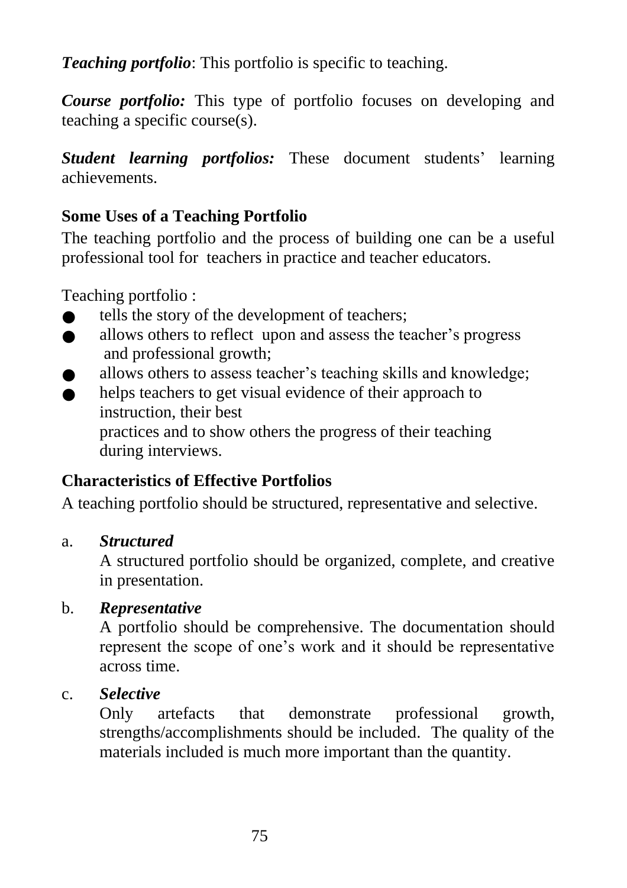***Teaching portfolio***: This portfolio is specific to teaching.

***Course portfolio:*** This type of portfolio focuses on developing and teaching a specific course(s).

***Student learning portfolios:*** These document students' learning achievements.

**Some Uses of a Teaching Portfolio**

The teaching portfolio and the process of building one can be a useful professional tool for teachers in practice and teacher educators.

Teaching portfolio :

- tells the story of the development of teachers;
- allows others to reflect upon and assess the teacher's progress and professional growth;
- allows others to assess teacher's teaching skills and knowledge;
- helps teachers to get visual evidence of their approach to instruction, their best practices and to show others the progress of their teaching during interviews.

**Characteristics of Effective Portfolios**

A teaching portfolio should be structured, representative and selective.

a. ***Structured***

   A structured portfolio should be organized, complete, and creative in presentation.

b. ***Representative***

   A portfolio should be comprehensive. The documentation should represent the scope of one's work and it should be representative across time.

c. ***Selective***

   Only artefacts that demonstrate professional growth, strengths/accomplishments should be included. The quality of the materials included is much more important than the quantity.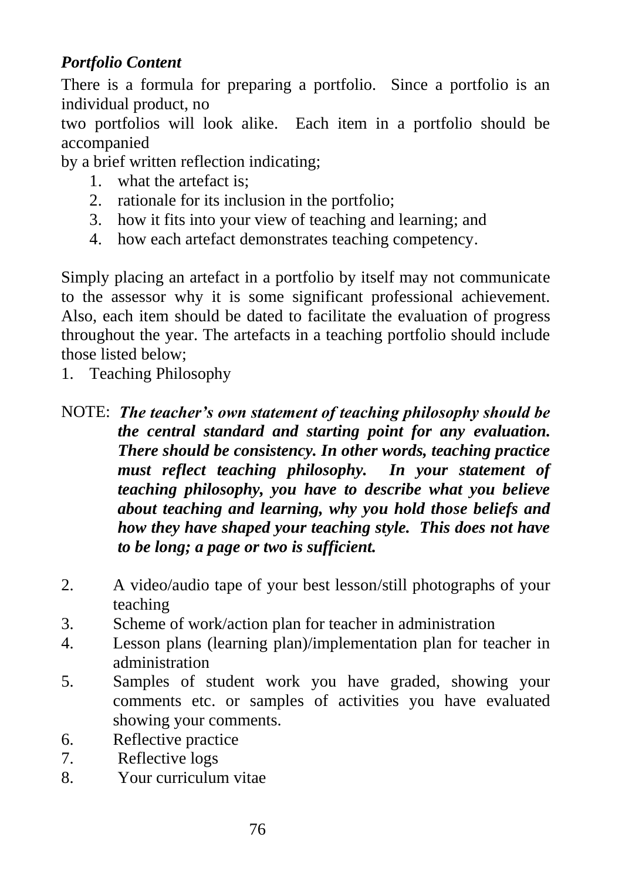***Portfolio Content***

There is a formula for preparing a portfolio. Since a portfolio is an individual product, no two portfolios will look alike. Each item in a portfolio should be accompanied by a brief written reflection indicating;

1. what the artefact is;
2. rationale for its inclusion in the portfolio;
3. how it fits into your view of teaching and learning; and
4. how each artefact demonstrates teaching competency.

Simply placing an artefact in a portfolio by itself may not communicate to the assessor why it is some significant professional achievement. Also, each item should be dated to facilitate the evaluation of progress throughout the year. The artefacts in a teaching portfolio should include those listed below;

1. Teaching Philosophy

NOTE: ***The teacher's own statement of teaching philosophy should be the central standard and starting point for any evaluation. There should be consistency. In other words, teaching practice must reflect teaching philosophy. In your statement of teaching philosophy, you have to describe what you believe about teaching and learning, why you hold those beliefs and how they have shaped your teaching style. This does not have to be long; a page or two is sufficient.***

2. A video/audio tape of your best lesson/still photographs of your teaching
3. Scheme of work/action plan for teacher in administration
4. Lesson plans (learning plan)/implementation plan for teacher in administration
5. Samples of student work you have graded, showing your comments etc. or samples of activities you have evaluated showing your comments.
6. Reflective practice
7. Reflective logs
8. Your curriculum vitae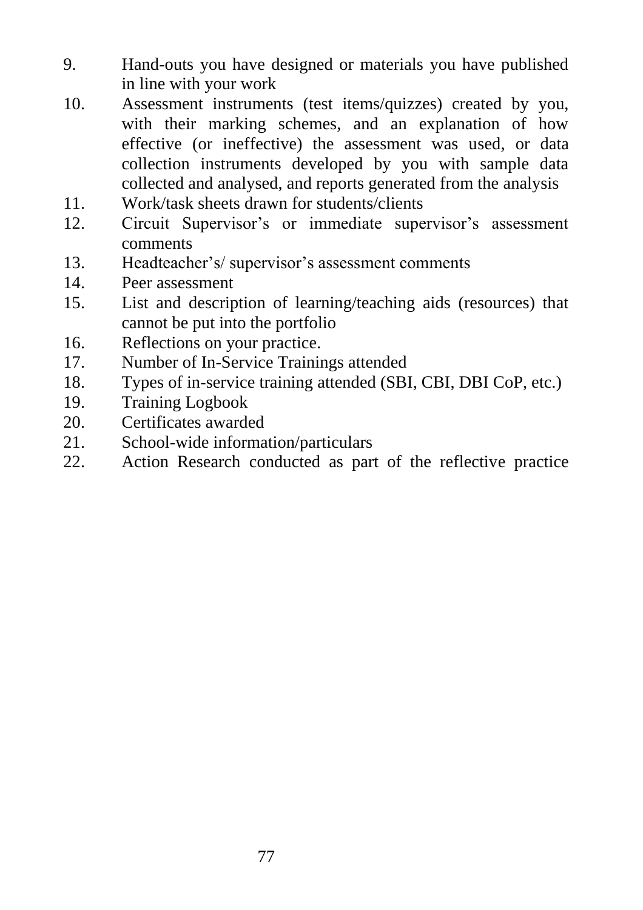9. Hand-outs you have designed or materials you have published in line with your work
10. Assessment instruments (test items/quizzes) created by you, with their marking schemes, and an explanation of how effective (or ineffective) the assessment was used, or data collection instruments developed by you with sample data collected and analysed, and reports generated from the analysis
11. Work/task sheets drawn for students/clients
12. Circuit Supervisor's or immediate supervisor's assessment comments
13. Headteacher's/ supervisor's assessment comments
14. Peer assessment
15. List and description of learning/teaching aids (resources) that cannot be put into the portfolio
16. Reflections on your practice.
17. Number of In-Service Trainings attended
18. Types of in-service training attended (SBI, CBI, DBI CoP, etc.)
19. Training Logbook
20. Certificates awarded
21. School-wide information/particulars
22. Action Research conducted as part of the reflective practice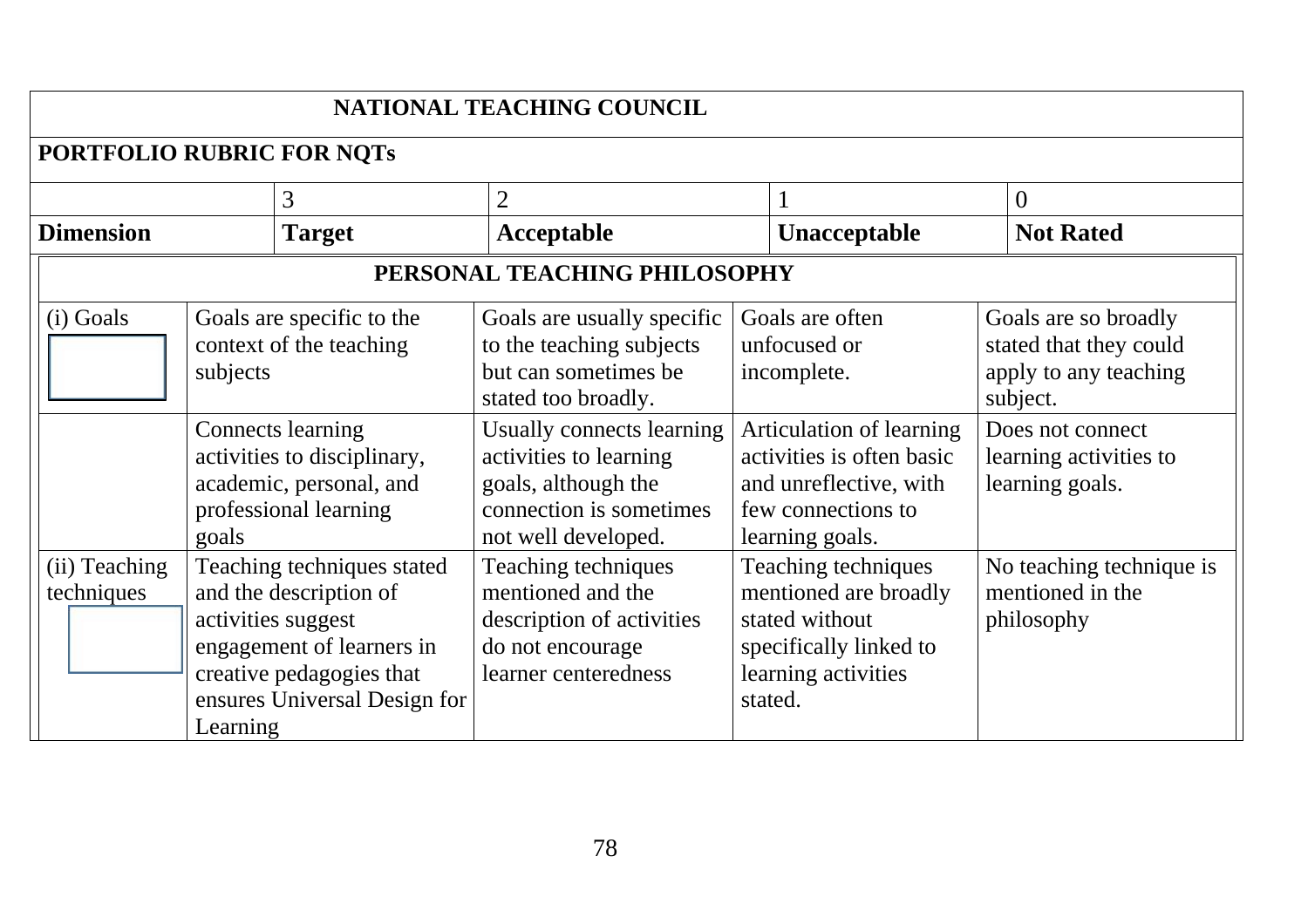| NATIONAL TEACHING COUNCIL | | | | |
|---|---|---|---|---|
| **PORTFOLIO RUBRIC FOR NQTs** | | | | |
| | 3 | 2 | 1 | 0 |
| **Dimension** | **Target** | **Acceptable** | **Unacceptable** | **Not Rated** |
| **PERSONAL TEACHING PHILOSOPHY** | | | | |
| (i) Goals | Goals are specific to the context of the teaching subjects | Goals are usually specific to the teaching subjects but can sometimes be stated too broadly. | Goals are often unfocused or incomplete. | Goals are so broadly stated that they could apply to any teaching subject. |
| | Connects learning activities to disciplinary, academic, personal, and professional learning goals | Usually connects learning activities to learning goals, although the connection is sometimes not well developed. | Articulation of learning activities is often basic and unreflective, with few connections to learning goals. | Does not connect learning activities to learning goals. |
| (ii) Teaching techniques | Teaching techniques stated and the description of activities suggest engagement of learners in creative pedagogies that ensures Universal Design for Learning | Teaching techniques mentioned and the description of activities do not encourage learner centeredness | Teaching techniques mentioned are broadly stated without specifically linked to learning activities stated. | No teaching technique is mentioned in the philosophy |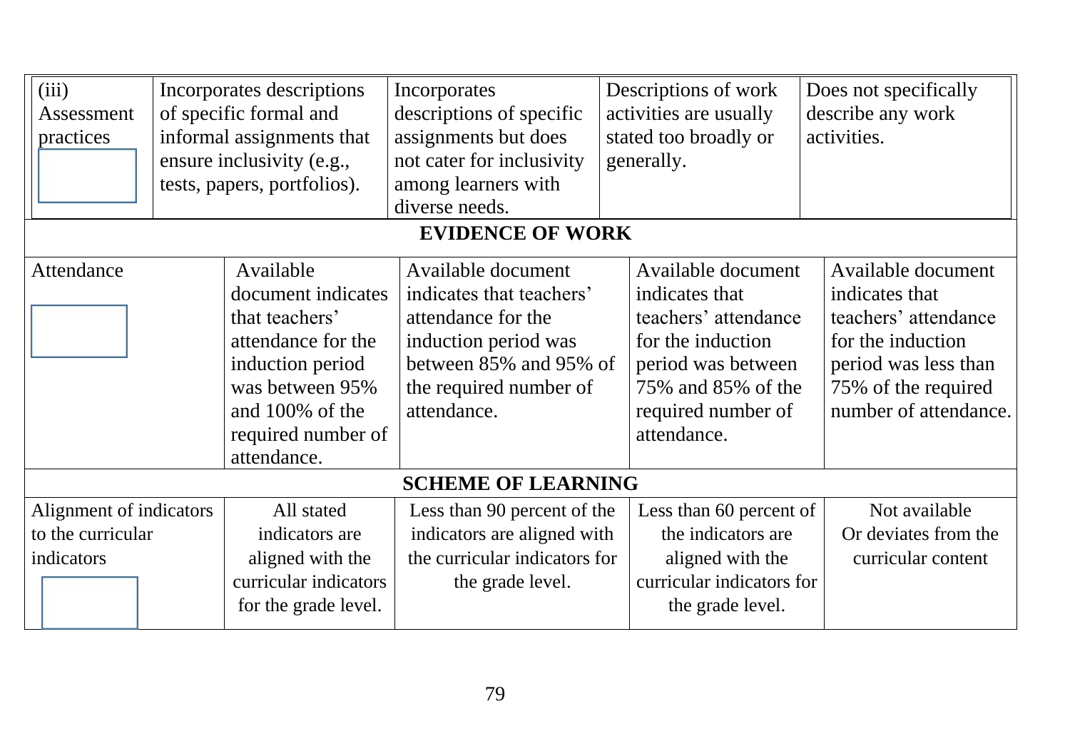| | | | | |
|---|---|---|---|---|
| (iii) Assessment practices | Incorporates descriptions of specific formal and informal assignments that ensure inclusivity (e.g., tests, papers, portfolios). | Incorporates descriptions of specific assignments but does not cater for inclusivity among learners with diverse needs. | Descriptions of work activities are usually stated too broadly or generally. | Does not specifically describe any work activities. |
| **EVIDENCE OF WORK** | | | | |
| Attendance | Available document indicates that teachers' attendance for the induction period was between 95% and 100% of the required number of attendance. | Available document indicates that teachers' attendance for the induction period was between 85% and 95% of the required number of attendance. | Available document indicates that teachers' attendance for the induction period was between 75% and 85% of the required number of attendance. | Available document indicates that teachers' attendance for the induction period was less than 75% of the required number of attendance. |
| **SCHEME OF LEARNING** | | | | |
| Alignment of indicators to the curricular indicators | All stated indicators are aligned with the curricular indicators for the grade level. | Less than 90 percent of the indicators are aligned with the curricular indicators for the grade level. | Less than 60 percent of the indicators are aligned with the curricular indicators for the grade level. | Not available Or deviates from the curricular content |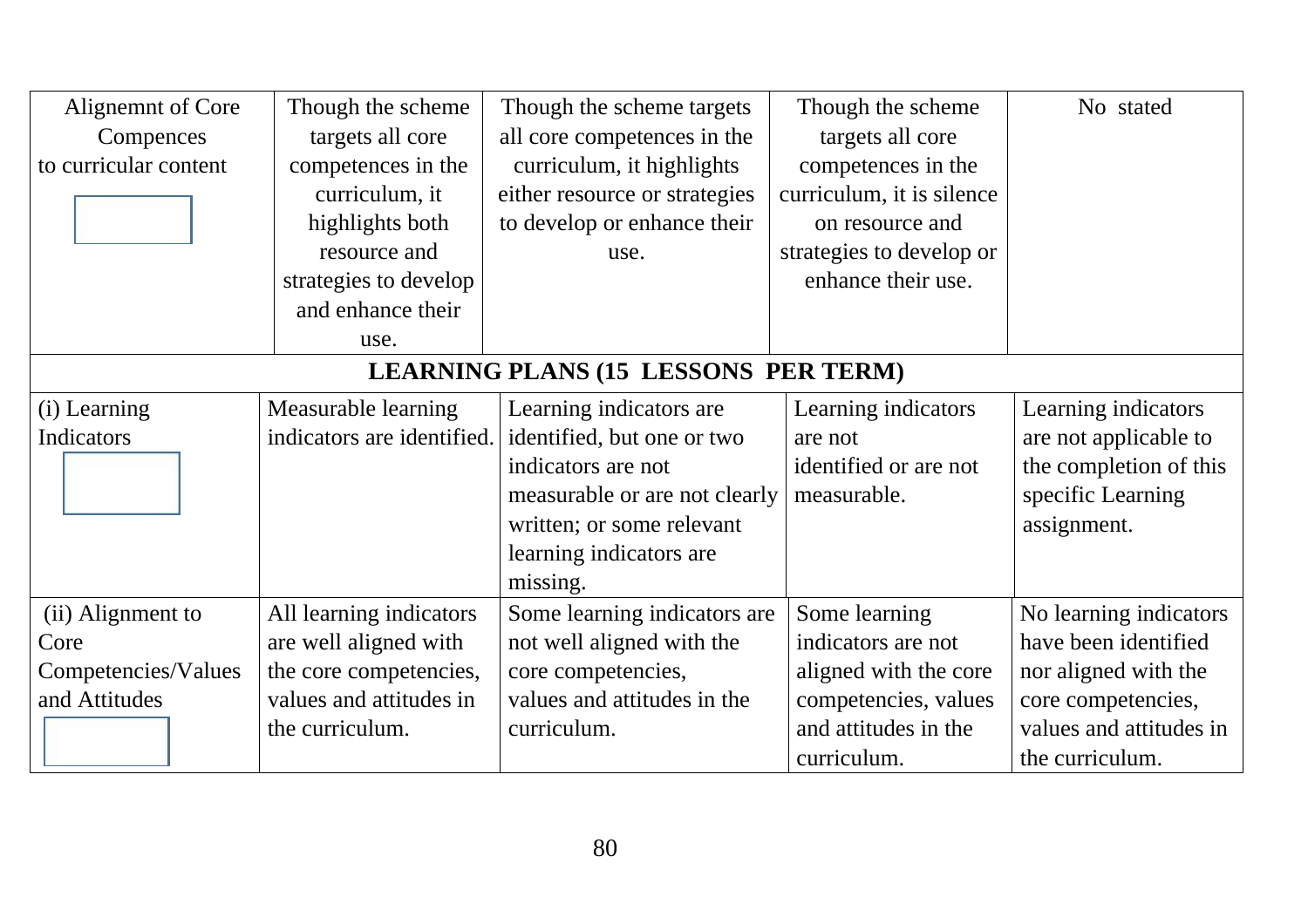| Alignemnt of Core Compences to curricular content | Though the scheme targets all core competences in the curriculum, it highlights both resource and strategies to develop and enhance their use. | Though the scheme targets all core competences in the curriculum, it highlights either resource or strategies to develop or enhance their use. | Though the scheme targets all core competences in the curriculum, it is silence on resource and strategies to develop or enhance their use. | No stated |
|---|---|---|---|---|
| **LEARNING PLANS (15 LESSONS PER TERM)** | | | | |
| (i) Learning Indicators | Measurable learning indicators are identified. | Learning indicators are identified, but one or two indicators are not measurable or are not clearly written; or some relevant learning indicators are missing. | Learning indicators are not identified or are not measurable. | Learning indicators are not applicable to the completion of this specific Learning assignment. |
| (ii) Alignment to Core Competencies/Values and Attitudes | All learning indicators are well aligned with the core competencies, values and attitudes in the curriculum. | Some learning indicators are not well aligned with the core competencies, values and attitudes in the curriculum. | Some learning indicators are not aligned with the core competencies, values and attitudes in the curriculum. | No learning indicators have been identified nor aligned with the core competencies, values and attitudes in the curriculum. |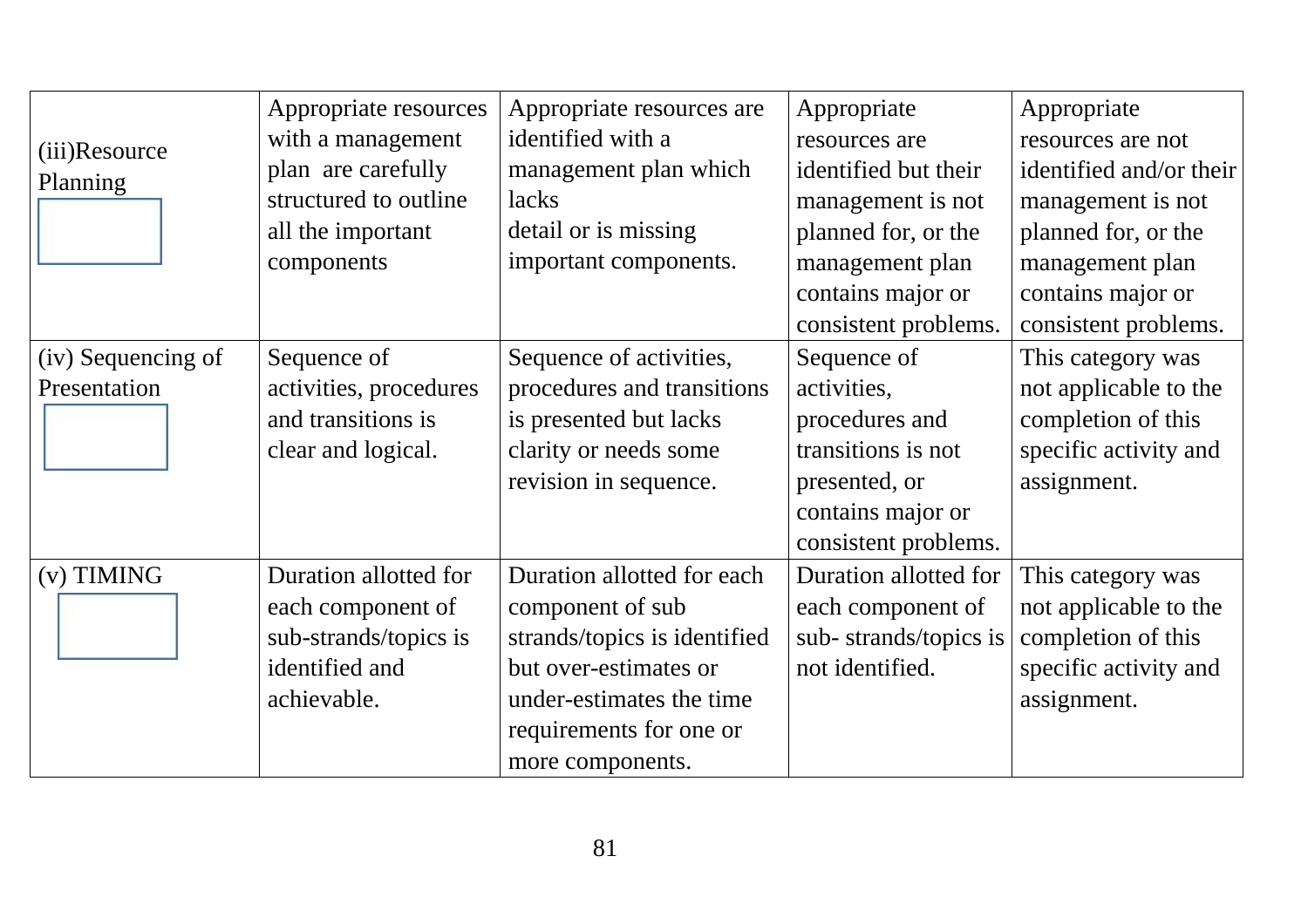| | | | | |
|---|---|---|---|---|
| (iii)Resource Planning | Appropriate resources with a management plan are carefully structured to outline all the important components | Appropriate resources are identified with a management plan which lacks detail or is missing important components. | Appropriate resources are identified but their management is not planned for, or the management plan contains major or consistent problems. | Appropriate resources are not identified and/or their management is not planned for, or the management plan contains major or consistent problems. |
| (iv) Sequencing of Presentation | Sequence of activities, procedures and transitions is clear and logical. | Sequence of activities, procedures and transitions is presented but lacks clarity or needs some revision in sequence. | Sequence of activities, procedures and transitions is not presented, or contains major or consistent problems. | This category was not applicable to the completion of this specific activity and assignment. |
| (v) TIMING | Duration allotted for each component of sub-strands/topics is identified and achievable. | Duration allotted for each component of sub strands/topics is identified but over-estimates or under-estimates the time requirements for one or more components. | Duration allotted for each component of sub- strands/topics is not identified. | This category was not applicable to the completion of this specific activity and assignment. |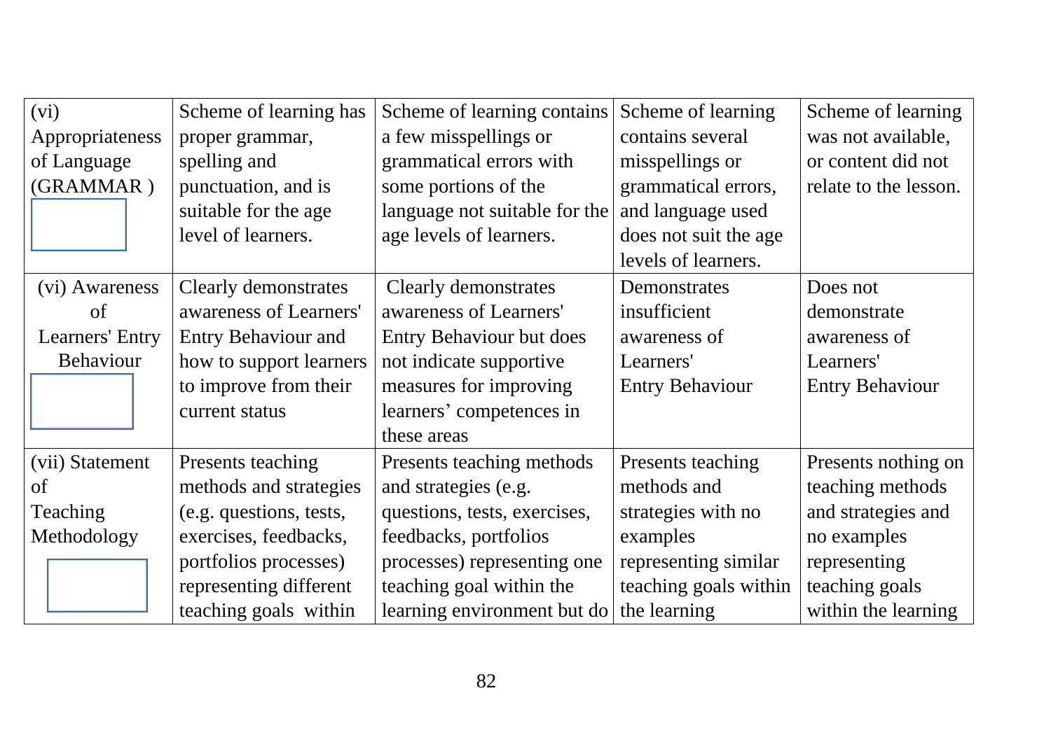| (vi) Appropriateness of Language (GRAMMAR ) | Scheme of learning has proper grammar, spelling and punctuation, and is suitable for the age level of learners. | Scheme of learning contains a few misspellings or grammatical errors with some portions of the language not suitable for the age levels of learners. | Scheme of learning contains several misspellings or grammatical errors, and language used does not suit the age levels of learners. | Scheme of learning was not available, or content did not relate to the lesson. |
|---|---|---|---|---|
| (vi) Awareness of Learners' Entry Behaviour | Clearly demonstrates awareness of Learners' Entry Behaviour and how to support learners to improve from their current status | Clearly demonstrates awareness of Learners' Entry Behaviour but does not indicate supportive measures for improving learners' competences in these areas | Demonstrates insufficient awareness of Learners' Entry Behaviour | Does not demonstrate awareness of Learners' Entry Behaviour |
| (vii) Statement of Teaching Methodology | Presents teaching methods and strategies (e.g. questions, tests, exercises, feedbacks, portfolios processes) representing different teaching goals within | Presents teaching methods and strategies (e.g. questions, tests, exercises, feedbacks, portfolios processes) representing one teaching goal within the learning environment but do | Presents teaching methods and strategies with no examples representing similar teaching goals within the learning | Presents nothing on teaching methods and strategies and no examples representing teaching goals within the learning |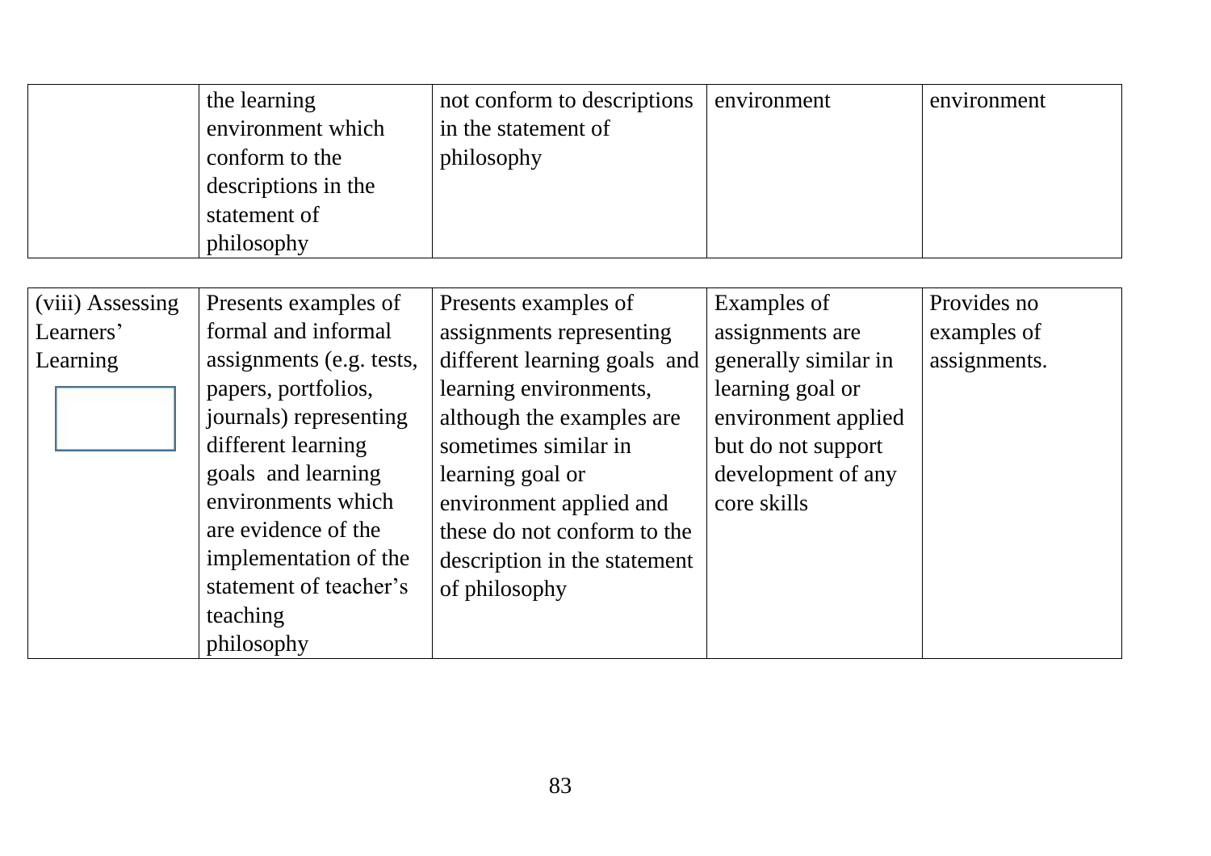| | the learning environment which conform to the descriptions in the statement of philosophy | not conform to descriptions in the statement of philosophy | environment | environment |
|---|---|---|---|---|

| (viii) Assessing Learners' Learning | Presents examples of formal and informal assignments (e.g. tests, papers, portfolios, journals) representing different learning goals and learning environments which are evidence of the implementation of the statement of teacher's teaching philosophy | Presents examples of assignments representing different learning goals and learning environments, although the examples are sometimes similar in learning goal or environment applied and these do not conform to the description in the statement of philosophy | Examples of assignments are generally similar in learning goal or environment applied but do not support development of any core skills | Provides no examples of assignments. |
|---|---|---|---|---|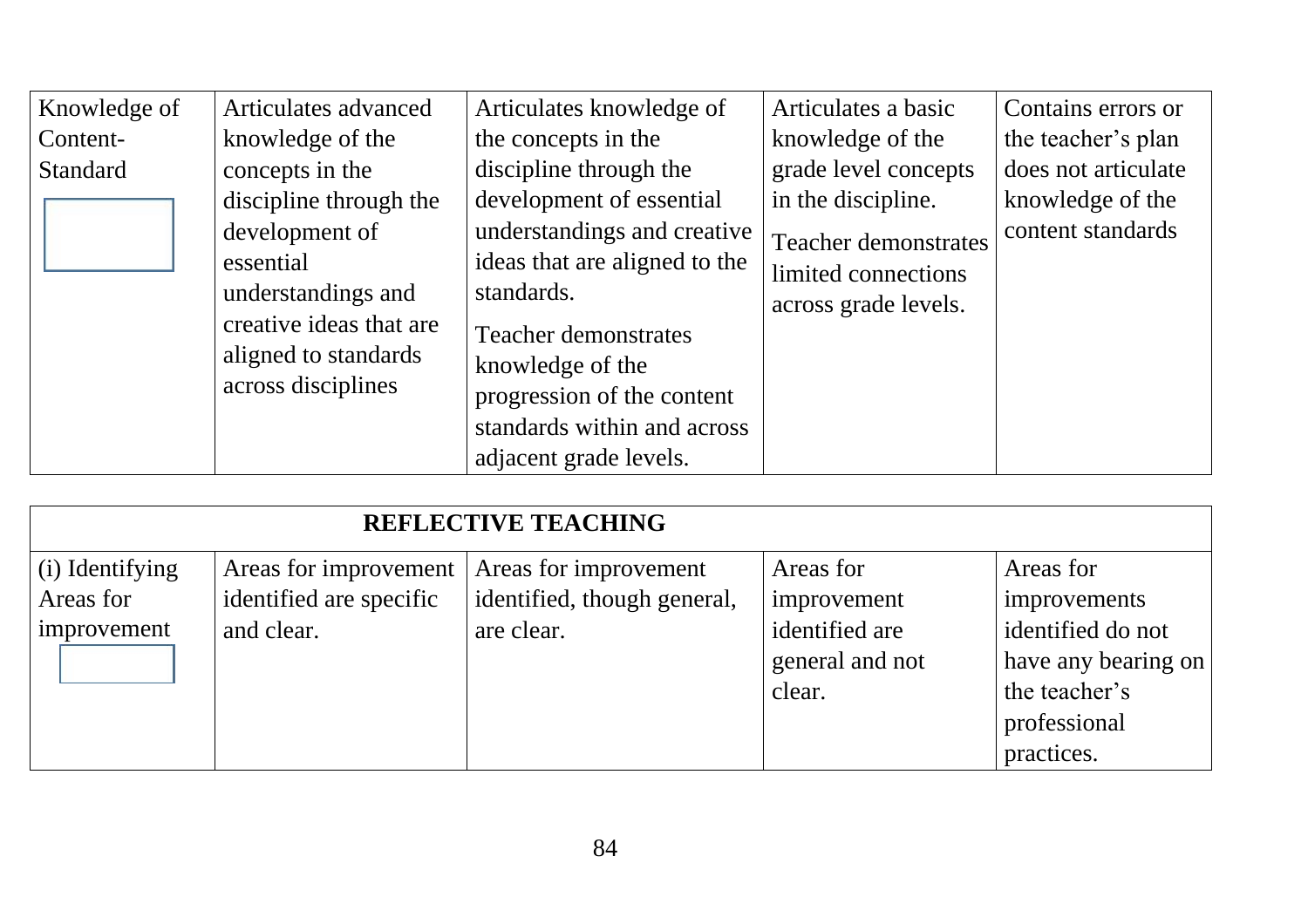| | | | | |
|---|---|---|---|---|
| Knowledge of Content-Standard | Articulates advanced knowledge of the concepts in the discipline through the development of essential understandings and creative ideas that are aligned to standards across disciplines | Articulates knowledge of the concepts in the discipline through the development of essential understandings and creative ideas that are aligned to the standards.<br>Teacher demonstrates knowledge of the progression of the content standards within and across adjacent grade levels. | Articulates a basic knowledge of the grade level concepts in the discipline.<br>Teacher demonstrates limited connections across grade levels. | Contains errors or the teacher's plan does not articulate knowledge of the content standards |

| **REFLECTIVE TEACHING** | | | | |
|---|---|---|---|---|
| (i) Identifying Areas for improvement | Areas for improvement identified are specific and clear. | Areas for improvement identified, though general, are clear. | Areas for improvement identified are general and not clear. | Areas for improvements identified do not have any bearing on the teacher's professional practices. |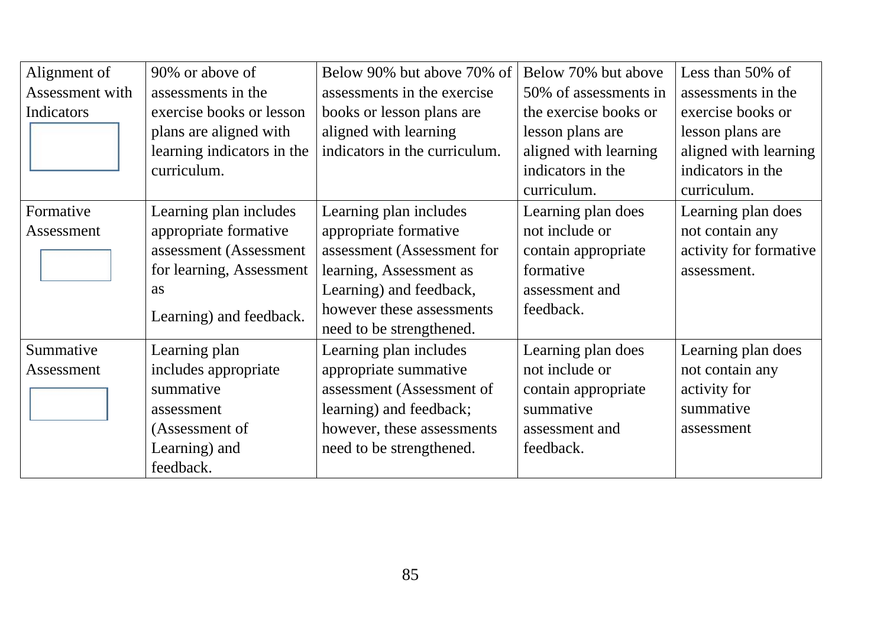| Alignment of Assessment with Indicators | 90% or above of assessments in the exercise books or lesson plans are aligned with learning indicators in the curriculum. | Below 90% but above 70% of assessments in the exercise books or lesson plans are aligned with learning indicators in the curriculum. | Below 70% but above 50% of assessments in the exercise books or lesson plans are aligned with learning indicators in the curriculum. | Less than 50% of assessments in the exercise books or lesson plans are aligned with learning indicators in the curriculum. |
|---|---|---|---|---|
| Formative Assessment | Learning plan includes appropriate formative assessment (Assessment for learning, Assessment as Learning) and feedback. | Learning plan includes appropriate formative assessment (Assessment for learning, Assessment as Learning) and feedback, however these assessments need to be strengthened. | Learning plan does not include or contain appropriate formative assessment and feedback. | Learning plan does not contain any activity for formative assessment. |
| Summative Assessment | Learning plan includes appropriate summative assessment (Assessment of Learning) and feedback. | Learning plan includes appropriate summative assessment (Assessment of learning) and feedback; however, these assessments need to be strengthened. | Learning plan does not include or contain appropriate summative assessment and feedback. | Learning plan does not contain any activity for summative assessment |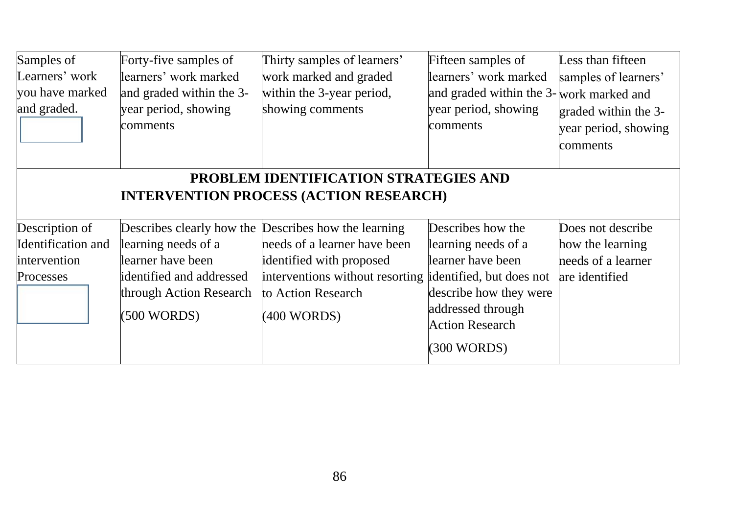| Samples of Learners' work you have marked and graded. | Forty-five samples of learners' work marked and graded within the 3-year period, showing comments | Thirty samples of learners' work marked and graded within the 3-year period, showing comments | Fifteen samples of learners' work marked and graded within the 3-year period, showing comments | Less than fifteen samples of learners' work marked and graded within the 3-year period, showing comments |
|---|---|---|---|---|
| **PROBLEM IDENTIFICATION STRATEGIES AND INTERVENTION PROCESS (ACTION RESEARCH)** | | | | |
| Description of Identification and intervention Processes | Describes clearly how the learning needs of a learner have been identified and addressed through Action Research (500 WORDS) | Describes how the learning needs of a learner have been identified with proposed interventions without resorting to Action Research (400 WORDS) | Describes how the learning needs of a learner have been identified, but does not describe how they were addressed through Action Research (300 WORDS) | Does not describe how the learning needs of a learner are identified |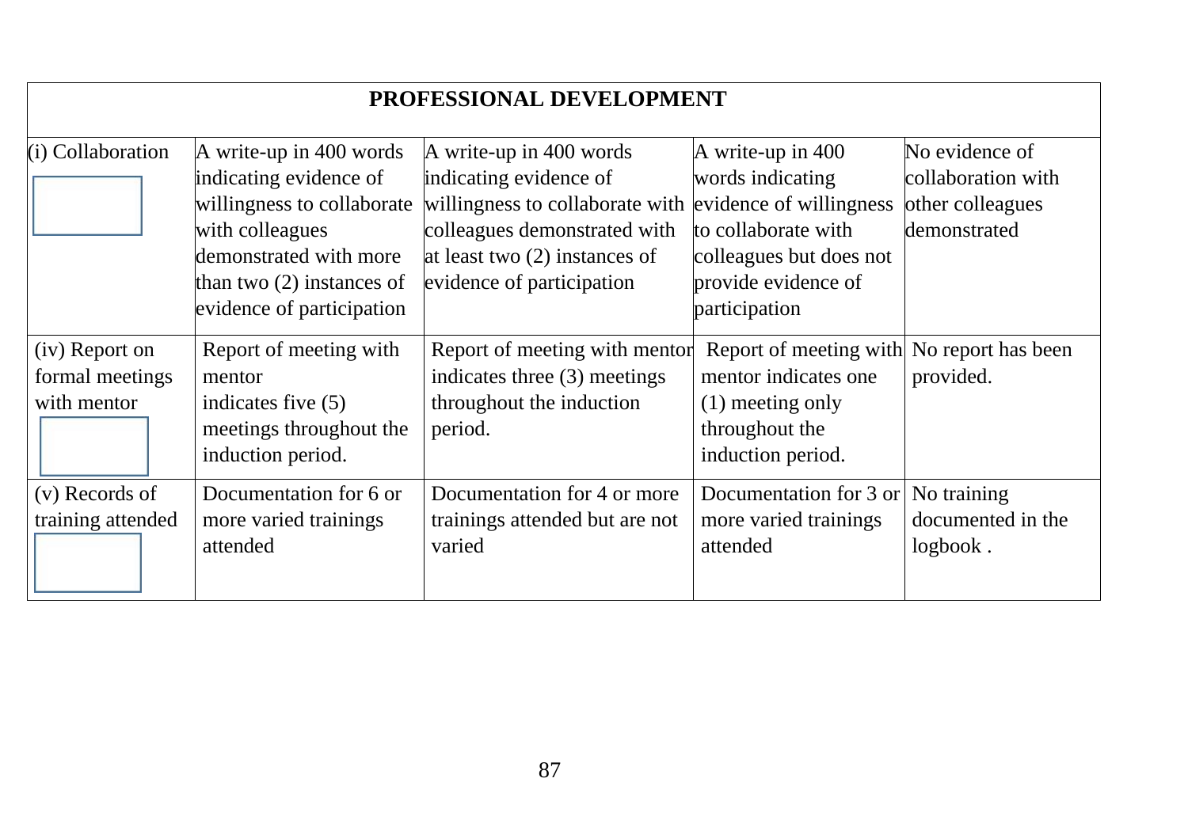| PROFESSIONAL DEVELOPMENT | | | | |
|---|---|---|---|---|
| (i) Collaboration | A write-up in 400 words indicating evidence of willingness to collaborate with colleagues demonstrated with more than two (2) instances of evidence of participation | A write-up in 400 words indicating evidence of willingness to collaborate with colleagues demonstrated with at least two (2) instances of evidence of participation | A write-up in 400 words indicating evidence of willingness to collaborate with colleagues but does not provide evidence of participation | No evidence of collaboration with other colleagues demonstrated |
| (iv) Report on formal meetings with mentor | Report of meeting with mentor indicates five (5) meetings throughout the induction period. | Report of meeting with mentor indicates three (3) meetings throughout the induction period. | Report of meeting with mentor indicates one (1) meeting only throughout the induction period. | No report has been provided. |
| (v) Records of training attended | Documentation for 6 or more varied trainings attended | Documentation for 4 or more trainings attended but are not varied | Documentation for 3 or more varied trainings attended | No training documented in the logbook . |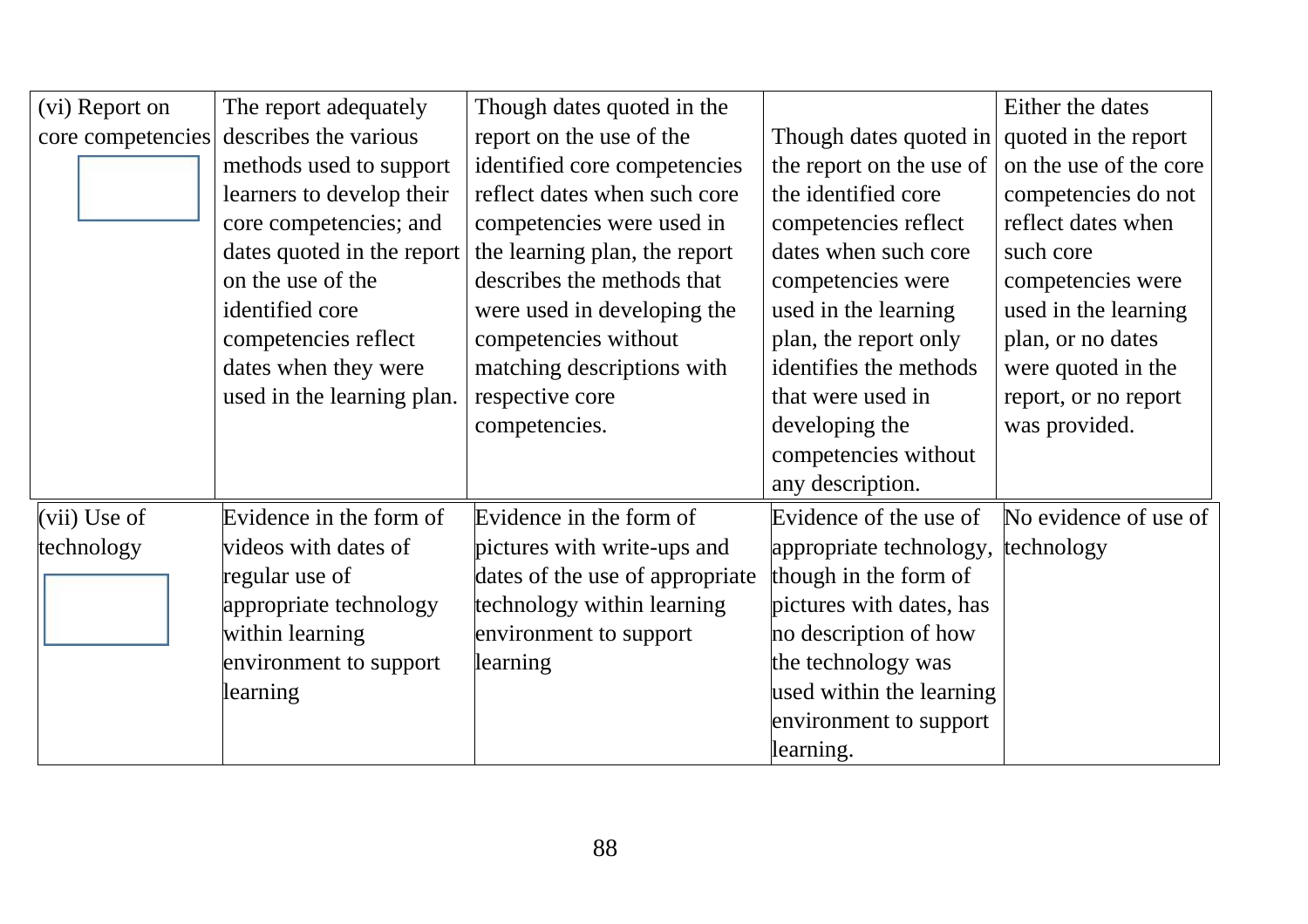| | | | | |
|---|---|---|---|---|
| (vi) Report on core competencies | The report adequately describes the various methods used to support learners to develop their core competencies; and dates quoted in the report on the use of the identified core competencies reflect dates when they were used in the learning plan. | Though dates quoted in the report on the use of the identified core competencies reflect dates when such core competencies were used in the learning plan, the report describes the methods that were used in developing the competencies without matching descriptions with respective core competencies. | Though dates quoted in the report on the use of the identified core competencies reflect dates when such core competencies were used in the learning plan, the report only identifies the methods that were used in developing the competencies without any description. | Either the dates quoted in the report on the use of the core competencies do not reflect dates when such core competencies were used in the learning plan, or no dates were quoted in the report, or no report was provided. |
| (vii) Use of technology | Evidence in the form of videos with dates of regular use of appropriate technology within learning environment to support learning | Evidence in the form of pictures with write-ups and dates of the use of appropriate technology within learning environment to support learning | Evidence of the use of appropriate technology, though in the form of pictures with dates, has no description of how the technology was used within the learning environment to support learning. | No evidence of use of technology |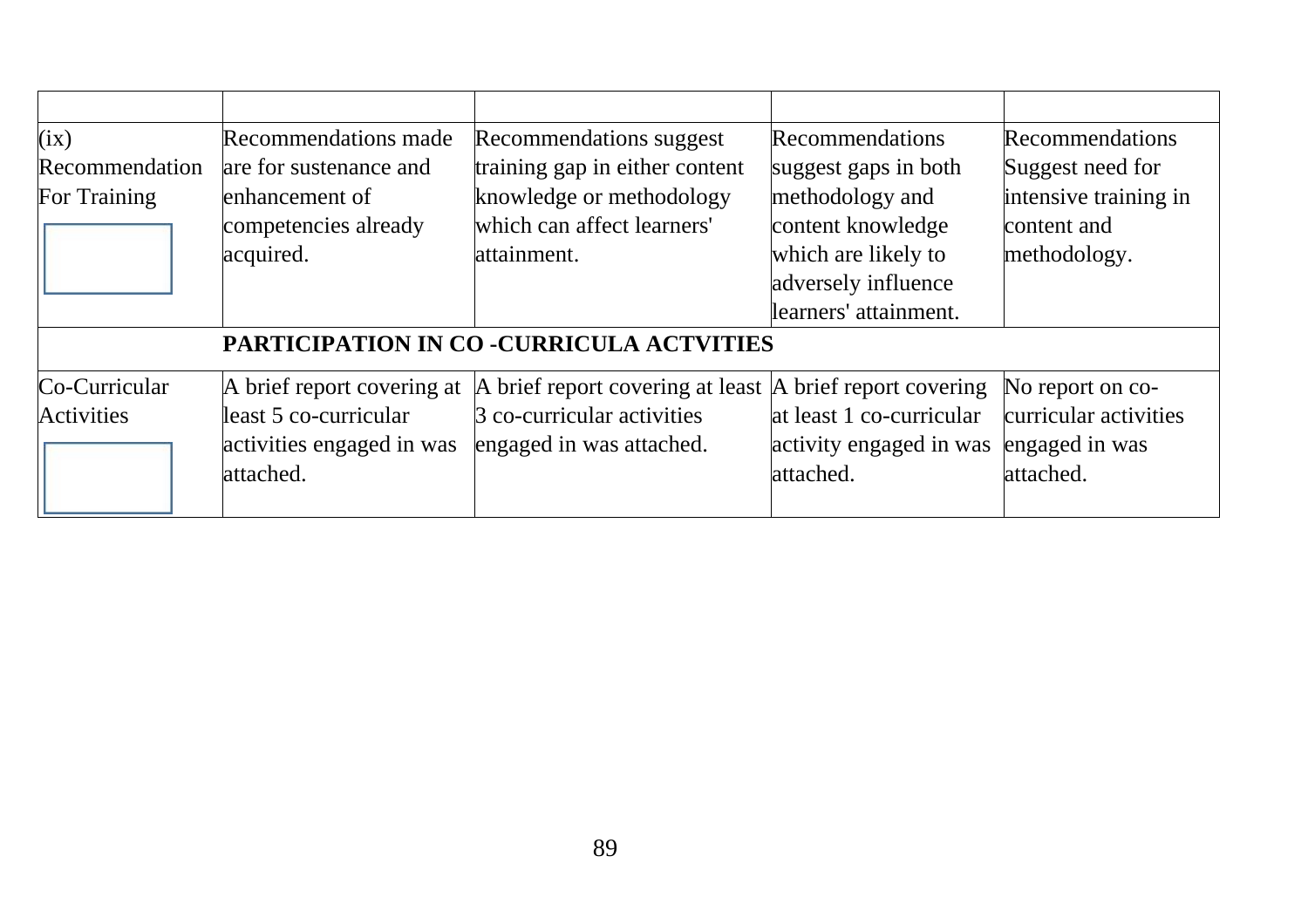| | | | | |
|---|---|---|---|---|
| (ix) Recommendation For Training | Recommendations made are for sustenance and enhancement of competencies already acquired. | Recommendations suggest training gap in either content knowledge or methodology which can affect learners' attainment. | Recommendations suggest gaps in both methodology and content knowledge which are likely to adversely influence learners' attainment. | Recommendations Suggest need for intensive training in content and methodology. |
| | **PARTICIPATION IN CO -CURRICULA ACTVITIES** | | | |
| Co-Curricular Activities | A brief report covering at least 5 co-curricular activities engaged in was attached. | A brief report covering at least 3 co-curricular activities engaged in was attached. | A brief report covering at least 1 co-curricular activity engaged in was attached. | No report on co-curricular activities engaged in was attached. |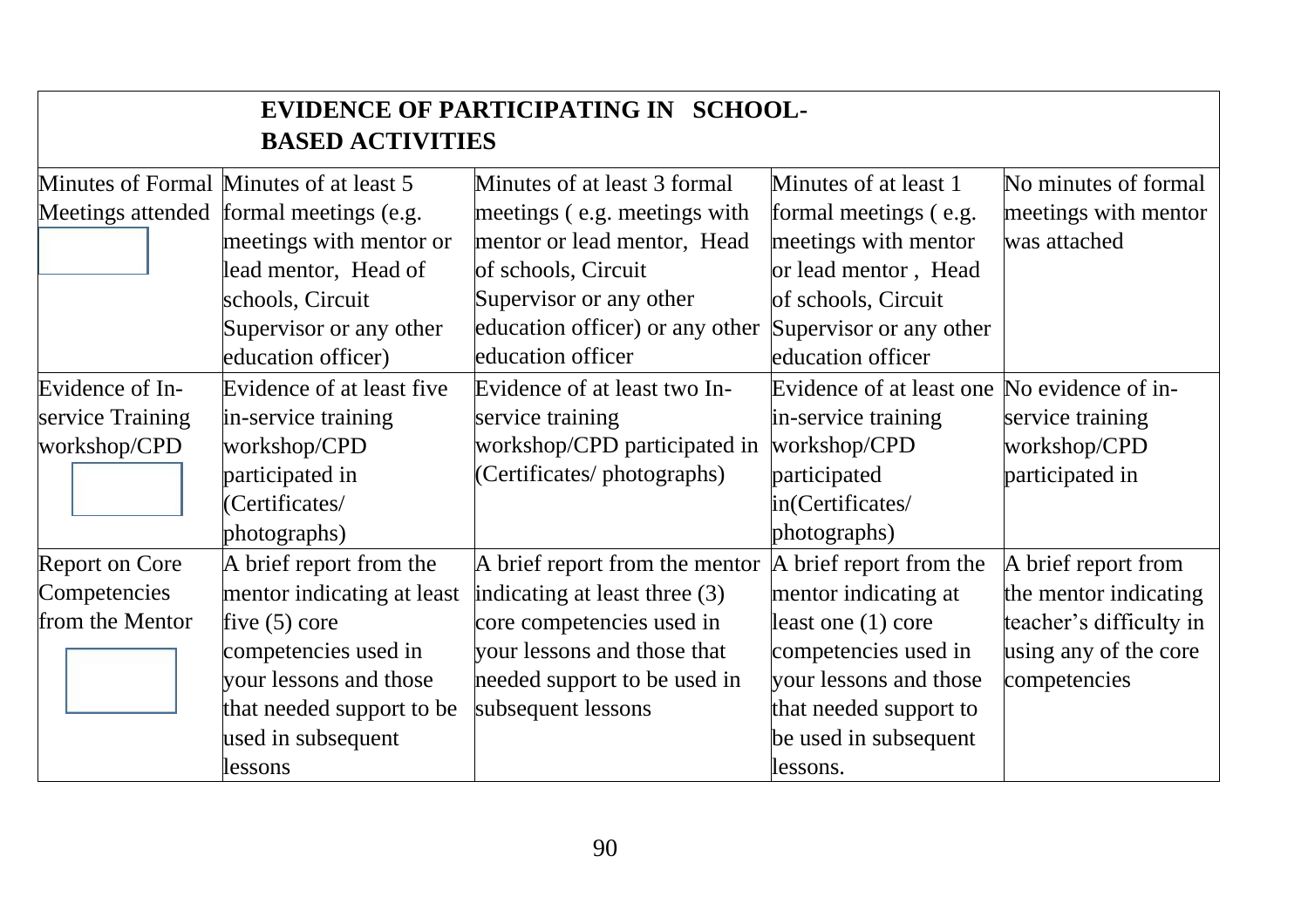| EVIDENCE OF PARTICIPATING IN SCHOOL-BASED ACTIVITIES | | | | |
|---|---|---|---|---|
| Minutes of Formal Meetings attended | Minutes of at least 5 formal meetings (e.g. meetings with mentor or lead mentor, Head of schools, Circuit Supervisor or any other education officer) | Minutes of at least 3 formal meetings ( e.g. meetings with mentor or lead mentor, Head of schools, Circuit Supervisor or any other education officer) or any other education officer | Minutes of at least 1 formal meetings ( e.g. meetings with mentor or lead mentor , Head of schools, Circuit Supervisor or any other education officer | No minutes of formal meetings with mentor was attached |
| Evidence of In-service Training workshop/CPD | Evidence of at least five in-service training workshop/CPD participated in (Certificates/ photographs) | Evidence of at least two In-service training workshop/CPD participated in (Certificates/ photographs) | Evidence of at least one in-service training workshop/CPD participated in(Certificates/ photographs) | No evidence of in-service training workshop/CPD participated in |
| Report on Core Competencies from the Mentor | A brief report from the mentor indicating at least five (5) core competencies used in your lessons and those that needed support to be used in subsequent lessons | A brief report from the mentor indicating at least three (3) core competencies used in your lessons and those that needed support to be used in subsequent lessons | A brief report from the mentor indicating at least one (1) core competencies used in your lessons and those that needed support to be used in subsequent lessons. | A brief report from the mentor indicating teacher's difficulty in using any of the core competencies |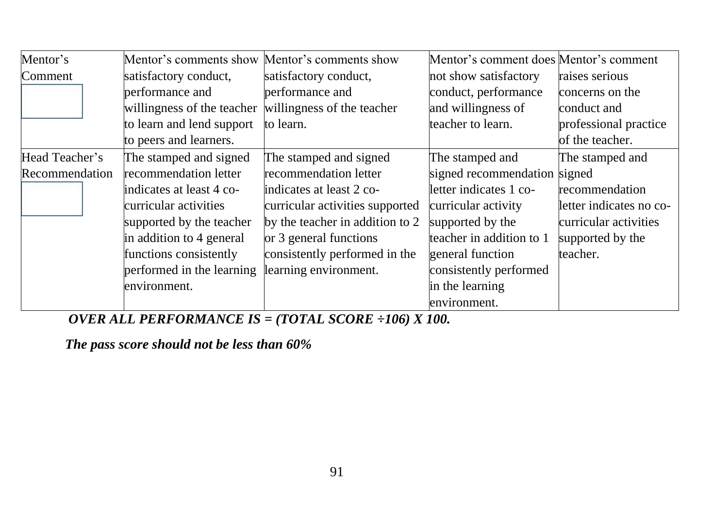| | | | | |
|---|---|---|---|---|
| Mentor's Comment | Mentor's comments show satisfactory conduct, performance and willingness of the teacher to learn and lend support to peers and learners. | Mentor's comments show satisfactory conduct, performance and willingness of the teacher to learn. | Mentor's comment does not show satisfactory conduct, performance and willingness of teacher to learn. | Mentor's comment raises serious concerns on the conduct and professional practice of the teacher. |
| Head Teacher's Recommendation | The stamped and signed recommendation letter indicates at least 4 co-curricular activities supported by the teacher in addition to 4 general functions consistently performed in the learning environment. | The stamped and signed recommendation letter indicates at least 2 co-curricular activities supported by the teacher in addition to 2 or 3 general functions consistently performed in the learning environment. | The stamped and signed recommendation letter indicates 1 co-curricular activity supported by the teacher in addition to 1 general function consistently performed in the learning environment. | The stamped and signed recommendation letter indicates no co-curricular activities supported by the teacher. |

***OVER ALL PERFORMANCE IS = (TOTAL SCORE ÷106) X 100.***

***The pass score should not be less than 60%***